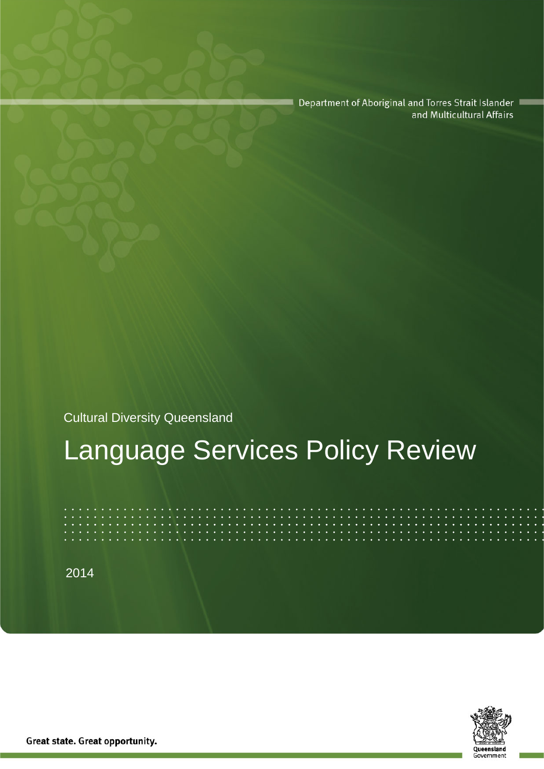Department of Aboriginal and Torres Strait Islander and Multicultural Affairs

Cultural Diversity Queensland

# Language Services Policy Review

2014

Great state. Great opportunity.

Queensland Government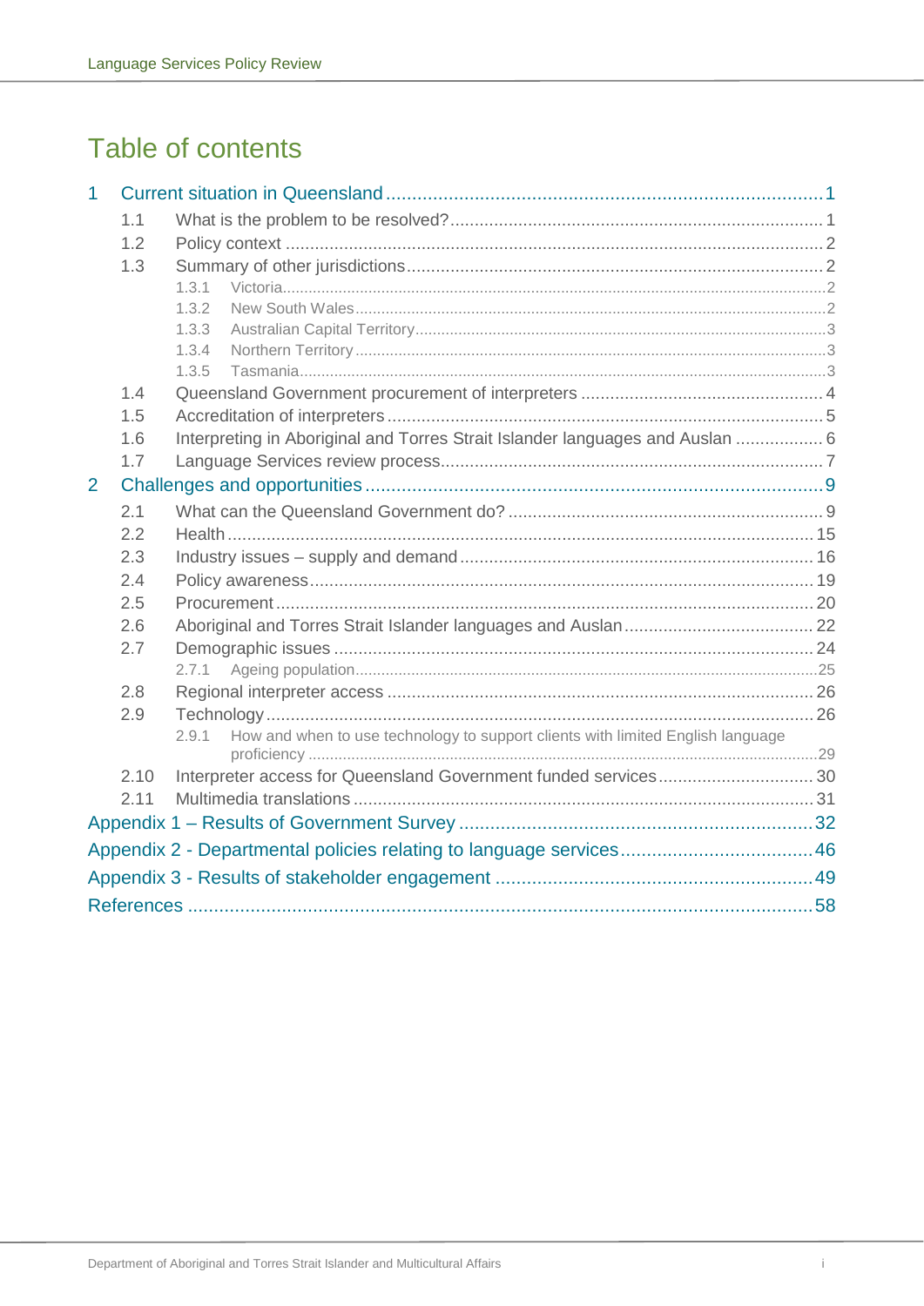# Table of contents

- 1 Current situation in Queensland ... 1
  - 1.1 What is the problem to be resolved? ... 1
  - 1.2 Policy context ... 2
  - 1.3 Summary of other jurisdictions ... 2
    - 1.3.1 Victoria ... 2
    - 1.3.2 New South Wales ... 2
    - 1.3.3 Australian Capital Territory ... 3
    - 1.3.4 Northern Territory ... 3
    - 1.3.5 Tasmania ... 3
  - 1.4 Queensland Government procurement of interpreters ... 4
  - 1.5 Accreditation of interpreters ... 5
  - 1.6 Interpreting in Aboriginal and Torres Strait Islander languages and Auslan ... 6
  - 1.7 Language Services review process ... 7
- 2 Challenges and opportunities ... 9
  - 2.1 What can the Queensland Government do? ... 9
  - 2.2 Health ... 15
  - 2.3 Industry issues – supply and demand ... 16
  - 2.4 Policy awareness ... 19
  - 2.5 Procurement ... 20
  - 2.6 Aboriginal and Torres Strait Islander languages and Auslan ... 22
  - 2.7 Demographic issues ... 24
    - 2.7.1 Ageing population ... 25
  - 2.8 Regional interpreter access ... 26
  - 2.9 Technology ... 26
    - 2.9.1 How and when to use technology to support clients with limited English language proficiency ... 29
  - 2.10 Interpreter access for Queensland Government funded services ... 30
  - 2.11 Multimedia translations ... 31
- Appendix 1 – Results of Government Survey ... 32
- Appendix 2 - Departmental policies relating to language services ... 46
- Appendix 3 - Results of stakeholder engagement ... 49
- References ... 58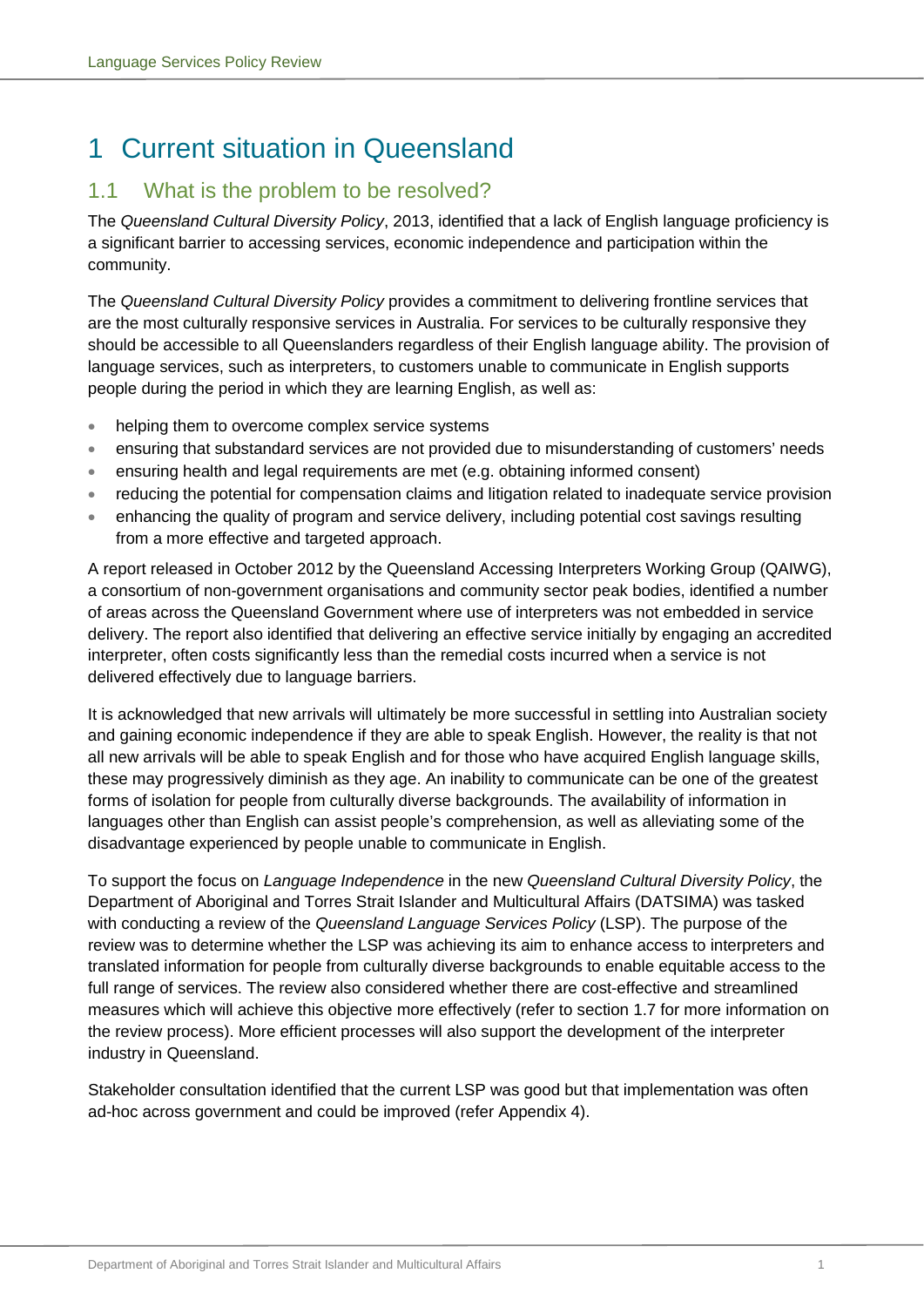# 1 Current situation in Queensland

## 1.1 What is the problem to be resolved?

The *Queensland Cultural Diversity Policy*, 2013, identified that a lack of English language proficiency is a significant barrier to accessing services, economic independence and participation within the community.

The *Queensland Cultural Diversity Policy* provides a commitment to delivering frontline services that are the most culturally responsive services in Australia. For services to be culturally responsive they should be accessible to all Queenslanders regardless of their English language ability. The provision of language services, such as interpreters, to customers unable to communicate in English supports people during the period in which they are learning English, as well as:

- helping them to overcome complex service systems
- ensuring that substandard services are not provided due to misunderstanding of customers' needs
- ensuring health and legal requirements are met (e.g. obtaining informed consent)
- reducing the potential for compensation claims and litigation related to inadequate service provision
- enhancing the quality of program and service delivery, including potential cost savings resulting from a more effective and targeted approach.

A report released in October 2012 by the Queensland Accessing Interpreters Working Group (QAIWG), a consortium of non-government organisations and community sector peak bodies, identified a number of areas across the Queensland Government where use of interpreters was not embedded in service delivery. The report also identified that delivering an effective service initially by engaging an accredited interpreter, often costs significantly less than the remedial costs incurred when a service is not delivered effectively due to language barriers.

It is acknowledged that new arrivals will ultimately be more successful in settling into Australian society and gaining economic independence if they are able to speak English. However, the reality is that not all new arrivals will be able to speak English and for those who have acquired English language skills, these may progressively diminish as they age. An inability to communicate can be one of the greatest forms of isolation for people from culturally diverse backgrounds. The availability of information in languages other than English can assist people's comprehension, as well as alleviating some of the disadvantage experienced by people unable to communicate in English.

To support the focus on *Language Independence* in the new *Queensland Cultural Diversity Policy*, the Department of Aboriginal and Torres Strait Islander and Multicultural Affairs (DATSIMA) was tasked with conducting a review of the *Queensland Language Services Policy* (LSP). The purpose of the review was to determine whether the LSP was achieving its aim to enhance access to interpreters and translated information for people from culturally diverse backgrounds to enable equitable access to the full range of services. The review also considered whether there are cost-effective and streamlined measures which will achieve this objective more effectively (refer to section 1.7 for more information on the review process). More efficient processes will also support the development of the interpreter industry in Queensland.

Stakeholder consultation identified that the current LSP was good but that implementation was often ad-hoc across government and could be improved (refer Appendix 4).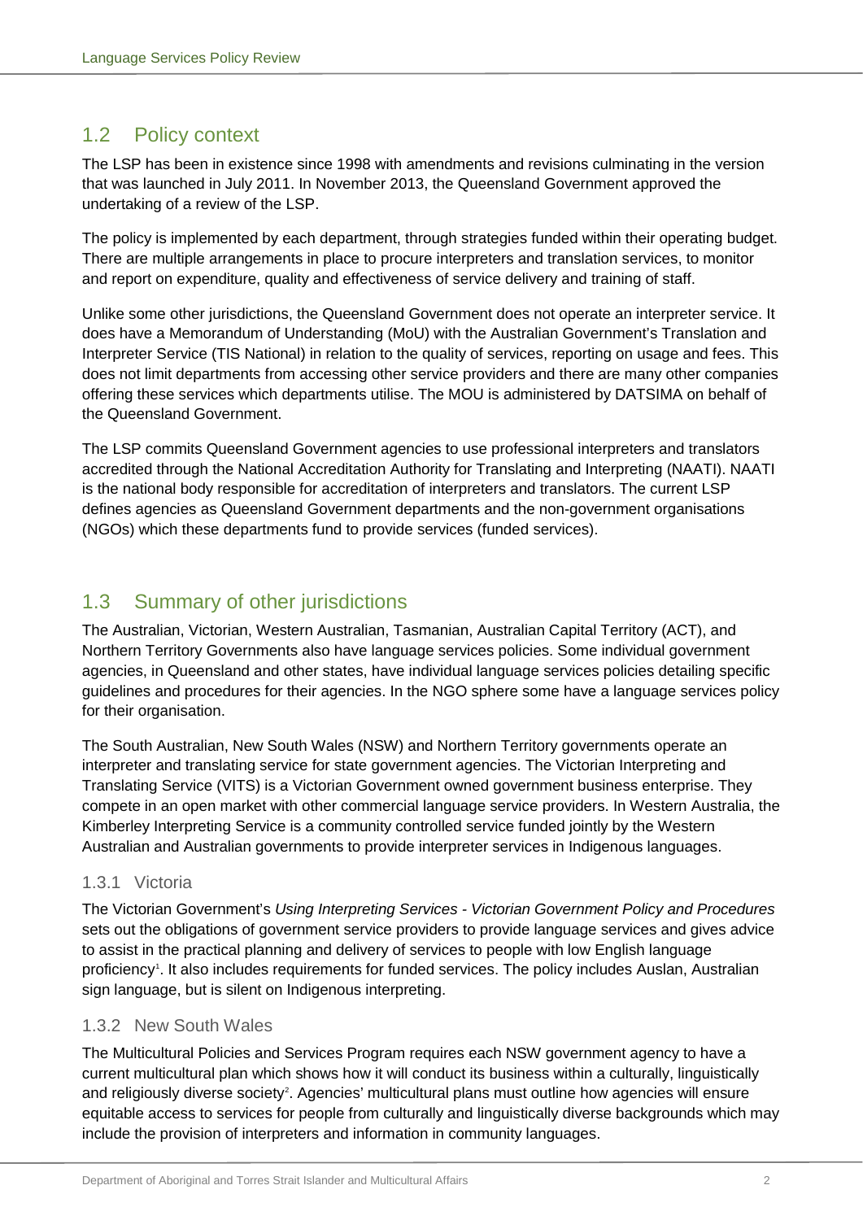## 1.2 Policy context

The LSP has been in existence since 1998 with amendments and revisions culminating in the version that was launched in July 2011. In November 2013, the Queensland Government approved the undertaking of a review of the LSP.

The policy is implemented by each department, through strategies funded within their operating budget. There are multiple arrangements in place to procure interpreters and translation services, to monitor and report on expenditure, quality and effectiveness of service delivery and training of staff.

Unlike some other jurisdictions, the Queensland Government does not operate an interpreter service. It does have a Memorandum of Understanding (MoU) with the Australian Government's Translation and Interpreter Service (TIS National) in relation to the quality of services, reporting on usage and fees. This does not limit departments from accessing other service providers and there are many other companies offering these services which departments utilise. The MOU is administered by DATSIMA on behalf of the Queensland Government.

The LSP commits Queensland Government agencies to use professional interpreters and translators accredited through the National Accreditation Authority for Translating and Interpreting (NAATI). NAATI is the national body responsible for accreditation of interpreters and translators. The current LSP defines agencies as Queensland Government departments and the non-government organisations (NGOs) which these departments fund to provide services (funded services).

## 1.3 Summary of other jurisdictions

The Australian, Victorian, Western Australian, Tasmanian, Australian Capital Territory (ACT), and Northern Territory Governments also have language services policies. Some individual government agencies, in Queensland and other states, have individual language services policies detailing specific guidelines and procedures for their agencies. In the NGO sphere some have a language services policy for their organisation.

The South Australian, New South Wales (NSW) and Northern Territory governments operate an interpreter and translating service for state government agencies. The Victorian Interpreting and Translating Service (VITS) is a Victorian Government owned government business enterprise. They compete in an open market with other commercial language service providers. In Western Australia, the Kimberley Interpreting Service is a community controlled service funded jointly by the Western Australian and Australian governments to provide interpreter services in Indigenous languages.

### 1.3.1 Victoria

The Victorian Government's *Using Interpreting Services - Victorian Government Policy and Procedures* sets out the obligations of government service providers to provide language services and gives advice to assist in the practical planning and delivery of services to people with low English language proficiency[1]. It also includes requirements for funded services. The policy includes Auslan, Australian sign language, but is silent on Indigenous interpreting.

### 1.3.2 New South Wales

The Multicultural Policies and Services Program requires each NSW government agency to have a current multicultural plan which shows how it will conduct its business within a culturally, linguistically and religiously diverse society[2]. Agencies' multicultural plans must outline how agencies will ensure equitable access to services for people from culturally and linguistically diverse backgrounds which may include the provision of interpreters and information in community languages.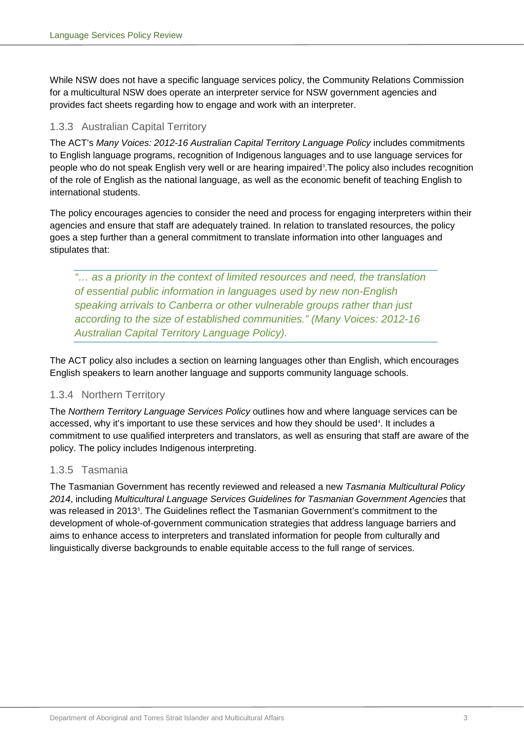While NSW does not have a specific language services policy, the Community Relations Commission for a multicultural NSW does operate an interpreter service for NSW government agencies and provides fact sheets regarding how to engage and work with an interpreter.

### 1.3.3 Australian Capital Territory

The ACT's *Many Voices: 2012-16 Australian Capital Territory Language Policy* includes commitments to English language programs, recognition of Indigenous languages and to use language services for people who do not speak English very well or are hearing impaired[3].The policy also includes recognition of the role of English as the national language, as well as the economic benefit of teaching English to international students.

The policy encourages agencies to consider the need and process for engaging interpreters within their agencies and ensure that staff are adequately trained. In relation to translated resources, the policy goes a step further than a general commitment to translate information into other languages and stipulates that:

> *"… as a priority in the context of limited resources and need, the translation of essential public information in languages used by new non-English speaking arrivals to Canberra or other vulnerable groups rather than just according to the size of established communities." (Many Voices: 2012-16 Australian Capital Territory Language Policy).*

The ACT policy also includes a section on learning languages other than English, which encourages English speakers to learn another language and supports community language schools.

### 1.3.4 Northern Territory

The *Northern Territory Language Services Policy* outlines how and where language services can be accessed, why it's important to use these services and how they should be used[4]. It includes a commitment to use qualified interpreters and translators, as well as ensuring that staff are aware of the policy. The policy includes Indigenous interpreting.

### 1.3.5 Tasmania

The Tasmanian Government has recently reviewed and released a new *Tasmania Multicultural Policy 2014*, including *Multicultural Language Services Guidelines for Tasmanian Government Agencies* that was released in 2013[5]. The Guidelines reflect the Tasmanian Government's commitment to the development of whole-of-government communication strategies that address language barriers and aims to enhance access to interpreters and translated information for people from culturally and linguistically diverse backgrounds to enable equitable access to the full range of services.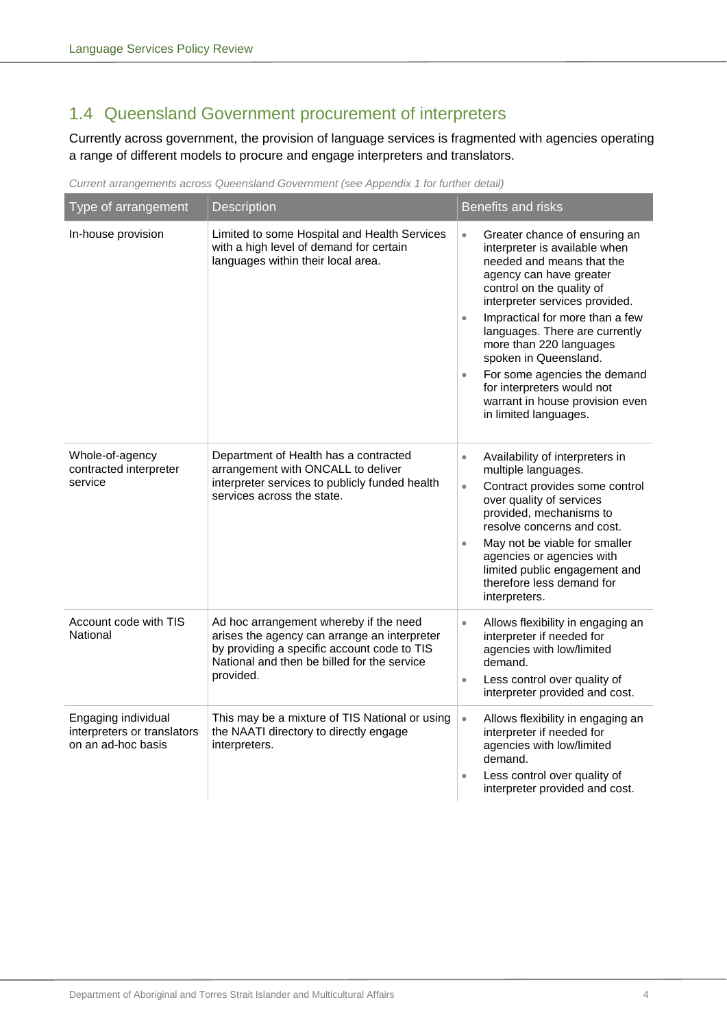## 1.4 Queensland Government procurement of interpreters

Currently across government, the provision of language services is fragmented with agencies operating a range of different models to procure and engage interpreters and translators.

*Current arrangements across Queensland Government (see Appendix 1 for further detail)*

| Type of arrangement | Description | Benefits and risks |
|---|---|---|
| In-house provision | Limited to some Hospital and Health Services with a high level of demand for certain languages within their local area. | • Greater chance of ensuring an interpreter is available when needed and means that the agency can have greater control on the quality of interpreter services provided.<br>• Impractical for more than a few languages. There are currently more than 220 languages spoken in Queensland.<br>• For some agencies the demand for interpreters would not warrant in house provision even in limited languages. |
| Whole-of-agency contracted interpreter service | Department of Health has a contracted arrangement with ONCALL to deliver interpreter services to publicly funded health services across the state. | • Availability of interpreters in multiple languages.<br>• Contract provides some control over quality of services provided, mechanisms to resolve concerns and cost.<br>• May not be viable for smaller agencies or agencies with limited public engagement and therefore less demand for interpreters. |
| Account code with TIS National | Ad hoc arrangement whereby if the need arises the agency can arrange an interpreter by providing a specific account code to TIS National and then be billed for the service provided. | • Allows flexibility in engaging an interpreter if needed for agencies with low/limited demand.<br>• Less control over quality of interpreter provided and cost. |
| Engaging individual interpreters or translators on an ad-hoc basis | This may be a mixture of TIS National or using the NAATI directory to directly engage interpreters. | • Allows flexibility in engaging an interpreter if needed for agencies with low/limited demand.<br>• Less control over quality of interpreter provided and cost. |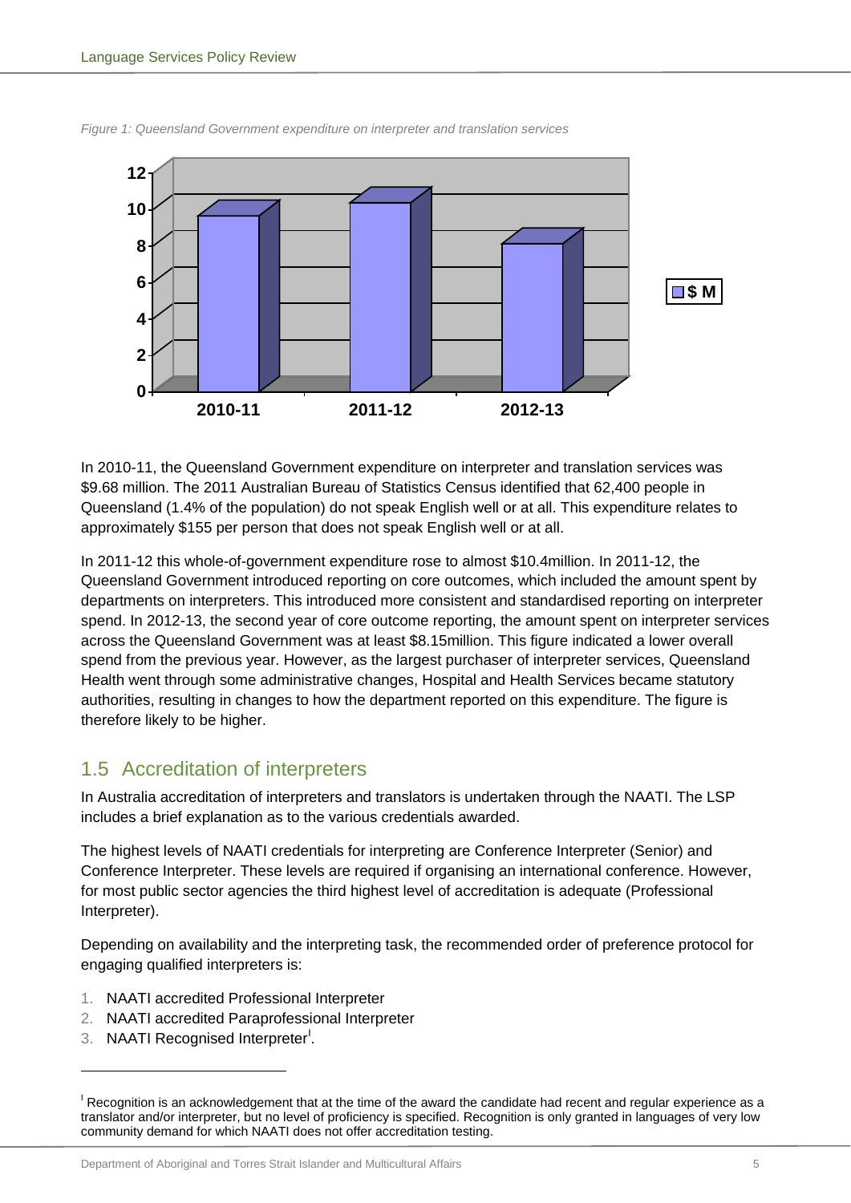*Figure 1: Queensland Government expenditure on interpreter and translation services*

In 2010-11, the Queensland Government expenditure on interpreter and translation services was $9.68 million. The 2011 Australian Bureau of Statistics Census identified that 62,400 people in Queensland (1.4% of the population) do not speak English well or at all. This expenditure relates to approximately $155 per person that does not speak English well or at all.

In 2011-12 this whole-of-government expenditure rose to almost $10.4million. In 2011-12, the Queensland Government introduced reporting on core outcomes, which included the amount spent by departments on interpreters. This introduced more consistent and standardised reporting on interpreter spend. In 2012-13, the second year of core outcome reporting, the amount spent on interpreter services across the Queensland Government was at least $8.15million. This figure indicated a lower overall spend from the previous year. However, as the largest purchaser of interpreter services, Queensland Health went through some administrative changes, Hospital and Health Services became statutory authorities, resulting in changes to how the department reported on this expenditure. The figure is therefore likely to be higher.

## 1.5 Accreditation of interpreters

In Australia accreditation of interpreters and translators is undertaken through the NAATI. The LSP includes a brief explanation as to the various credentials awarded.

The highest levels of NAATI credentials for interpreting are Conference Interpreter (Senior) and Conference Interpreter. These levels are required if organising an international conference. However, for most public sector agencies the third highest level of accreditation is adequate (Professional Interpreter).

Depending on availability and the interpreting task, the recommended order of preference protocol for engaging qualified interpreters is:

1. NAATI accredited Professional Interpreter
2. NAATI accredited Paraprofessional Interpreter
3. NAATI Recognised Interpreter[i].

---

[i] Recognition is an acknowledgement that at the time of the award the candidate had recent and regular experience as a translator and/or interpreter, but no level of proficiency is specified. Recognition is only granted in languages of very low community demand for which NAATI does not offer accreditation testing.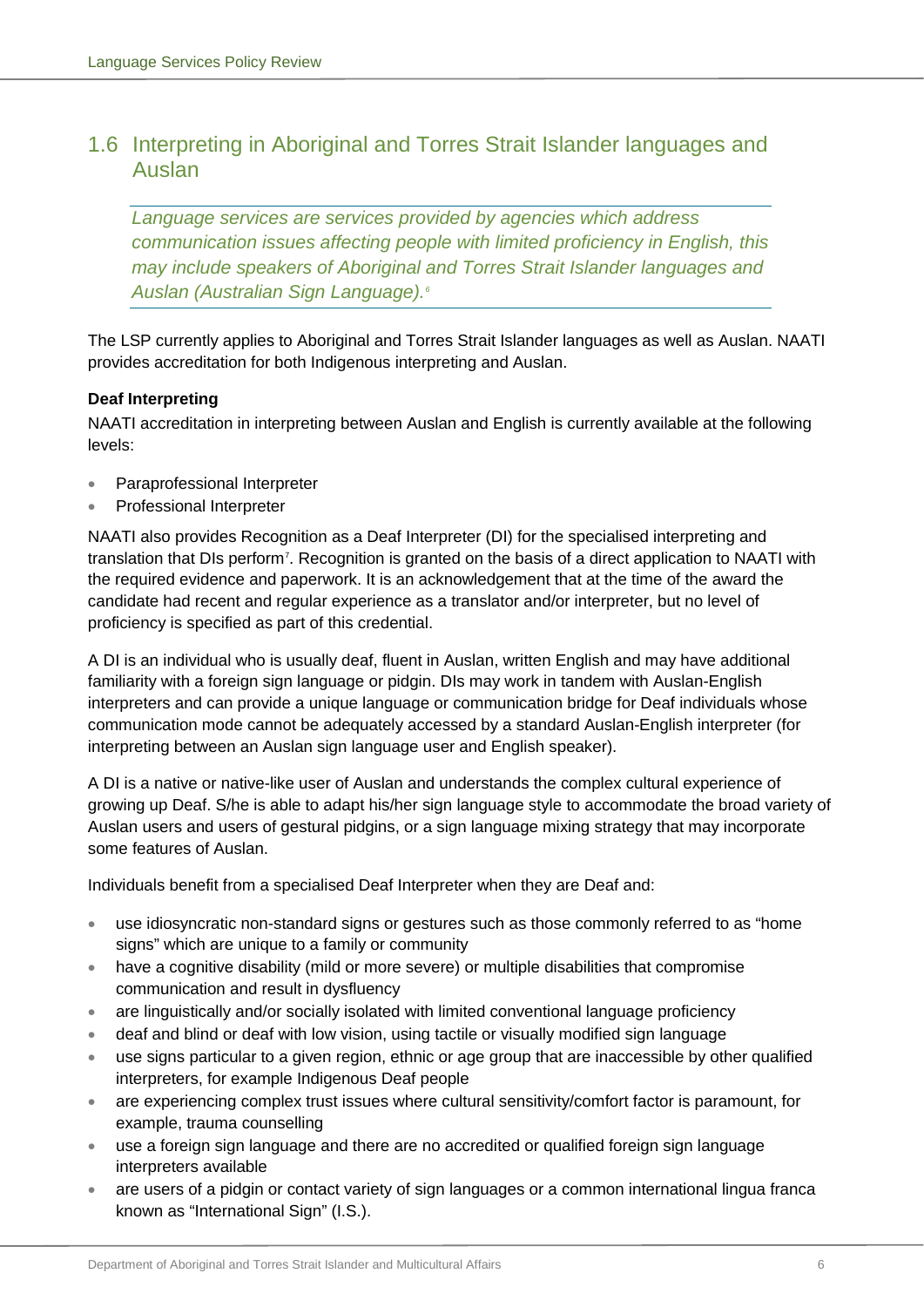## 1.6 Interpreting in Aboriginal and Torres Strait Islander languages and Auslan

> *Language services are services provided by agencies which address communication issues affecting people with limited proficiency in English, this may include speakers of Aboriginal and Torres Strait Islander languages and Auslan (Australian Sign Language).*[6]

The LSP currently applies to Aboriginal and Torres Strait Islander languages as well as Auslan. NAATI provides accreditation for both Indigenous interpreting and Auslan.

**Deaf Interpreting**

NAATI accreditation in interpreting between Auslan and English is currently available at the following levels:

- Paraprofessional Interpreter
- Professional Interpreter

NAATI also provides Recognition as a Deaf Interpreter (DI) for the specialised interpreting and translation that DIs perform[7]. Recognition is granted on the basis of a direct application to NAATI with the required evidence and paperwork. It is an acknowledgement that at the time of the award the candidate had recent and regular experience as a translator and/or interpreter, but no level of proficiency is specified as part of this credential.

A DI is an individual who is usually deaf, fluent in Auslan, written English and may have additional familiarity with a foreign sign language or pidgin. DIs may work in tandem with Auslan-English interpreters and can provide a unique language or communication bridge for Deaf individuals whose communication mode cannot be adequately accessed by a standard Auslan-English interpreter (for interpreting between an Auslan sign language user and English speaker).

A DI is a native or native-like user of Auslan and understands the complex cultural experience of growing up Deaf. S/he is able to adapt his/her sign language style to accommodate the broad variety of Auslan users and users of gestural pidgins, or a sign language mixing strategy that may incorporate some features of Auslan.

Individuals benefit from a specialised Deaf Interpreter when they are Deaf and:

- use idiosyncratic non-standard signs or gestures such as those commonly referred to as "home signs" which are unique to a family or community
- have a cognitive disability (mild or more severe) or multiple disabilities that compromise communication and result in dysfluency
- are linguistically and/or socially isolated with limited conventional language proficiency
- deaf and blind or deaf with low vision, using tactile or visually modified sign language
- use signs particular to a given region, ethnic or age group that are inaccessible by other qualified interpreters, for example Indigenous Deaf people
- are experiencing complex trust issues where cultural sensitivity/comfort factor is paramount, for example, trauma counselling
- use a foreign sign language and there are no accredited or qualified foreign sign language interpreters available
- are users of a pidgin or contact variety of sign languages or a common international lingua franca known as "International Sign" (I.S.).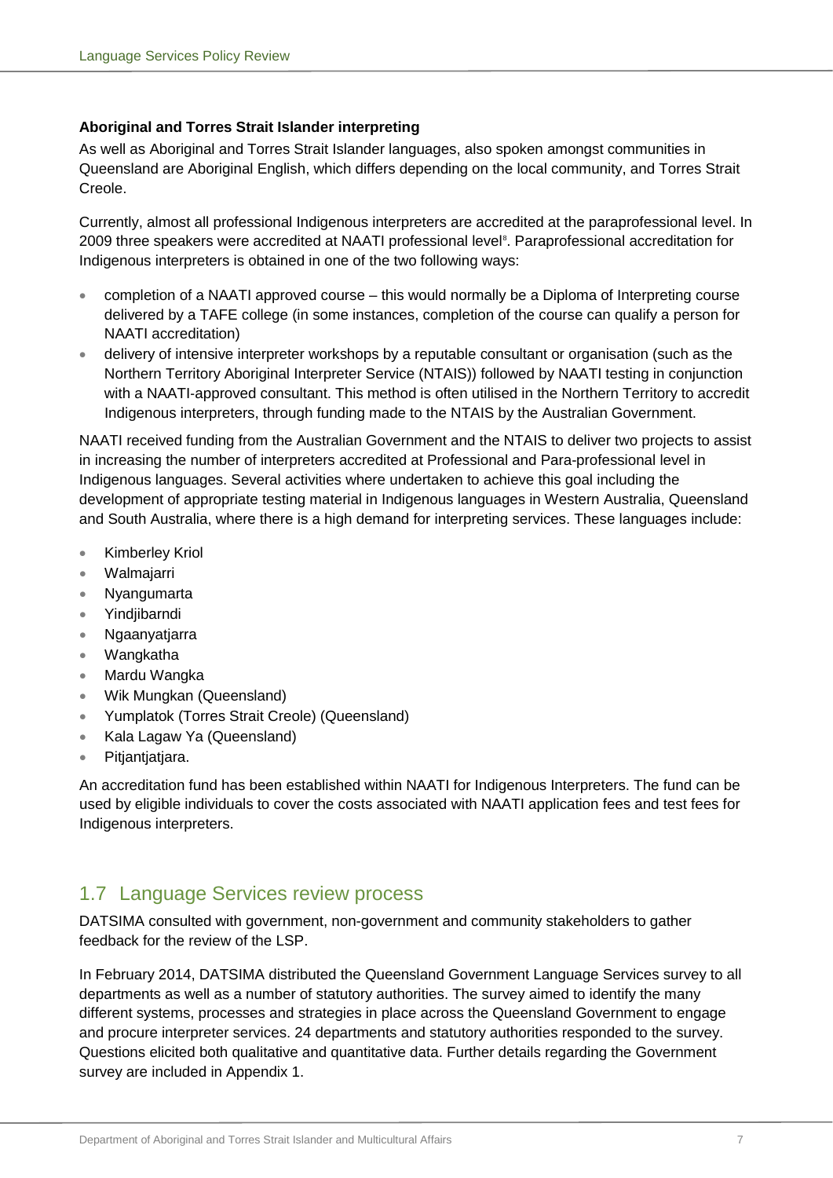### Aboriginal and Torres Strait Islander interpreting

As well as Aboriginal and Torres Strait Islander languages, also spoken amongst communities in Queensland are Aboriginal English, which differs depending on the local community, and Torres Strait Creole.

Currently, almost all professional Indigenous interpreters are accredited at the paraprofessional level. In 2009 three speakers were accredited at NAATI professional level[8]. Paraprofessional accreditation for Indigenous interpreters is obtained in one of the two following ways:

- completion of a NAATI approved course – this would normally be a Diploma of Interpreting course delivered by a TAFE college (in some instances, completion of the course can qualify a person for NAATI accreditation)
- delivery of intensive interpreter workshops by a reputable consultant or organisation (such as the Northern Territory Aboriginal Interpreter Service (NTAIS)) followed by NAATI testing in conjunction with a NAATI-approved consultant. This method is often utilised in the Northern Territory to accredit Indigenous interpreters, through funding made to the NTAIS by the Australian Government.

NAATI received funding from the Australian Government and the NTAIS to deliver two projects to assist in increasing the number of interpreters accredited at Professional and Para-professional level in Indigenous languages. Several activities where undertaken to achieve this goal including the development of appropriate testing material in Indigenous languages in Western Australia, Queensland and South Australia, where there is a high demand for interpreting services. These languages include:

- Kimberley Kriol
- Walmajarri
- Nyangumarta
- Yindjibarndi
- Ngaanyatjarra
- Wangkatha
- Mardu Wangka
- Wik Mungkan (Queensland)
- Yumplatok (Torres Strait Creole) (Queensland)
- Kala Lagaw Ya (Queensland)
- Pitjantjatjara.

An accreditation fund has been established within NAATI for Indigenous Interpreters. The fund can be used by eligible individuals to cover the costs associated with NAATI application fees and test fees for Indigenous interpreters.

## 1.7 Language Services review process

DATSIMA consulted with government, non-government and community stakeholders to gather feedback for the review of the LSP.

In February 2014, DATSIMA distributed the Queensland Government Language Services survey to all departments as well as a number of statutory authorities. The survey aimed to identify the many different systems, processes and strategies in place across the Queensland Government to engage and procure interpreter services. 24 departments and statutory authorities responded to the survey. Questions elicited both qualitative and quantitative data. Further details regarding the Government survey are included in Appendix 1.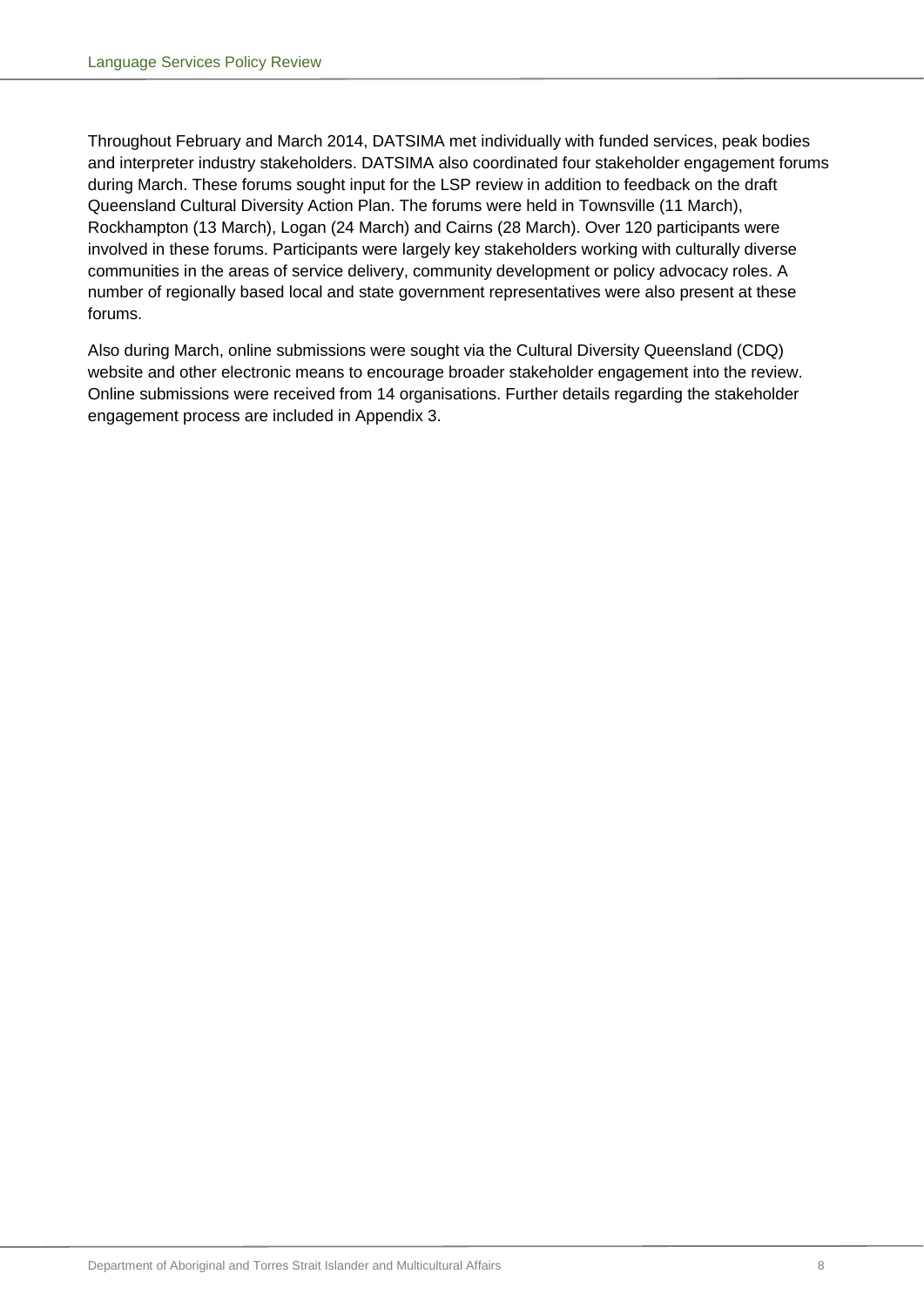Throughout February and March 2014, DATSIMA met individually with funded services, peak bodies and interpreter industry stakeholders. DATSIMA also coordinated four stakeholder engagement forums during March. These forums sought input for the LSP review in addition to feedback on the draft Queensland Cultural Diversity Action Plan. The forums were held in Townsville (11 March), Rockhampton (13 March), Logan (24 March) and Cairns (28 March). Over 120 participants were involved in these forums. Participants were largely key stakeholders working with culturally diverse communities in the areas of service delivery, community development or policy advocacy roles. A number of regionally based local and state government representatives were also present at these forums.

Also during March, online submissions were sought via the Cultural Diversity Queensland (CDQ) website and other electronic means to encourage broader stakeholder engagement into the review. Online submissions were received from 14 organisations. Further details regarding the stakeholder engagement process are included in Appendix 3.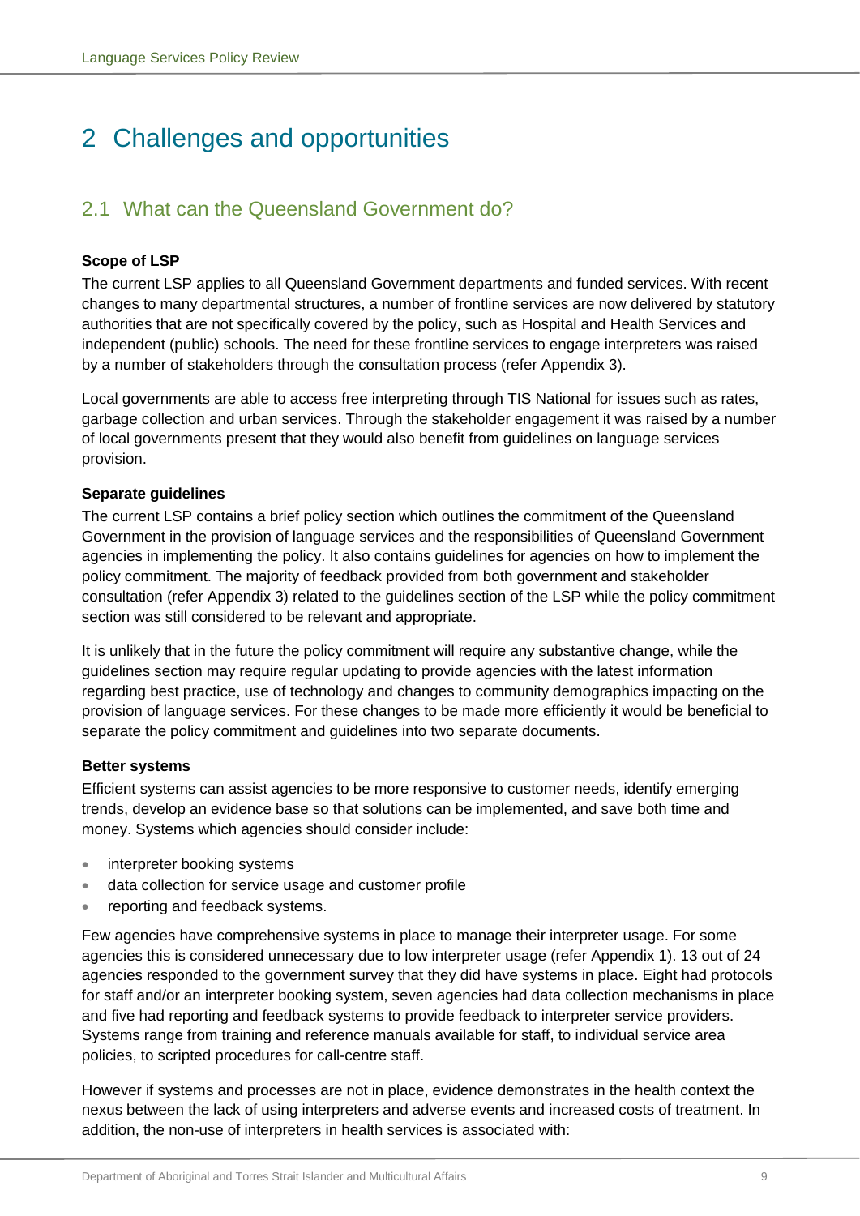# 2 Challenges and opportunities

## 2.1 What can the Queensland Government do?

**Scope of LSP**

The current LSP applies to all Queensland Government departments and funded services. With recent changes to many departmental structures, a number of frontline services are now delivered by statutory authorities that are not specifically covered by the policy, such as Hospital and Health Services and independent (public) schools. The need for these frontline services to engage interpreters was raised by a number of stakeholders through the consultation process (refer Appendix 3).

Local governments are able to access free interpreting through TIS National for issues such as rates, garbage collection and urban services. Through the stakeholder engagement it was raised by a number of local governments present that they would also benefit from guidelines on language services provision.

**Separate guidelines**

The current LSP contains a brief policy section which outlines the commitment of the Queensland Government in the provision of language services and the responsibilities of Queensland Government agencies in implementing the policy. It also contains guidelines for agencies on how to implement the policy commitment. The majority of feedback provided from both government and stakeholder consultation (refer Appendix 3) related to the guidelines section of the LSP while the policy commitment section was still considered to be relevant and appropriate.

It is unlikely that in the future the policy commitment will require any substantive change, while the guidelines section may require regular updating to provide agencies with the latest information regarding best practice, use of technology and changes to community demographics impacting on the provision of language services. For these changes to be made more efficiently it would be beneficial to separate the policy commitment and guidelines into two separate documents.

**Better systems**

Efficient systems can assist agencies to be more responsive to customer needs, identify emerging trends, develop an evidence base so that solutions can be implemented, and save both time and money. Systems which agencies should consider include:

- interpreter booking systems
- data collection for service usage and customer profile
- reporting and feedback systems.

Few agencies have comprehensive systems in place to manage their interpreter usage. For some agencies this is considered unnecessary due to low interpreter usage (refer Appendix 1). 13 out of 24 agencies responded to the government survey that they did have systems in place. Eight had protocols for staff and/or an interpreter booking system, seven agencies had data collection mechanisms in place and five had reporting and feedback systems to provide feedback to interpreter service providers. Systems range from training and reference manuals available for staff, to individual service area policies, to scripted procedures for call-centre staff.

However if systems and processes are not in place, evidence demonstrates in the health context the nexus between the lack of using interpreters and adverse events and increased costs of treatment. In addition, the non-use of interpreters in health services is associated with: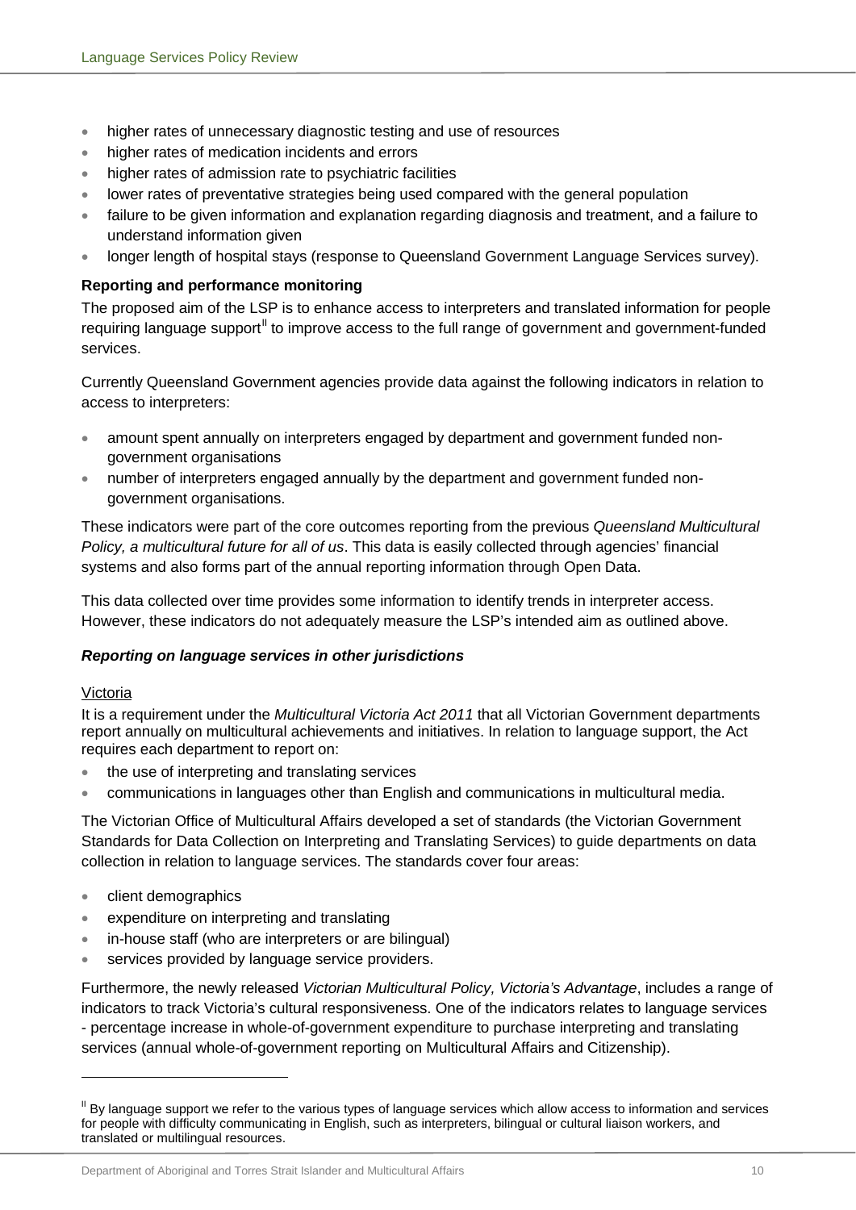- higher rates of unnecessary diagnostic testing and use of resources
- higher rates of medication incidents and errors
- higher rates of admission rate to psychiatric facilities
- lower rates of preventative strategies being used compared with the general population
- failure to be given information and explanation regarding diagnosis and treatment, and a failure to understand information given
- longer length of hospital stays (response to Queensland Government Language Services survey).

**Reporting and performance monitoring**

The proposed aim of the LSP is to enhance access to interpreters and translated information for people requiring language support[ll] to improve access to the full range of government and government-funded services.

Currently Queensland Government agencies provide data against the following indicators in relation to access to interpreters:

- amount spent annually on interpreters engaged by department and government funded non-government organisations
- number of interpreters engaged annually by the department and government funded non-government organisations.

These indicators were part of the core outcomes reporting from the previous *Queensland Multicultural Policy, a multicultural future for all of us*. This data is easily collected through agencies' financial systems and also forms part of the annual reporting information through Open Data.

This data collected over time provides some information to identify trends in interpreter access. However, these indicators do not adequately measure the LSP's intended aim as outlined above.

***Reporting on language services in other jurisdictions***

Victoria

It is a requirement under the *Multicultural Victoria Act 2011* that all Victorian Government departments report annually on multicultural achievements and initiatives. In relation to language support, the Act requires each department to report on:

- the use of interpreting and translating services
- communications in languages other than English and communications in multicultural media.

The Victorian Office of Multicultural Affairs developed a set of standards (the Victorian Government Standards for Data Collection on Interpreting and Translating Services) to guide departments on data collection in relation to language services. The standards cover four areas:

- client demographics
- expenditure on interpreting and translating
- in-house staff (who are interpreters or are bilingual)
- services provided by language service providers.

Furthermore, the newly released *Victorian Multicultural Policy, Victoria's Advantage*, includes a range of indicators to track Victoria's cultural responsiveness. One of the indicators relates to language services - percentage increase in whole-of-government expenditure to purchase interpreting and translating services (annual whole-of-government reporting on Multicultural Affairs and Citizenship).

---

[ll] By language support we refer to the various types of language services which allow access to information and services for people with difficulty communicating in English, such as interpreters, bilingual or cultural liaison workers, and translated or multilingual resources.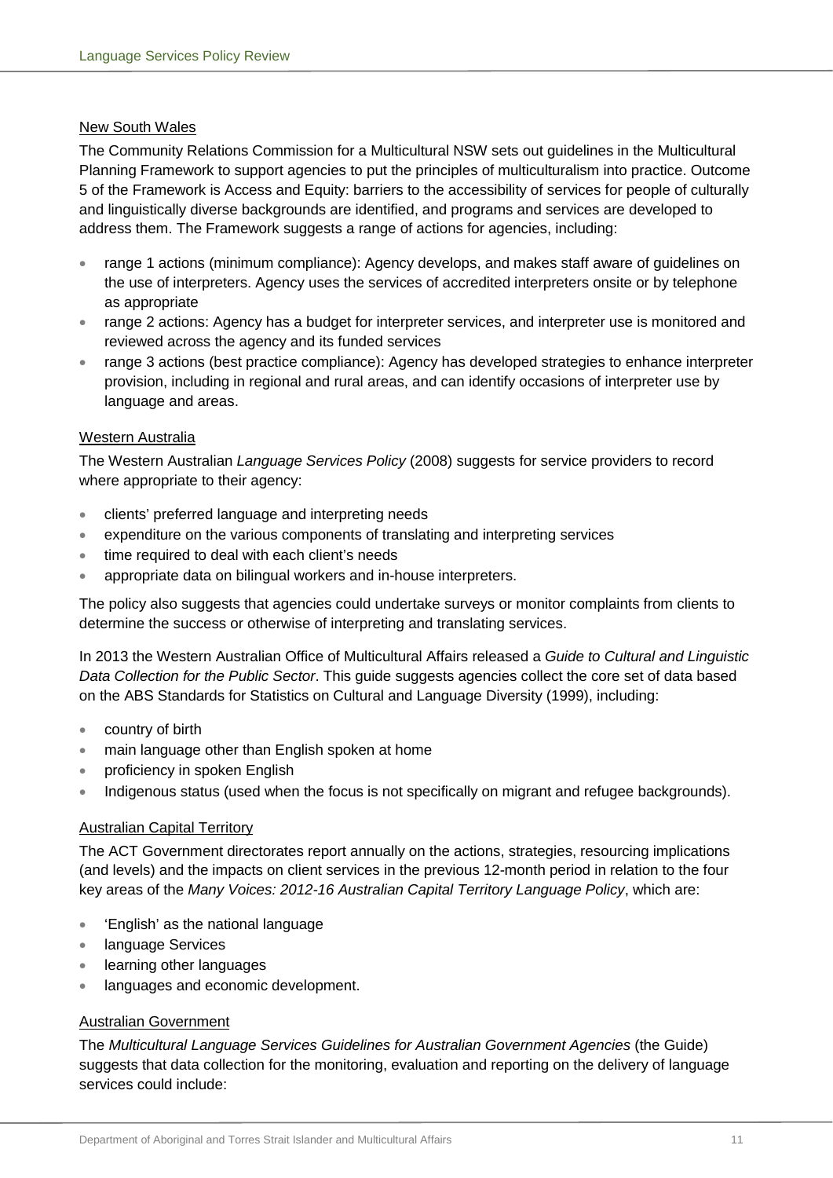New South Wales

The Community Relations Commission for a Multicultural NSW sets out guidelines in the Multicultural Planning Framework to support agencies to put the principles of multiculturalism into practice. Outcome 5 of the Framework is Access and Equity: barriers to the accessibility of services for people of culturally and linguistically diverse backgrounds are identified, and programs and services are developed to address them. The Framework suggests a range of actions for agencies, including:

- range 1 actions (minimum compliance): Agency develops, and makes staff aware of guidelines on the use of interpreters. Agency uses the services of accredited interpreters onsite or by telephone as appropriate
- range 2 actions: Agency has a budget for interpreter services, and interpreter use is monitored and reviewed across the agency and its funded services
- range 3 actions (best practice compliance): Agency has developed strategies to enhance interpreter provision, including in regional and rural areas, and can identify occasions of interpreter use by language and areas.

Western Australia

The Western Australian *Language Services Policy* (2008) suggests for service providers to record where appropriate to their agency:

- clients' preferred language and interpreting needs
- expenditure on the various components of translating and interpreting services
- time required to deal with each client's needs
- appropriate data on bilingual workers and in-house interpreters.

The policy also suggests that agencies could undertake surveys or monitor complaints from clients to determine the success or otherwise of interpreting and translating services.

In 2013 the Western Australian Office of Multicultural Affairs released a *Guide to Cultural and Linguistic Data Collection for the Public Sector*. This guide suggests agencies collect the core set of data based on the ABS Standards for Statistics on Cultural and Language Diversity (1999), including:

- country of birth
- main language other than English spoken at home
- proficiency in spoken English
- Indigenous status (used when the focus is not specifically on migrant and refugee backgrounds).

Australian Capital Territory

The ACT Government directorates report annually on the actions, strategies, resourcing implications (and levels) and the impacts on client services in the previous 12-month period in relation to the four key areas of the *Many Voices: 2012-16 Australian Capital Territory Language Policy*, which are:

- 'English' as the national language
- language Services
- learning other languages
- languages and economic development.

Australian Government

The *Multicultural Language Services Guidelines for Australian Government Agencies* (the Guide) suggests that data collection for the monitoring, evaluation and reporting on the delivery of language services could include: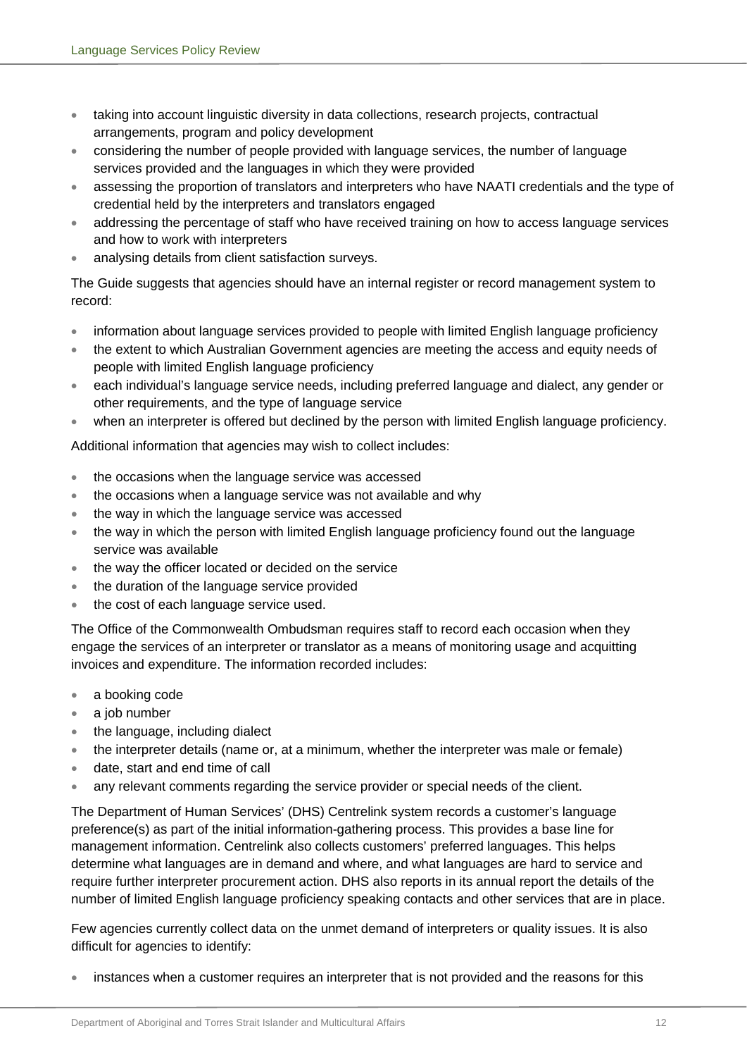- taking into account linguistic diversity in data collections, research projects, contractual arrangements, program and policy development
- considering the number of people provided with language services, the number of language services provided and the languages in which they were provided
- assessing the proportion of translators and interpreters who have NAATI credentials and the type of credential held by the interpreters and translators engaged
- addressing the percentage of staff who have received training on how to access language services and how to work with interpreters
- analysing details from client satisfaction surveys.

The Guide suggests that agencies should have an internal register or record management system to record:

- information about language services provided to people with limited English language proficiency
- the extent to which Australian Government agencies are meeting the access and equity needs of people with limited English language proficiency
- each individual's language service needs, including preferred language and dialect, any gender or other requirements, and the type of language service
- when an interpreter is offered but declined by the person with limited English language proficiency.

Additional information that agencies may wish to collect includes:

- the occasions when the language service was accessed
- the occasions when a language service was not available and why
- the way in which the language service was accessed
- the way in which the person with limited English language proficiency found out the language service was available
- the way the officer located or decided on the service
- the duration of the language service provided
- the cost of each language service used.

The Office of the Commonwealth Ombudsman requires staff to record each occasion when they engage the services of an interpreter or translator as a means of monitoring usage and acquitting invoices and expenditure. The information recorded includes:

- a booking code
- a job number
- the language, including dialect
- the interpreter details (name or, at a minimum, whether the interpreter was male or female)
- date, start and end time of call
- any relevant comments regarding the service provider or special needs of the client.

The Department of Human Services' (DHS) Centrelink system records a customer's language preference(s) as part of the initial information-gathering process. This provides a base line for management information. Centrelink also collects customers' preferred languages. This helps determine what languages are in demand and where, and what languages are hard to service and require further interpreter procurement action. DHS also reports in its annual report the details of the number of limited English language proficiency speaking contacts and other services that are in place.

Few agencies currently collect data on the unmet demand of interpreters or quality issues. It is also difficult for agencies to identify:

- instances when a customer requires an interpreter that is not provided and the reasons for this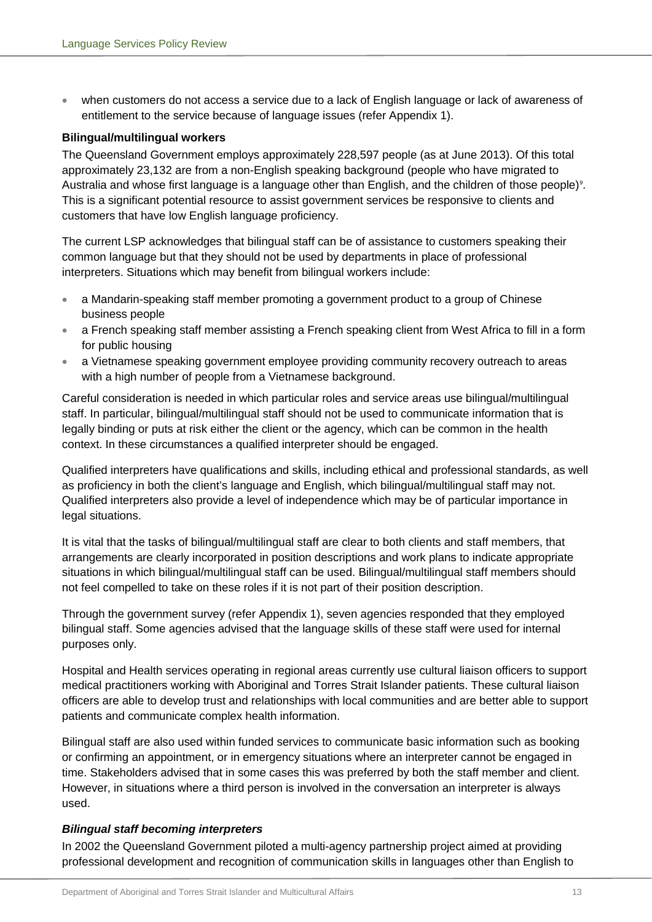- when customers do not access a service due to a lack of English language or lack of awareness of entitlement to the service because of language issues (refer Appendix 1).

**Bilingual/multilingual workers**

The Queensland Government employs approximately 228,597 people (as at June 2013). Of this total approximately 23,132 are from a non-English speaking background (people who have migrated to Australia and whose first language is a language other than English, and the children of those people)[9]. This is a significant potential resource to assist government services be responsive to clients and customers that have low English language proficiency.

The current LSP acknowledges that bilingual staff can be of assistance to customers speaking their common language but that they should not be used by departments in place of professional interpreters. Situations which may benefit from bilingual workers include:

- a Mandarin-speaking staff member promoting a government product to a group of Chinese business people
- a French speaking staff member assisting a French speaking client from West Africa to fill in a form for public housing
- a Vietnamese speaking government employee providing community recovery outreach to areas with a high number of people from a Vietnamese background.

Careful consideration is needed in which particular roles and service areas use bilingual/multilingual staff. In particular, bilingual/multilingual staff should not be used to communicate information that is legally binding or puts at risk either the client or the agency, which can be common in the health context. In these circumstances a qualified interpreter should be engaged.

Qualified interpreters have qualifications and skills, including ethical and professional standards, as well as proficiency in both the client's language and English, which bilingual/multilingual staff may not. Qualified interpreters also provide a level of independence which may be of particular importance in legal situations.

It is vital that the tasks of bilingual/multilingual staff are clear to both clients and staff members, that arrangements are clearly incorporated in position descriptions and work plans to indicate appropriate situations in which bilingual/multilingual staff can be used. Bilingual/multilingual staff members should not feel compelled to take on these roles if it is not part of their position description.

Through the government survey (refer Appendix 1), seven agencies responded that they employed bilingual staff. Some agencies advised that the language skills of these staff were used for internal purposes only.

Hospital and Health services operating in regional areas currently use cultural liaison officers to support medical practitioners working with Aboriginal and Torres Strait Islander patients. These cultural liaison officers are able to develop trust and relationships with local communities and are better able to support patients and communicate complex health information.

Bilingual staff are also used within funded services to communicate basic information such as booking or confirming an appointment, or in emergency situations where an interpreter cannot be engaged in time. Stakeholders advised that in some cases this was preferred by both the staff member and client. However, in situations where a third person is involved in the conversation an interpreter is always used.

***Bilingual staff becoming interpreters***

In 2002 the Queensland Government piloted a multi-agency partnership project aimed at providing professional development and recognition of communication skills in languages other than English to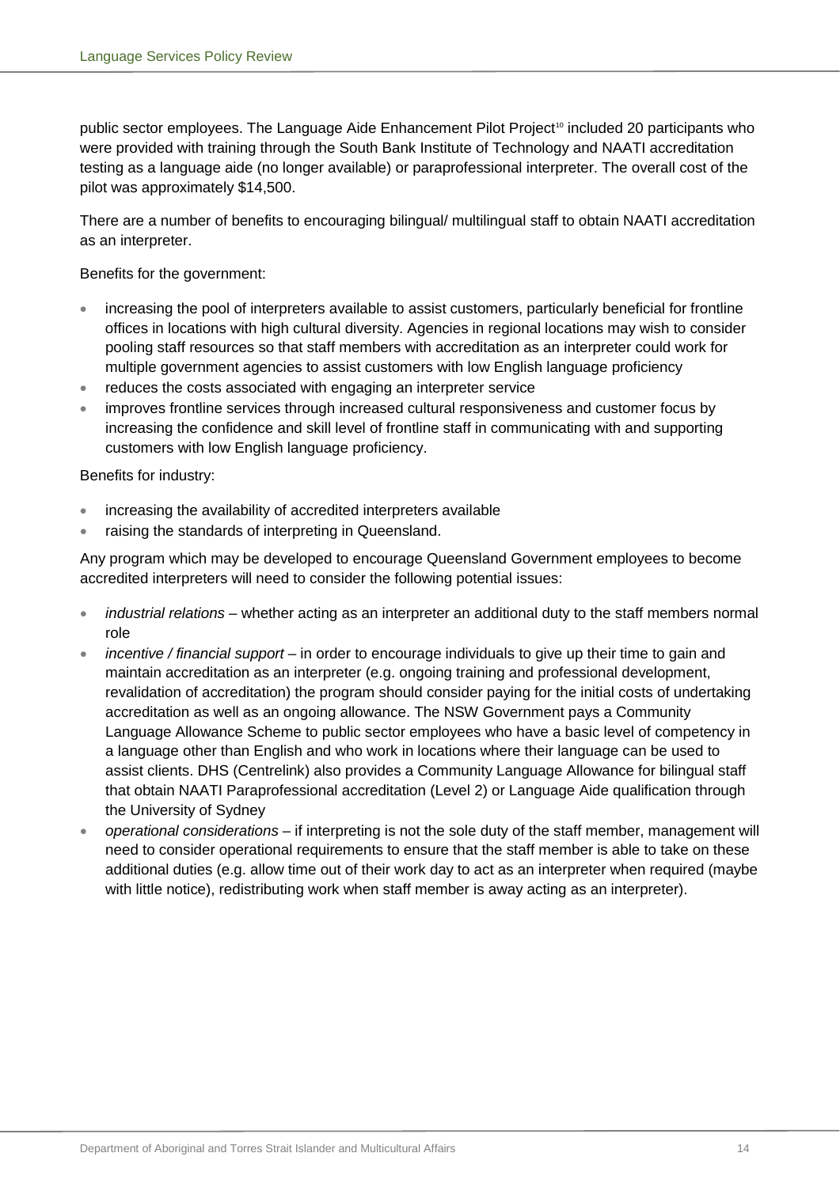public sector employees. The Language Aide Enhancement Pilot Project[10] included 20 participants who were provided with training through the South Bank Institute of Technology and NAATI accreditation testing as a language aide (no longer available) or paraprofessional interpreter. The overall cost of the pilot was approximately $14,500.

There are a number of benefits to encouraging bilingual/ multilingual staff to obtain NAATI accreditation as an interpreter.

Benefits for the government:

- increasing the pool of interpreters available to assist customers, particularly beneficial for frontline offices in locations with high cultural diversity. Agencies in regional locations may wish to consider pooling staff resources so that staff members with accreditation as an interpreter could work for multiple government agencies to assist customers with low English language proficiency
- reduces the costs associated with engaging an interpreter service
- improves frontline services through increased cultural responsiveness and customer focus by increasing the confidence and skill level of frontline staff in communicating with and supporting customers with low English language proficiency.

Benefits for industry:

- increasing the availability of accredited interpreters available
- raising the standards of interpreting in Queensland.

Any program which may be developed to encourage Queensland Government employees to become accredited interpreters will need to consider the following potential issues:

- *industrial relations* – whether acting as an interpreter an additional duty to the staff members normal role
- *incentive / financial support* – in order to encourage individuals to give up their time to gain and maintain accreditation as an interpreter (e.g. ongoing training and professional development, revalidation of accreditation) the program should consider paying for the initial costs of undertaking accreditation as well as an ongoing allowance. The NSW Government pays a Community Language Allowance Scheme to public sector employees who have a basic level of competency in a language other than English and who work in locations where their language can be used to assist clients. DHS (Centrelink) also provides a Community Language Allowance for bilingual staff that obtain NAATI Paraprofessional accreditation (Level 2) or Language Aide qualification through the University of Sydney
- *operational considerations* – if interpreting is not the sole duty of the staff member, management will need to consider operational requirements to ensure that the staff member is able to take on these additional duties (e.g. allow time out of their work day to act as an interpreter when required (maybe with little notice), redistributing work when staff member is away acting as an interpreter).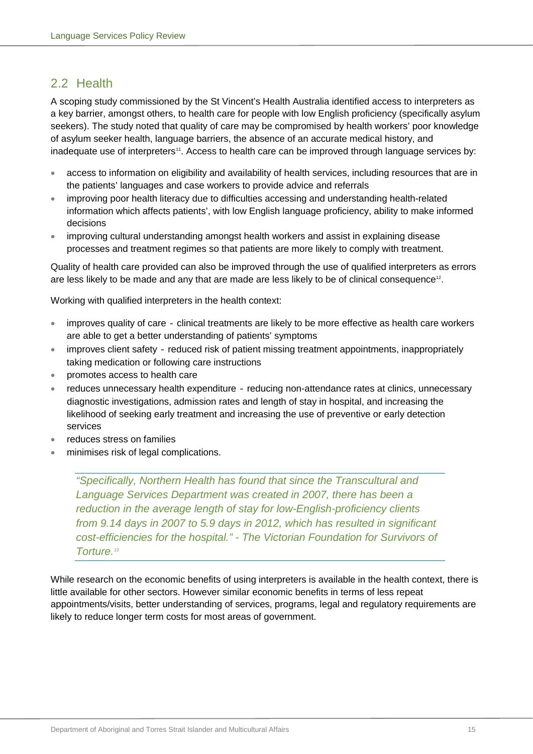## 2.2 Health

A scoping study commissioned by the St Vincent's Health Australia identified access to interpreters as a key barrier, amongst others, to health care for people with low English proficiency (specifically asylum seekers). The study noted that quality of care may be compromised by health workers' poor knowledge of asylum seeker health, language barriers, the absence of an accurate medical history, and inadequate use of interpreters[11]. Access to health care can be improved through language services by:

- access to information on eligibility and availability of health services, including resources that are in the patients' languages and case workers to provide advice and referrals
- improving poor health literacy due to difficulties accessing and understanding health-related information which affects patients', with low English language proficiency, ability to make informed decisions
- improving cultural understanding amongst health workers and assist in explaining disease processes and treatment regimes so that patients are more likely to comply with treatment.

Quality of health care provided can also be improved through the use of qualified interpreters as errors are less likely to be made and any that are made are less likely to be of clinical consequence[12].

Working with qualified interpreters in the health context:

- improves quality of care - clinical treatments are likely to be more effective as health care workers are able to get a better understanding of patients' symptoms
- improves client safety - reduced risk of patient missing treatment appointments, inappropriately taking medication or following care instructions
- promotes access to health care
- reduces unnecessary health expenditure - reducing non-attendance rates at clinics, unnecessary diagnostic investigations, admission rates and length of stay in hospital, and increasing the likelihood of seeking early treatment and increasing the use of preventive or early detection services
- reduces stress on families
- minimises risk of legal complications.

> *"Specifically, Northern Health has found that since the Transcultural and Language Services Department was created in 2007, there has been a reduction in the average length of stay for low-English-proficiency clients from 9.14 days in 2007 to 5.9 days in 2012, which has resulted in significant cost-efficiencies for the hospital." - The Victorian Foundation for Survivors of Torture.*[13]

While research on the economic benefits of using interpreters is available in the health context, there is little available for other sectors. However similar economic benefits in terms of less repeat appointments/visits, better understanding of services, programs, legal and regulatory requirements are likely to reduce longer term costs for most areas of government.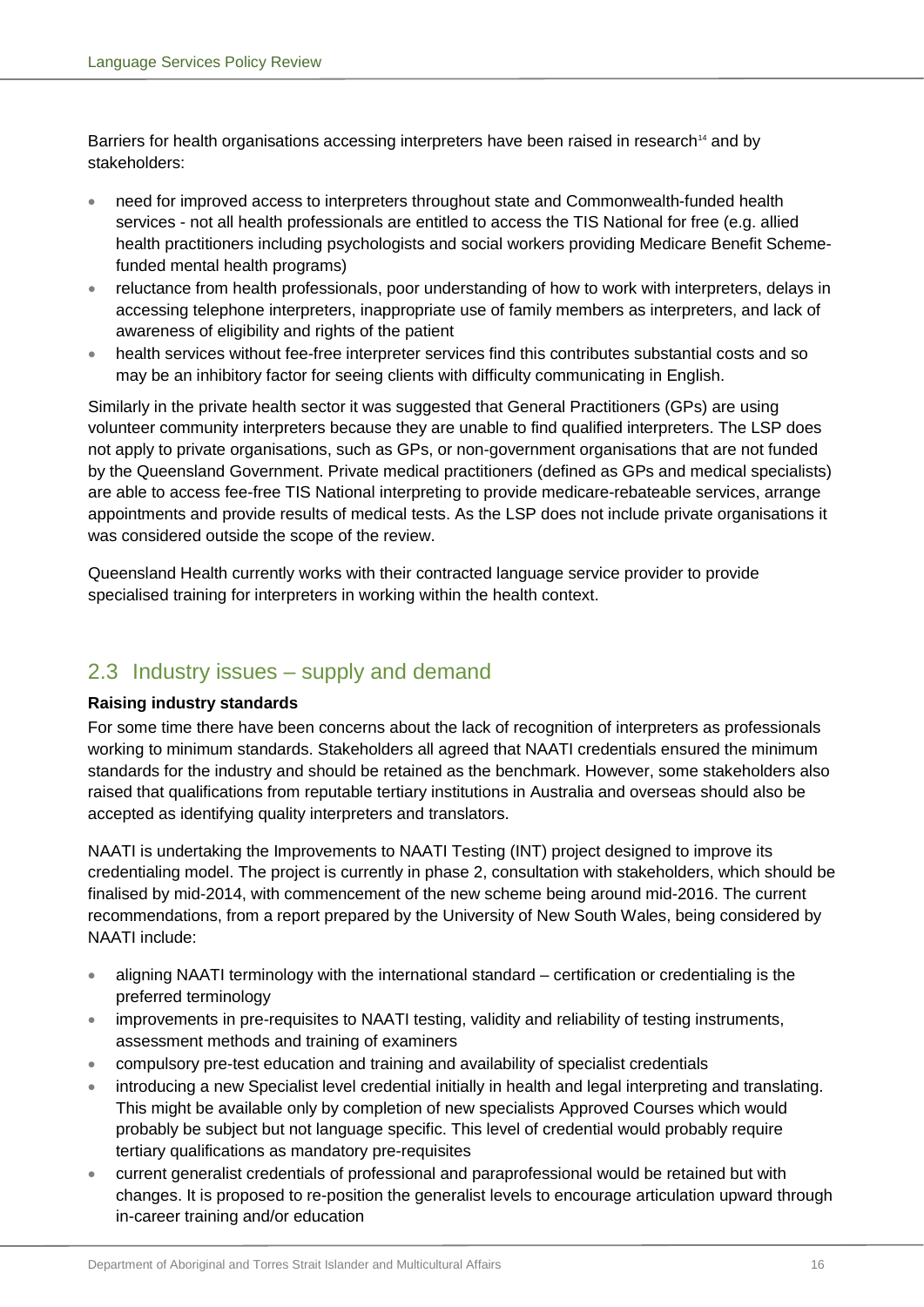Barriers for health organisations accessing interpreters have been raised in research[14] and by stakeholders:

- need for improved access to interpreters throughout state and Commonwealth-funded health services - not all health professionals are entitled to access the TIS National for free (e.g. allied health practitioners including psychologists and social workers providing Medicare Benefit Scheme-funded mental health programs)
- reluctance from health professionals, poor understanding of how to work with interpreters, delays in accessing telephone interpreters, inappropriate use of family members as interpreters, and lack of awareness of eligibility and rights of the patient
- health services without fee-free interpreter services find this contributes substantial costs and so may be an inhibitory factor for seeing clients with difficulty communicating in English.

Similarly in the private health sector it was suggested that General Practitioners (GPs) are using volunteer community interpreters because they are unable to find qualified interpreters. The LSP does not apply to private organisations, such as GPs, or non-government organisations that are not funded by the Queensland Government. Private medical practitioners (defined as GPs and medical specialists) are able to access fee-free TIS National interpreting to provide medicare-rebateable services, arrange appointments and provide results of medical tests. As the LSP does not include private organisations it was considered outside the scope of the review.

Queensland Health currently works with their contracted language service provider to provide specialised training for interpreters in working within the health context.

## 2.3 Industry issues – supply and demand

**Raising industry standards**

For some time there have been concerns about the lack of recognition of interpreters as professionals working to minimum standards. Stakeholders all agreed that NAATI credentials ensured the minimum standards for the industry and should be retained as the benchmark. However, some stakeholders also raised that qualifications from reputable tertiary institutions in Australia and overseas should also be accepted as identifying quality interpreters and translators.

NAATI is undertaking the Improvements to NAATI Testing (INT) project designed to improve its credentialing model. The project is currently in phase 2, consultation with stakeholders, which should be finalised by mid-2014, with commencement of the new scheme being around mid-2016. The current recommendations, from a report prepared by the University of New South Wales, being considered by NAATI include:

- aligning NAATI terminology with the international standard – certification or credentialing is the preferred terminology
- improvements in pre-requisites to NAATI testing, validity and reliability of testing instruments, assessment methods and training of examiners
- compulsory pre-test education and training and availability of specialist credentials
- introducing a new Specialist level credential initially in health and legal interpreting and translating. This might be available only by completion of new specialists Approved Courses which would probably be subject but not language specific. This level of credential would probably require tertiary qualifications as mandatory pre-requisites
- current generalist credentials of professional and paraprofessional would be retained but with changes. It is proposed to re-position the generalist levels to encourage articulation upward through in-career training and/or education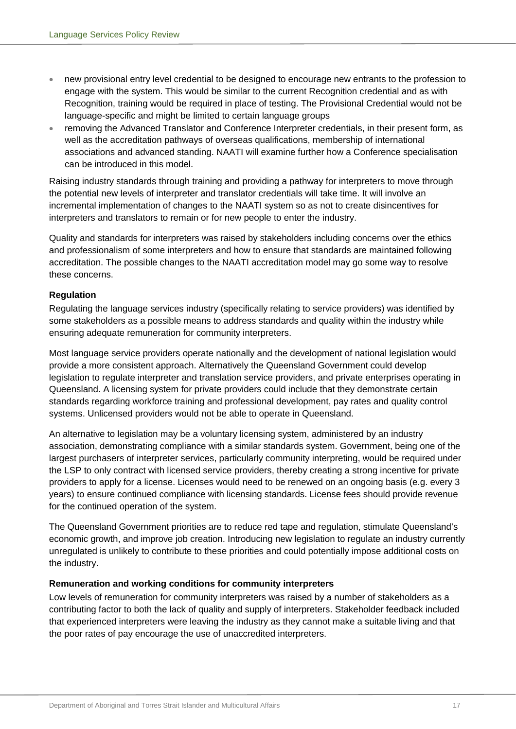- new provisional entry level credential to be designed to encourage new entrants to the profession to engage with the system. This would be similar to the current Recognition credential and as with Recognition, training would be required in place of testing. The Provisional Credential would not be language-specific and might be limited to certain language groups
- removing the Advanced Translator and Conference Interpreter credentials, in their present form, as well as the accreditation pathways of overseas qualifications, membership of international associations and advanced standing. NAATI will examine further how a Conference specialisation can be introduced in this model.

Raising industry standards through training and providing a pathway for interpreters to move through the potential new levels of interpreter and translator credentials will take time. It will involve an incremental implementation of changes to the NAATI system so as not to create disincentives for interpreters and translators to remain or for new people to enter the industry.

Quality and standards for interpreters was raised by stakeholders including concerns over the ethics and professionalism of some interpreters and how to ensure that standards are maintained following accreditation. The possible changes to the NAATI accreditation model may go some way to resolve these concerns.

**Regulation**

Regulating the language services industry (specifically relating to service providers) was identified by some stakeholders as a possible means to address standards and quality within the industry while ensuring adequate remuneration for community interpreters.

Most language service providers operate nationally and the development of national legislation would provide a more consistent approach. Alternatively the Queensland Government could develop legislation to regulate interpreter and translation service providers, and private enterprises operating in Queensland. A licensing system for private providers could include that they demonstrate certain standards regarding workforce training and professional development, pay rates and quality control systems. Unlicensed providers would not be able to operate in Queensland.

An alternative to legislation may be a voluntary licensing system, administered by an industry association, demonstrating compliance with a similar standards system. Government, being one of the largest purchasers of interpreter services, particularly community interpreting, would be required under the LSP to only contract with licensed service providers, thereby creating a strong incentive for private providers to apply for a license. Licenses would need to be renewed on an ongoing basis (e.g. every 3 years) to ensure continued compliance with licensing standards. License fees should provide revenue for the continued operation of the system.

The Queensland Government priorities are to reduce red tape and regulation, stimulate Queensland's economic growth, and improve job creation. Introducing new legislation to regulate an industry currently unregulated is unlikely to contribute to these priorities and could potentially impose additional costs on the industry.

**Remuneration and working conditions for community interpreters**

Low levels of remuneration for community interpreters was raised by a number of stakeholders as a contributing factor to both the lack of quality and supply of interpreters. Stakeholder feedback included that experienced interpreters were leaving the industry as they cannot make a suitable living and that the poor rates of pay encourage the use of unaccredited interpreters.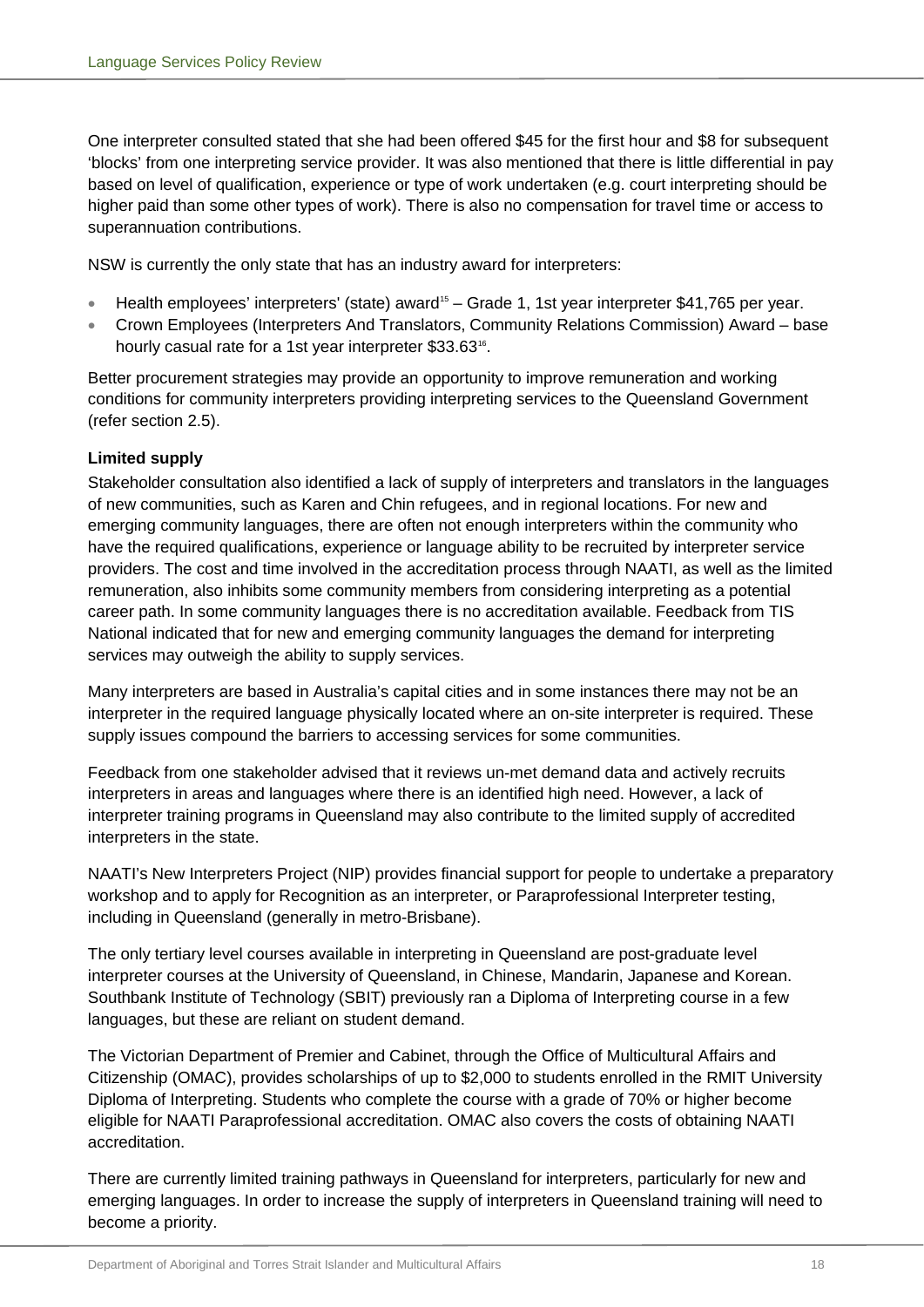One interpreter consulted stated that she had been offered $45 for the first hour and $8 for subsequent 'blocks' from one interpreting service provider. It was also mentioned that there is little differential in pay based on level of qualification, experience or type of work undertaken (e.g. court interpreting should be higher paid than some other types of work). There is also no compensation for travel time or access to superannuation contributions.

NSW is currently the only state that has an industry award for interpreters:

- Health employees' interpreters' (state) award[15] – Grade 1, 1st year interpreter $41,765 per year.
- Crown Employees (Interpreters And Translators, Community Relations Commission) Award – base hourly casual rate for a 1st year interpreter $33.63[16].

Better procurement strategies may provide an opportunity to improve remuneration and working conditions for community interpreters providing interpreting services to the Queensland Government (refer section 2.5).

**Limited supply**

Stakeholder consultation also identified a lack of supply of interpreters and translators in the languages of new communities, such as Karen and Chin refugees, and in regional locations. For new and emerging community languages, there are often not enough interpreters within the community who have the required qualifications, experience or language ability to be recruited by interpreter service providers. The cost and time involved in the accreditation process through NAATI, as well as the limited remuneration, also inhibits some community members from considering interpreting as a potential career path. In some community languages there is no accreditation available. Feedback from TIS National indicated that for new and emerging community languages the demand for interpreting services may outweigh the ability to supply services.

Many interpreters are based in Australia's capital cities and in some instances there may not be an interpreter in the required language physically located where an on-site interpreter is required. These supply issues compound the barriers to accessing services for some communities.

Feedback from one stakeholder advised that it reviews un-met demand data and actively recruits interpreters in areas and languages where there is an identified high need. However, a lack of interpreter training programs in Queensland may also contribute to the limited supply of accredited interpreters in the state.

NAATI's New Interpreters Project (NIP) provides financial support for people to undertake a preparatory workshop and to apply for Recognition as an interpreter, or Paraprofessional Interpreter testing, including in Queensland (generally in metro-Brisbane).

The only tertiary level courses available in interpreting in Queensland are post-graduate level interpreter courses at the University of Queensland, in Chinese, Mandarin, Japanese and Korean. Southbank Institute of Technology (SBIT) previously ran a Diploma of Interpreting course in a few languages, but these are reliant on student demand.

The Victorian Department of Premier and Cabinet, through the Office of Multicultural Affairs and Citizenship (OMAC), provides scholarships of up to $2,000 to students enrolled in the RMIT University Diploma of Interpreting. Students who complete the course with a grade of 70% or higher become eligible for NAATI Paraprofessional accreditation. OMAC also covers the costs of obtaining NAATI accreditation.

There are currently limited training pathways in Queensland for interpreters, particularly for new and emerging languages. In order to increase the supply of interpreters in Queensland training will need to become a priority.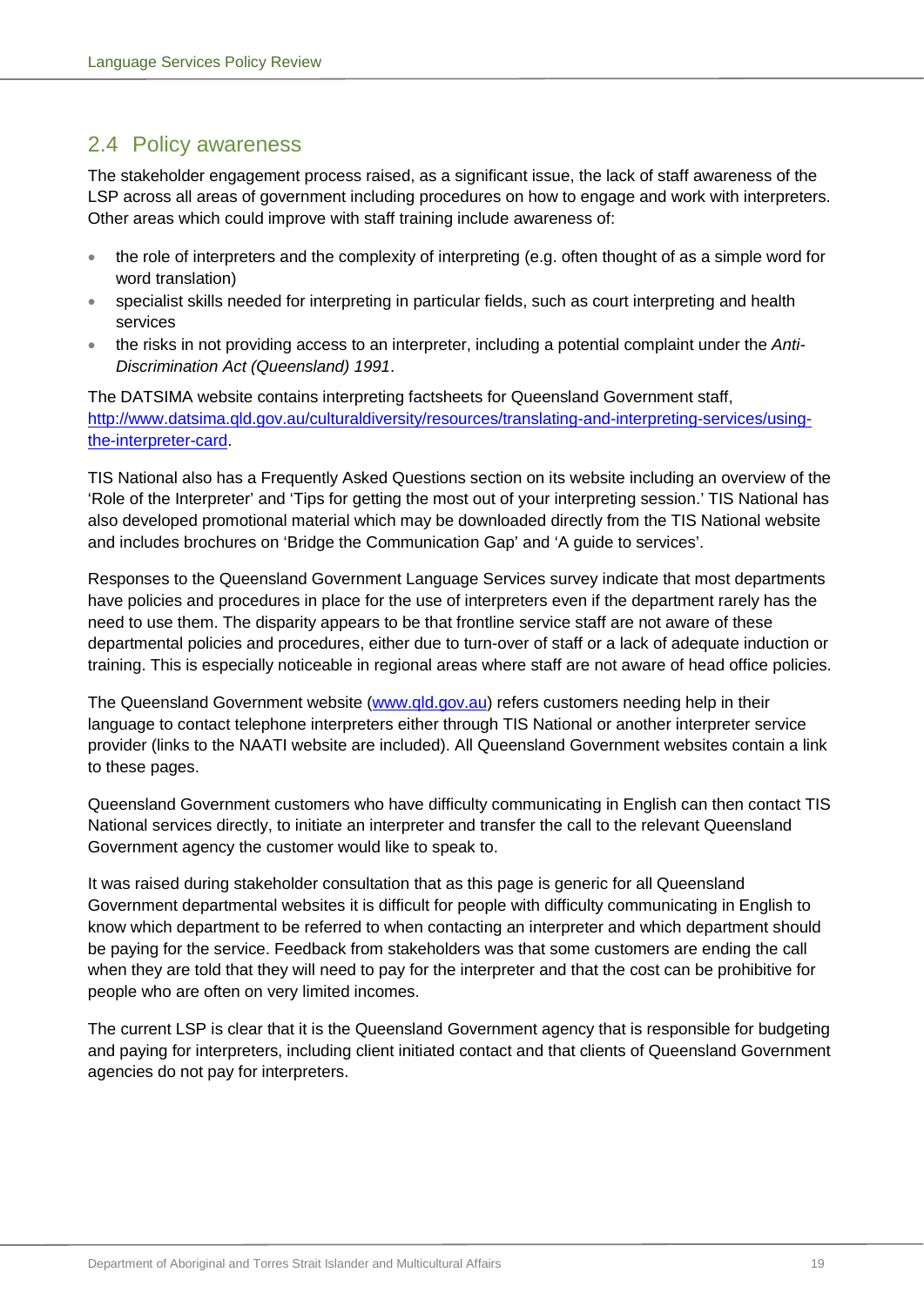## 2.4 Policy awareness

The stakeholder engagement process raised, as a significant issue, the lack of staff awareness of the LSP across all areas of government including procedures on how to engage and work with interpreters. Other areas which could improve with staff training include awareness of:

- the role of interpreters and the complexity of interpreting (e.g. often thought of as a simple word for word translation)
- specialist skills needed for interpreting in particular fields, such as court interpreting and health services
- the risks in not providing access to an interpreter, including a potential complaint under the *Anti-Discrimination Act (Queensland) 1991*.

The DATSIMA website contains interpreting factsheets for Queensland Government staff, [http://www.datsima.qld.gov.au/culturaldiversity/resources/translating-and-interpreting-services/using-the-interpreter-card](http://www.datsima.qld.gov.au/culturaldiversity/resources/translating-and-interpreting-services/using-the-interpreter-card).

TIS National also has a Frequently Asked Questions section on its website including an overview of the 'Role of the Interpreter' and 'Tips for getting the most out of your interpreting session.' TIS National has also developed promotional material which may be downloaded directly from the TIS National website and includes brochures on 'Bridge the Communication Gap' and 'A guide to services'.

Responses to the Queensland Government Language Services survey indicate that most departments have policies and procedures in place for the use of interpreters even if the department rarely has the need to use them. The disparity appears to be that frontline service staff are not aware of these departmental policies and procedures, either due to turn-over of staff or a lack of adequate induction or training. This is especially noticeable in regional areas where staff are not aware of head office policies.

The Queensland Government website ([www.qld.gov.au](http://www.qld.gov.au)) refers customers needing help in their language to contact telephone interpreters either through TIS National or another interpreter service provider (links to the NAATI website are included). All Queensland Government websites contain a link to these pages.

Queensland Government customers who have difficulty communicating in English can then contact TIS National services directly, to initiate an interpreter and transfer the call to the relevant Queensland Government agency the customer would like to speak to.

It was raised during stakeholder consultation that as this page is generic for all Queensland Government departmental websites it is difficult for people with difficulty communicating in English to know which department to be referred to when contacting an interpreter and which department should be paying for the service. Feedback from stakeholders was that some customers are ending the call when they are told that they will need to pay for the interpreter and that the cost can be prohibitive for people who are often on very limited incomes.

The current LSP is clear that it is the Queensland Government agency that is responsible for budgeting and paying for interpreters, including client initiated contact and that clients of Queensland Government agencies do not pay for interpreters.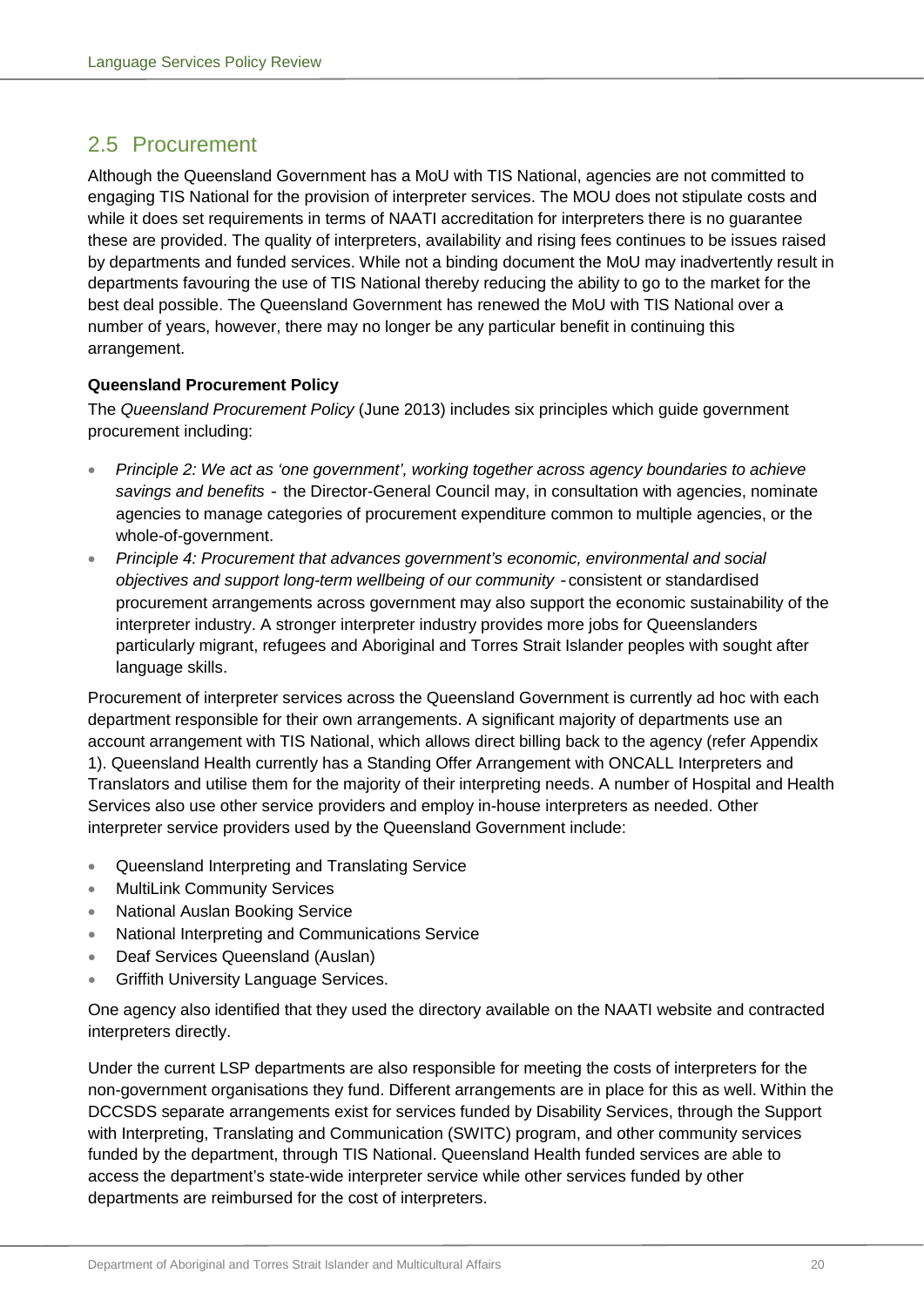## 2.5 Procurement

Although the Queensland Government has a MoU with TIS National, agencies are not committed to engaging TIS National for the provision of interpreter services. The MOU does not stipulate costs and while it does set requirements in terms of NAATI accreditation for interpreters there is no guarantee these are provided. The quality of interpreters, availability and rising fees continues to be issues raised by departments and funded services. While not a binding document the MoU may inadvertently result in departments favouring the use of TIS National thereby reducing the ability to go to the market for the best deal possible. The Queensland Government has renewed the MoU with TIS National over a number of years, however, there may no longer be any particular benefit in continuing this arrangement.

**Queensland Procurement Policy**

The *Queensland Procurement Policy* (June 2013) includes six principles which guide government procurement including:

- *Principle 2: We act as 'one government', working together across agency boundaries to achieve savings and benefits* - the Director-General Council may, in consultation with agencies, nominate agencies to manage categories of procurement expenditure common to multiple agencies, or the whole-of-government.
- *Principle 4: Procurement that advances government's economic, environmental and social objectives and support long-term wellbeing of our community* - consistent or standardised procurement arrangements across government may also support the economic sustainability of the interpreter industry. A stronger interpreter industry provides more jobs for Queenslanders particularly migrant, refugees and Aboriginal and Torres Strait Islander peoples with sought after language skills.

Procurement of interpreter services across the Queensland Government is currently ad hoc with each department responsible for their own arrangements. A significant majority of departments use an account arrangement with TIS National, which allows direct billing back to the agency (refer Appendix 1). Queensland Health currently has a Standing Offer Arrangement with ONCALL Interpreters and Translators and utilise them for the majority of their interpreting needs. A number of Hospital and Health Services also use other service providers and employ in-house interpreters as needed. Other interpreter service providers used by the Queensland Government include:

- Queensland Interpreting and Translating Service
- MultiLink Community Services
- National Auslan Booking Service
- National Interpreting and Communications Service
- Deaf Services Queensland (Auslan)
- Griffith University Language Services.

One agency also identified that they used the directory available on the NAATI website and contracted interpreters directly.

Under the current LSP departments are also responsible for meeting the costs of interpreters for the non-government organisations they fund. Different arrangements are in place for this as well. Within the DCCSDS separate arrangements exist for services funded by Disability Services, through the Support with Interpreting, Translating and Communication (SWITC) program, and other community services funded by the department, through TIS National. Queensland Health funded services are able to access the department's state-wide interpreter service while other services funded by other departments are reimbursed for the cost of interpreters.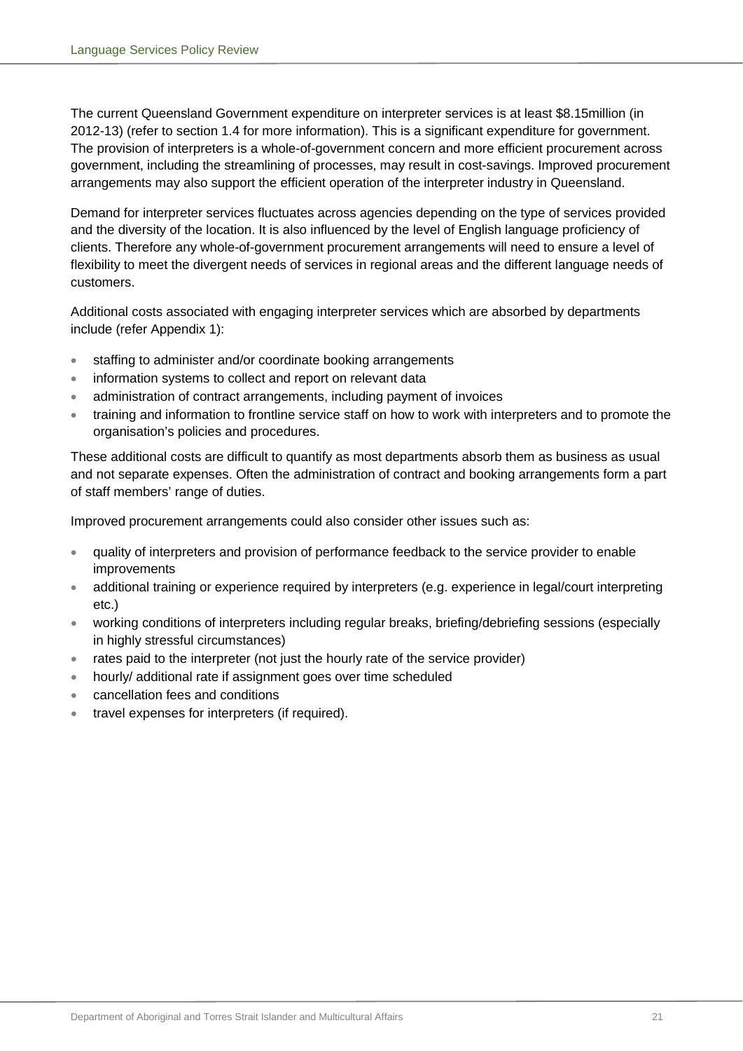The current Queensland Government expenditure on interpreter services is at least $8.15million (in 2012-13) (refer to section 1.4 for more information). This is a significant expenditure for government. The provision of interpreters is a whole-of-government concern and more efficient procurement across government, including the streamlining of processes, may result in cost-savings. Improved procurement arrangements may also support the efficient operation of the interpreter industry in Queensland.

Demand for interpreter services fluctuates across agencies depending on the type of services provided and the diversity of the location. It is also influenced by the level of English language proficiency of clients. Therefore any whole-of-government procurement arrangements will need to ensure a level of flexibility to meet the divergent needs of services in regional areas and the different language needs of customers.

Additional costs associated with engaging interpreter services which are absorbed by departments include (refer Appendix 1):

- staffing to administer and/or coordinate booking arrangements
- information systems to collect and report on relevant data
- administration of contract arrangements, including payment of invoices
- training and information to frontline service staff on how to work with interpreters and to promote the organisation's policies and procedures.

These additional costs are difficult to quantify as most departments absorb them as business as usual and not separate expenses. Often the administration of contract and booking arrangements form a part of staff members' range of duties.

Improved procurement arrangements could also consider other issues such as:

- quality of interpreters and provision of performance feedback to the service provider to enable improvements
- additional training or experience required by interpreters (e.g. experience in legal/court interpreting etc.)
- working conditions of interpreters including regular breaks, briefing/debriefing sessions (especially in highly stressful circumstances)
- rates paid to the interpreter (not just the hourly rate of the service provider)
- hourly/ additional rate if assignment goes over time scheduled
- cancellation fees and conditions
- travel expenses for interpreters (if required).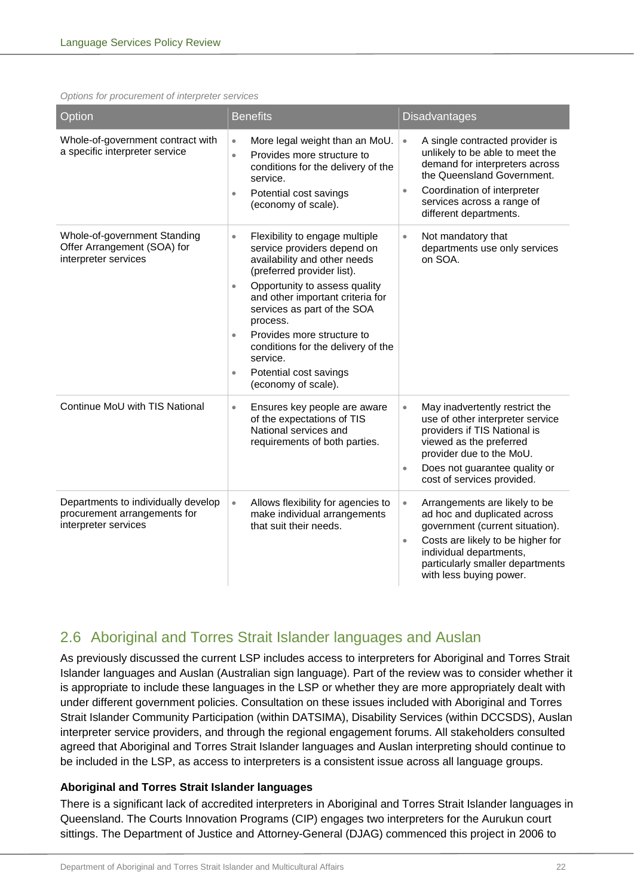*Options for procurement of interpreter services*

| Option | Benefits | Disadvantages |
|---|---|---|
| Whole-of-government contract with a specific interpreter service | • More legal weight than an MoU.<br>• Provides more structure to conditions for the delivery of the service.<br>• Potential cost savings (economy of scale). | • A single contracted provider is unlikely to be able to meet the demand for interpreters across the Queensland Government.<br>• Coordination of interpreter services across a range of different departments. |
| Whole-of-government Standing Offer Arrangement (SOA) for interpreter services | • Flexibility to engage multiple service providers depend on availability and other needs (preferred provider list).<br>• Opportunity to assess quality and other important criteria for services as part of the SOA process.<br>• Provides more structure to conditions for the delivery of the service.<br>• Potential cost savings (economy of scale). | • Not mandatory that departments use only services on SOA. |
| Continue MoU with TIS National | • Ensures key people are aware of the expectations of TIS National services and requirements of both parties. | • May inadvertently restrict the use of other interpreter service providers if TIS National is viewed as the preferred provider due to the MoU.<br>• Does not guarantee quality or cost of services provided. |
| Departments to individually develop procurement arrangements for interpreter services | • Allows flexibility for agencies to make individual arrangements that suit their needs. | • Arrangements are likely to be ad hoc and duplicated across government (current situation).<br>• Costs are likely to be higher for individual departments, particularly smaller departments with less buying power. |

## 2.6 Aboriginal and Torres Strait Islander languages and Auslan

As previously discussed the current LSP includes access to interpreters for Aboriginal and Torres Strait Islander languages and Auslan (Australian sign language). Part of the review was to consider whether it is appropriate to include these languages in the LSP or whether they are more appropriately dealt with under different government policies. Consultation on these issues included with Aboriginal and Torres Strait Islander Community Participation (within DATSIMA), Disability Services (within DCCSDS), Auslan interpreter service providers, and through the regional engagement forums. All stakeholders consulted agreed that Aboriginal and Torres Strait Islander languages and Auslan interpreting should continue to be included in the LSP, as access to interpreters is a consistent issue across all language groups.

**Aboriginal and Torres Strait Islander languages**

There is a significant lack of accredited interpreters in Aboriginal and Torres Strait Islander languages in Queensland. The Courts Innovation Programs (CIP) engages two interpreters for the Aurukun court sittings. The Department of Justice and Attorney-General (DJAG) commenced this project in 2006 to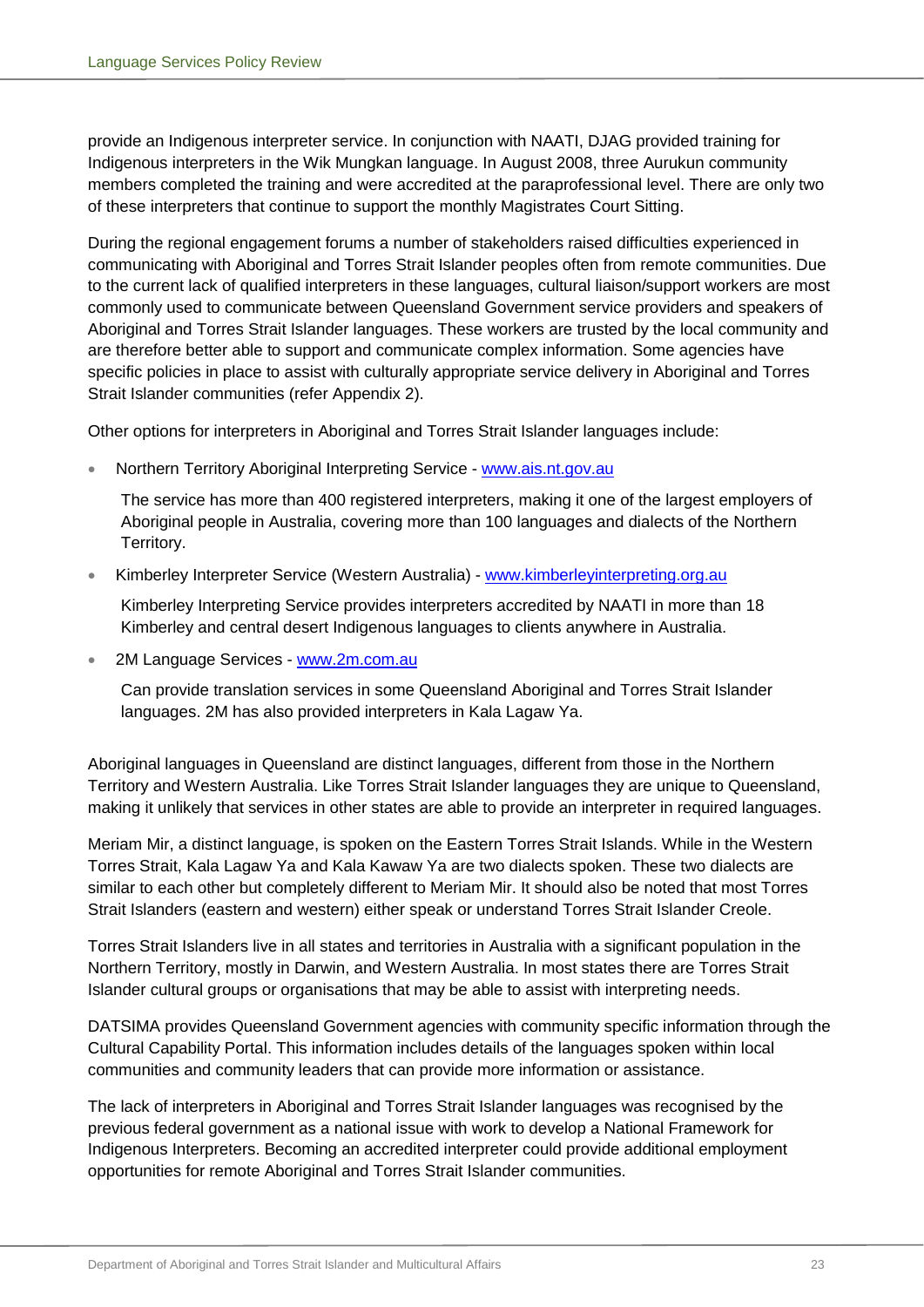provide an Indigenous interpreter service. In conjunction with NAATI, DJAG provided training for Indigenous interpreters in the Wik Mungkan language. In August 2008, three Aurukun community members completed the training and were accredited at the paraprofessional level. There are only two of these interpreters that continue to support the monthly Magistrates Court Sitting.

During the regional engagement forums a number of stakeholders raised difficulties experienced in communicating with Aboriginal and Torres Strait Islander peoples often from remote communities. Due to the current lack of qualified interpreters in these languages, cultural liaison/support workers are most commonly used to communicate between Queensland Government service providers and speakers of Aboriginal and Torres Strait Islander languages. These workers are trusted by the local community and are therefore better able to support and communicate complex information. Some agencies have specific policies in place to assist with culturally appropriate service delivery in Aboriginal and Torres Strait Islander communities (refer Appendix 2).

Other options for interpreters in Aboriginal and Torres Strait Islander languages include:

- Northern Territory Aboriginal Interpreting Service - www.ais.nt.gov.au

  The service has more than 400 registered interpreters, making it one of the largest employers of Aboriginal people in Australia, covering more than 100 languages and dialects of the Northern Territory.

- Kimberley Interpreter Service (Western Australia) - www.kimberleyinterpreting.org.au

  Kimberley Interpreting Service provides interpreters accredited by NAATI in more than 18 Kimberley and central desert Indigenous languages to clients anywhere in Australia.

- 2M Language Services - www.2m.com.au

  Can provide translation services in some Queensland Aboriginal and Torres Strait Islander languages. 2M has also provided interpreters in Kala Lagaw Ya.

Aboriginal languages in Queensland are distinct languages, different from those in the Northern Territory and Western Australia. Like Torres Strait Islander languages they are unique to Queensland, making it unlikely that services in other states are able to provide an interpreter in required languages.

Meriam Mir, a distinct language, is spoken on the Eastern Torres Strait Islands. While in the Western Torres Strait, Kala Lagaw Ya and Kala Kawaw Ya are two dialects spoken. These two dialects are similar to each other but completely different to Meriam Mir. It should also be noted that most Torres Strait Islanders (eastern and western) either speak or understand Torres Strait Islander Creole.

Torres Strait Islanders live in all states and territories in Australia with a significant population in the Northern Territory, mostly in Darwin, and Western Australia. In most states there are Torres Strait Islander cultural groups or organisations that may be able to assist with interpreting needs.

DATSIMA provides Queensland Government agencies with community specific information through the Cultural Capability Portal. This information includes details of the languages spoken within local communities and community leaders that can provide more information or assistance.

The lack of interpreters in Aboriginal and Torres Strait Islander languages was recognised by the previous federal government as a national issue with work to develop a National Framework for Indigenous Interpreters. Becoming an accredited interpreter could provide additional employment opportunities for remote Aboriginal and Torres Strait Islander communities.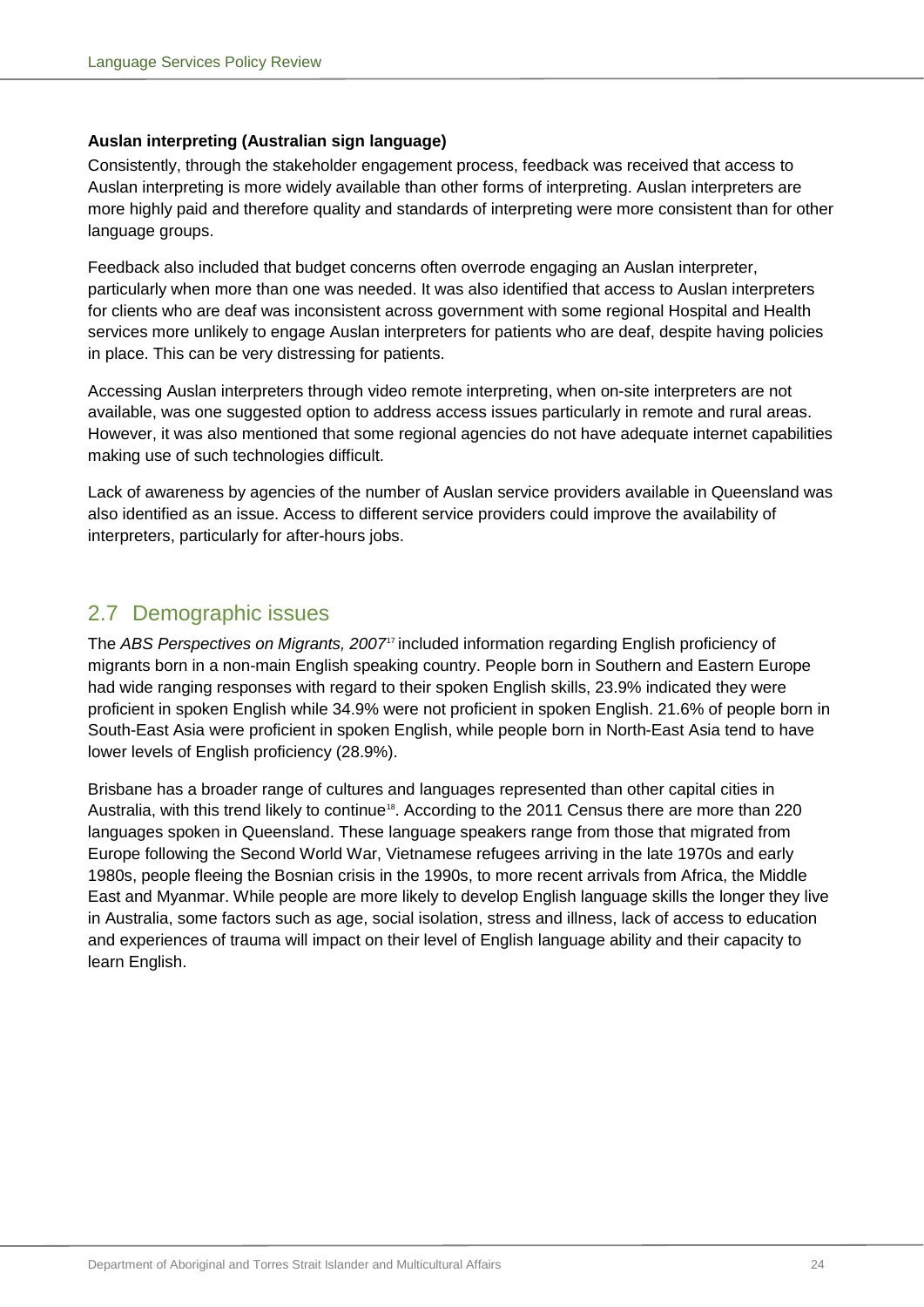**Auslan interpreting (Australian sign language)**

Consistently, through the stakeholder engagement process, feedback was received that access to Auslan interpreting is more widely available than other forms of interpreting. Auslan interpreters are more highly paid and therefore quality and standards of interpreting were more consistent than for other language groups.

Feedback also included that budget concerns often overrode engaging an Auslan interpreter, particularly when more than one was needed. It was also identified that access to Auslan interpreters for clients who are deaf was inconsistent across government with some regional Hospital and Health services more unlikely to engage Auslan interpreters for patients who are deaf, despite having policies in place. This can be very distressing for patients.

Accessing Auslan interpreters through video remote interpreting, when on-site interpreters are not available, was one suggested option to address access issues particularly in remote and rural areas. However, it was also mentioned that some regional agencies do not have adequate internet capabilities making use of such technologies difficult.

Lack of awareness by agencies of the number of Auslan service providers available in Queensland was also identified as an issue. Access to different service providers could improve the availability of interpreters, particularly for after-hours jobs.

## 2.7 Demographic issues

The *ABS Perspectives on Migrants, 2007*[17] included information regarding English proficiency of migrants born in a non-main English speaking country. People born in Southern and Eastern Europe had wide ranging responses with regard to their spoken English skills, 23.9% indicated they were proficient in spoken English while 34.9% were not proficient in spoken English. 21.6% of people born in South-East Asia were proficient in spoken English, while people born in North-East Asia tend to have lower levels of English proficiency (28.9%).

Brisbane has a broader range of cultures and languages represented than other capital cities in Australia, with this trend likely to continue[18]. According to the 2011 Census there are more than 220 languages spoken in Queensland. These language speakers range from those that migrated from Europe following the Second World War, Vietnamese refugees arriving in the late 1970s and early 1980s, people fleeing the Bosnian crisis in the 1990s, to more recent arrivals from Africa, the Middle East and Myanmar. While people are more likely to develop English language skills the longer they live in Australia, some factors such as age, social isolation, stress and illness, lack of access to education and experiences of trauma will impact on their level of English language ability and their capacity to learn English.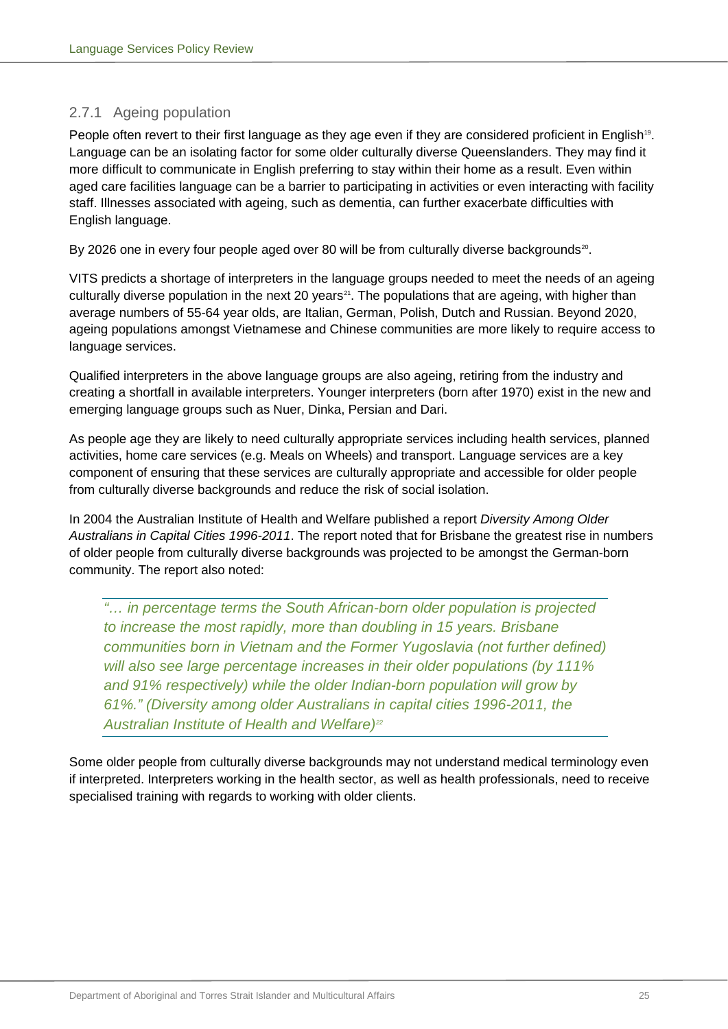### 2.7.1 Ageing population

People often revert to their first language as they age even if they are considered proficient in English[19]. Language can be an isolating factor for some older culturally diverse Queenslanders. They may find it more difficult to communicate in English preferring to stay within their home as a result. Even within aged care facilities language can be a barrier to participating in activities or even interacting with facility staff. Illnesses associated with ageing, such as dementia, can further exacerbate difficulties with English language.

By 2026 one in every four people aged over 80 will be from culturally diverse backgrounds[20].

VITS predicts a shortage of interpreters in the language groups needed to meet the needs of an ageing culturally diverse population in the next 20 years[21]. The populations that are ageing, with higher than average numbers of 55-64 year olds, are Italian, German, Polish, Dutch and Russian. Beyond 2020, ageing populations amongst Vietnamese and Chinese communities are more likely to require access to language services.

Qualified interpreters in the above language groups are also ageing, retiring from the industry and creating a shortfall in available interpreters. Younger interpreters (born after 1970) exist in the new and emerging language groups such as Nuer, Dinka, Persian and Dari.

As people age they are likely to need culturally appropriate services including health services, planned activities, home care services (e.g. Meals on Wheels) and transport. Language services are a key component of ensuring that these services are culturally appropriate and accessible for older people from culturally diverse backgrounds and reduce the risk of social isolation.

In 2004 the Australian Institute of Health and Welfare published a report *Diversity Among Older Australians in Capital Cities 1996-2011*. The report noted that for Brisbane the greatest rise in numbers of older people from culturally diverse backgrounds was projected to be amongst the German-born community. The report also noted:

> *"… in percentage terms the South African-born older population is projected to increase the most rapidly, more than doubling in 15 years. Brisbane communities born in Vietnam and the Former Yugoslavia (not further defined) will also see large percentage increases in their older populations (by 111% and 91% respectively) while the older Indian-born population will grow by 61%." (Diversity among older Australians in capital cities 1996-2011, the Australian Institute of Health and Welfare)*[22]

Some older people from culturally diverse backgrounds may not understand medical terminology even if interpreted. Interpreters working in the health sector, as well as health professionals, need to receive specialised training with regards to working with older clients.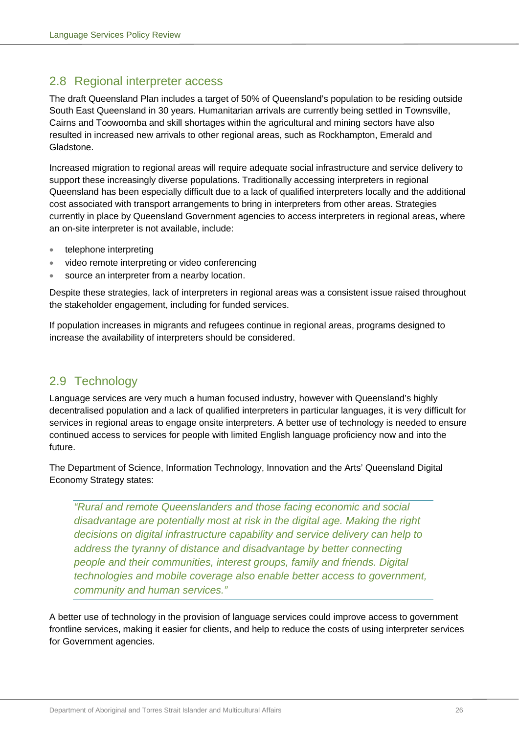## 2.8 Regional interpreter access

The draft Queensland Plan includes a target of 50% of Queensland's population to be residing outside South East Queensland in 30 years. Humanitarian arrivals are currently being settled in Townsville, Cairns and Toowoomba and skill shortages within the agricultural and mining sectors have also resulted in increased new arrivals to other regional areas, such as Rockhampton, Emerald and Gladstone.

Increased migration to regional areas will require adequate social infrastructure and service delivery to support these increasingly diverse populations. Traditionally accessing interpreters in regional Queensland has been especially difficult due to a lack of qualified interpreters locally and the additional cost associated with transport arrangements to bring in interpreters from other areas. Strategies currently in place by Queensland Government agencies to access interpreters in regional areas, where an on-site interpreter is not available, include:

- telephone interpreting
- video remote interpreting or video conferencing
- source an interpreter from a nearby location.

Despite these strategies, lack of interpreters in regional areas was a consistent issue raised throughout the stakeholder engagement, including for funded services.

If population increases in migrants and refugees continue in regional areas, programs designed to increase the availability of interpreters should be considered.

## 2.9 Technology

Language services are very much a human focused industry, however with Queensland's highly decentralised population and a lack of qualified interpreters in particular languages, it is very difficult for services in regional areas to engage onsite interpreters. A better use of technology is needed to ensure continued access to services for people with limited English language proficiency now and into the future.

The Department of Science, Information Technology, Innovation and the Arts' Queensland Digital Economy Strategy states:

> *"Rural and remote Queenslanders and those facing economic and social disadvantage are potentially most at risk in the digital age. Making the right decisions on digital infrastructure capability and service delivery can help to address the tyranny of distance and disadvantage by better connecting people and their communities, interest groups, family and friends. Digital technologies and mobile coverage also enable better access to government, community and human services."*

A better use of technology in the provision of language services could improve access to government frontline services, making it easier for clients, and help to reduce the costs of using interpreter services for Government agencies.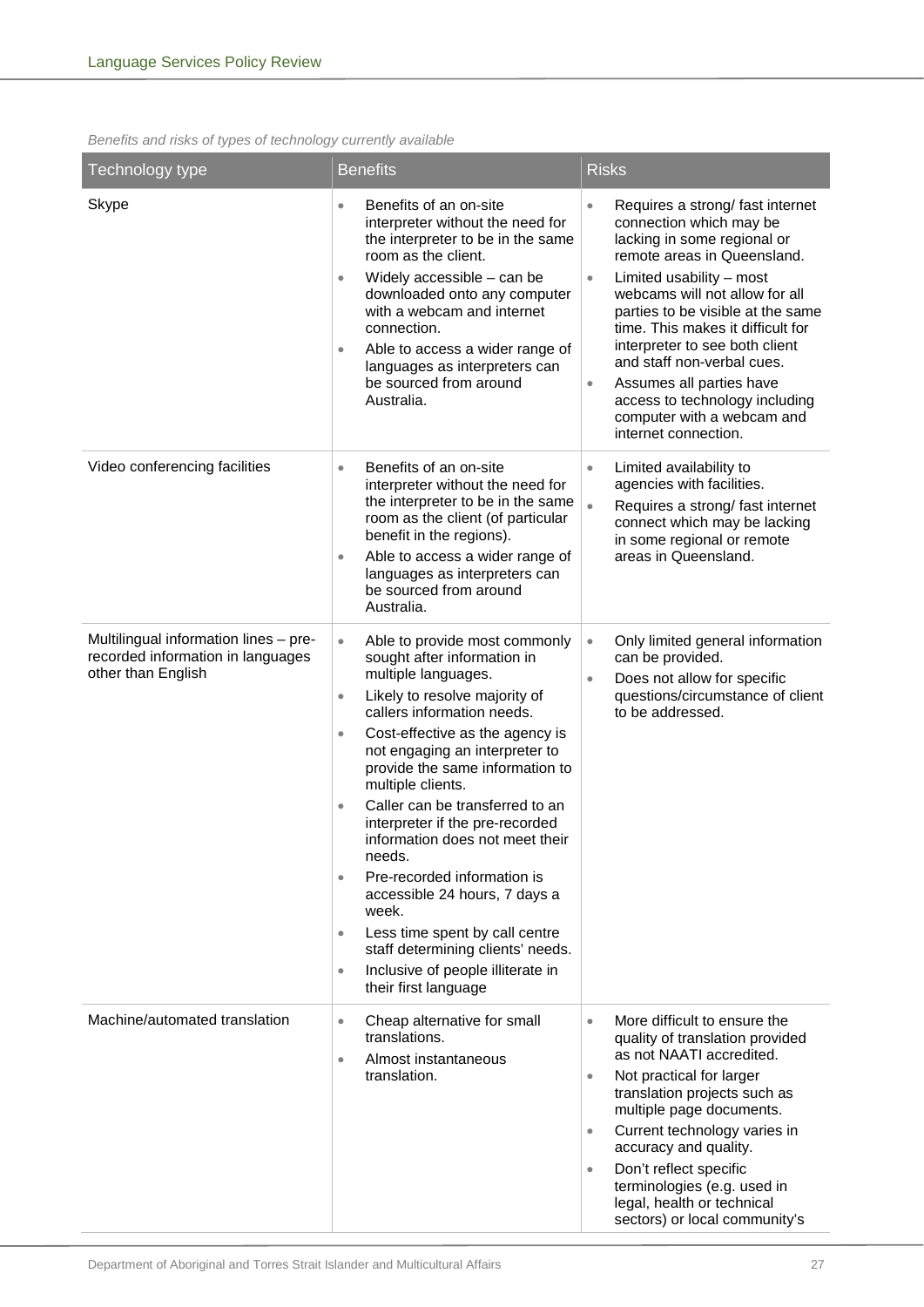*Benefits and risks of types of technology currently available*

| Technology type | Benefits | Risks |
|---|---|---|
| Skype | • Benefits of an on-site interpreter without the need for the interpreter to be in the same room as the client.<br>• Widely accessible – can be downloaded onto any computer with a webcam and internet connection.<br>• Able to access a wider range of languages as interpreters can be sourced from around Australia. | • Requires a strong/ fast internet connection which may be lacking in some regional or remote areas in Queensland.<br>• Limited usability – most webcams will not allow for all parties to be visible at the same time. This makes it difficult for interpreter to see both client and staff non-verbal cues.<br>• Assumes all parties have access to technology including computer with a webcam and internet connection. |
| Video conferencing facilities | • Benefits of an on-site interpreter without the need for the interpreter to be in the same room as the client (of particular benefit in the regions).<br>• Able to access a wider range of languages as interpreters can be sourced from around Australia. | • Limited availability to agencies with facilities.<br>• Requires a strong/ fast internet connect which may be lacking in some regional or remote areas in Queensland. |
| Multilingual information lines – pre-recorded information in languages other than English | • Able to provide most commonly sought after information in multiple languages.<br>• Likely to resolve majority of callers information needs.<br>• Cost-effective as the agency is not engaging an interpreter to provide the same information to multiple clients.<br>• Caller can be transferred to an interpreter if the pre-recorded information does not meet their needs.<br>• Pre-recorded information is accessible 24 hours, 7 days a week.<br>• Less time spent by call centre staff determining clients' needs.<br>• Inclusive of people illiterate in their first language | • Only limited general information can be provided.<br>• Does not allow for specific questions/circumstance of client to be addressed. |
| Machine/automated translation | • Cheap alternative for small translations.<br>• Almost instantaneous translation. | • More difficult to ensure the quality of translation provided as not NAATI accredited.<br>• Not practical for larger translation projects such as multiple page documents.<br>• Current technology varies in accuracy and quality.<br>• Don't reflect specific terminologies (e.g. used in legal, health or technical sectors) or local community's |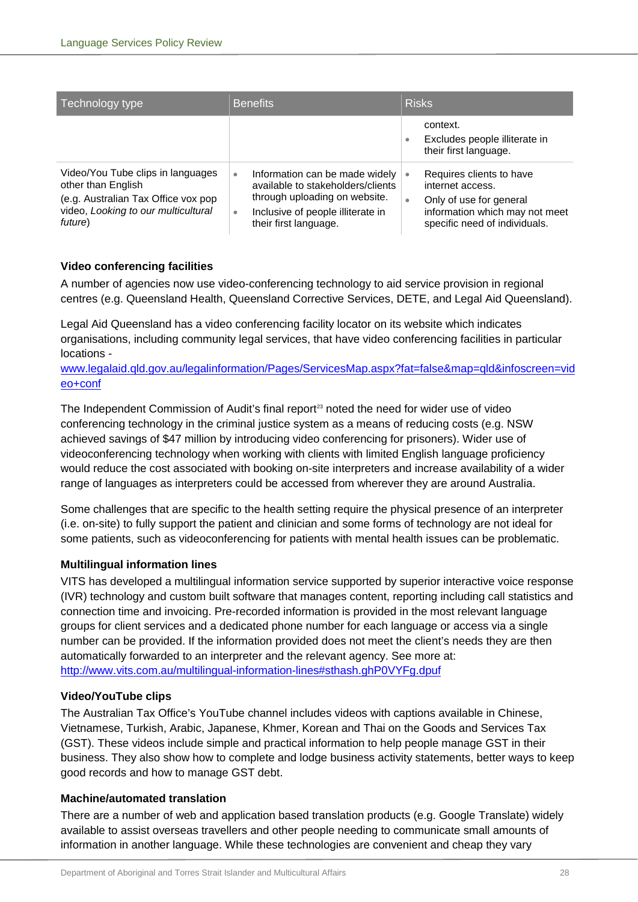| Technology type | Benefits | Risks |
| --- | --- | --- |
| | | context.<br>• Excludes people illiterate in their first language. |
| Video/You Tube clips in languages other than English<br>(e.g. Australian Tax Office vox pop video, *Looking to our multicultural future*) | • Information can be made widely available to stakeholders/clients through uploading on website.<br>• Inclusive of people illiterate in their first language. | • Requires clients to have internet access.<br>• Only of use for general information which may not meet specific need of individuals. |

**Video conferencing facilities**

A number of agencies now use video-conferencing technology to aid service provision in regional centres (e.g. Queensland Health, Queensland Corrective Services, DETE, and Legal Aid Queensland).

Legal Aid Queensland has a video conferencing facility locator on its website which indicates organisations, including community legal services, that have video conferencing facilities in particular locations - www.legalaid.qld.gov.au/legalinformation/Pages/ServicesMap.aspx?fat=false&map=qld&infoscreen=video+conf

The Independent Commission of Audit's final report[23] noted the need for wider use of video conferencing technology in the criminal justice system as a means of reducing costs (e.g. NSW achieved savings of $47 million by introducing video conferencing for prisoners). Wider use of videoconferencing technology when working with clients with limited English language proficiency would reduce the cost associated with booking on-site interpreters and increase availability of a wider range of languages as interpreters could be accessed from wherever they are around Australia.

Some challenges that are specific to the health setting require the physical presence of an interpreter (i.e. on-site) to fully support the patient and clinician and some forms of technology are not ideal for some patients, such as videoconferencing for patients with mental health issues can be problematic.

**Multilingual information lines**

VITS has developed a multilingual information service supported by superior interactive voice response (IVR) technology and custom built software that manages content, reporting including call statistics and connection time and invoicing. Pre-recorded information is provided in the most relevant language groups for client services and a dedicated phone number for each language or access via a single number can be provided. If the information provided does not meet the client's needs they are then automatically forwarded to an interpreter and the relevant agency. See more at: http://www.vits.com.au/multilingual-information-lines#sthash.ghP0VYFg.dpuf

**Video/YouTube clips**

The Australian Tax Office's YouTube channel includes videos with captions available in Chinese, Vietnamese, Turkish, Arabic, Japanese, Khmer, Korean and Thai on the Goods and Services Tax (GST). These videos include simple and practical information to help people manage GST in their business. They also show how to complete and lodge business activity statements, better ways to keep good records and how to manage GST debt.

**Machine/automated translation**

There are a number of web and application based translation products (e.g. Google Translate) widely available to assist overseas travellers and other people needing to communicate small amounts of information in another language. While these technologies are convenient and cheap they vary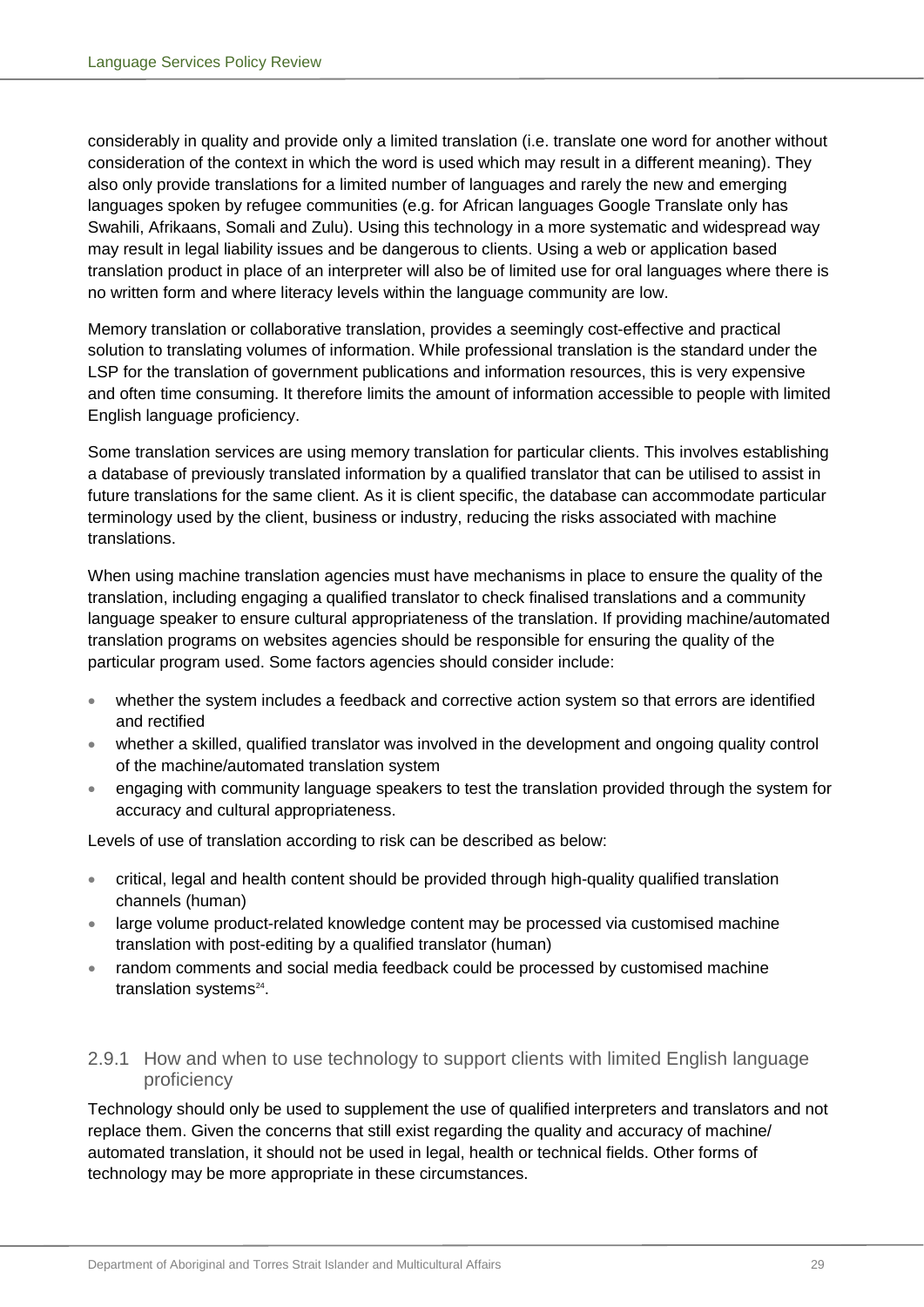considerably in quality and provide only a limited translation (i.e. translate one word for another without consideration of the context in which the word is used which may result in a different meaning). They also only provide translations for a limited number of languages and rarely the new and emerging languages spoken by refugee communities (e.g. for African languages Google Translate only has Swahili, Afrikaans, Somali and Zulu). Using this technology in a more systematic and widespread way may result in legal liability issues and be dangerous to clients. Using a web or application based translation product in place of an interpreter will also be of limited use for oral languages where there is no written form and where literacy levels within the language community are low.

Memory translation or collaborative translation, provides a seemingly cost-effective and practical solution to translating volumes of information. While professional translation is the standard under the LSP for the translation of government publications and information resources, this is very expensive and often time consuming. It therefore limits the amount of information accessible to people with limited English language proficiency.

Some translation services are using memory translation for particular clients. This involves establishing a database of previously translated information by a qualified translator that can be utilised to assist in future translations for the same client. As it is client specific, the database can accommodate particular terminology used by the client, business or industry, reducing the risks associated with machine translations.

When using machine translation agencies must have mechanisms in place to ensure the quality of the translation, including engaging a qualified translator to check finalised translations and a community language speaker to ensure cultural appropriateness of the translation. If providing machine/automated translation programs on websites agencies should be responsible for ensuring the quality of the particular program used. Some factors agencies should consider include:

- whether the system includes a feedback and corrective action system so that errors are identified and rectified
- whether a skilled, qualified translator was involved in the development and ongoing quality control of the machine/automated translation system
- engaging with community language speakers to test the translation provided through the system for accuracy and cultural appropriateness.

Levels of use of translation according to risk can be described as below:

- critical, legal and health content should be provided through high-quality qualified translation channels (human)
- large volume product-related knowledge content may be processed via customised machine translation with post-editing by a qualified translator (human)
- random comments and social media feedback could be processed by customised machine translation systems[24].

### 2.9.1 How and when to use technology to support clients with limited English language proficiency

Technology should only be used to supplement the use of qualified interpreters and translators and not replace them. Given the concerns that still exist regarding the quality and accuracy of machine/automated translation, it should not be used in legal, health or technical fields. Other forms of technology may be more appropriate in these circumstances.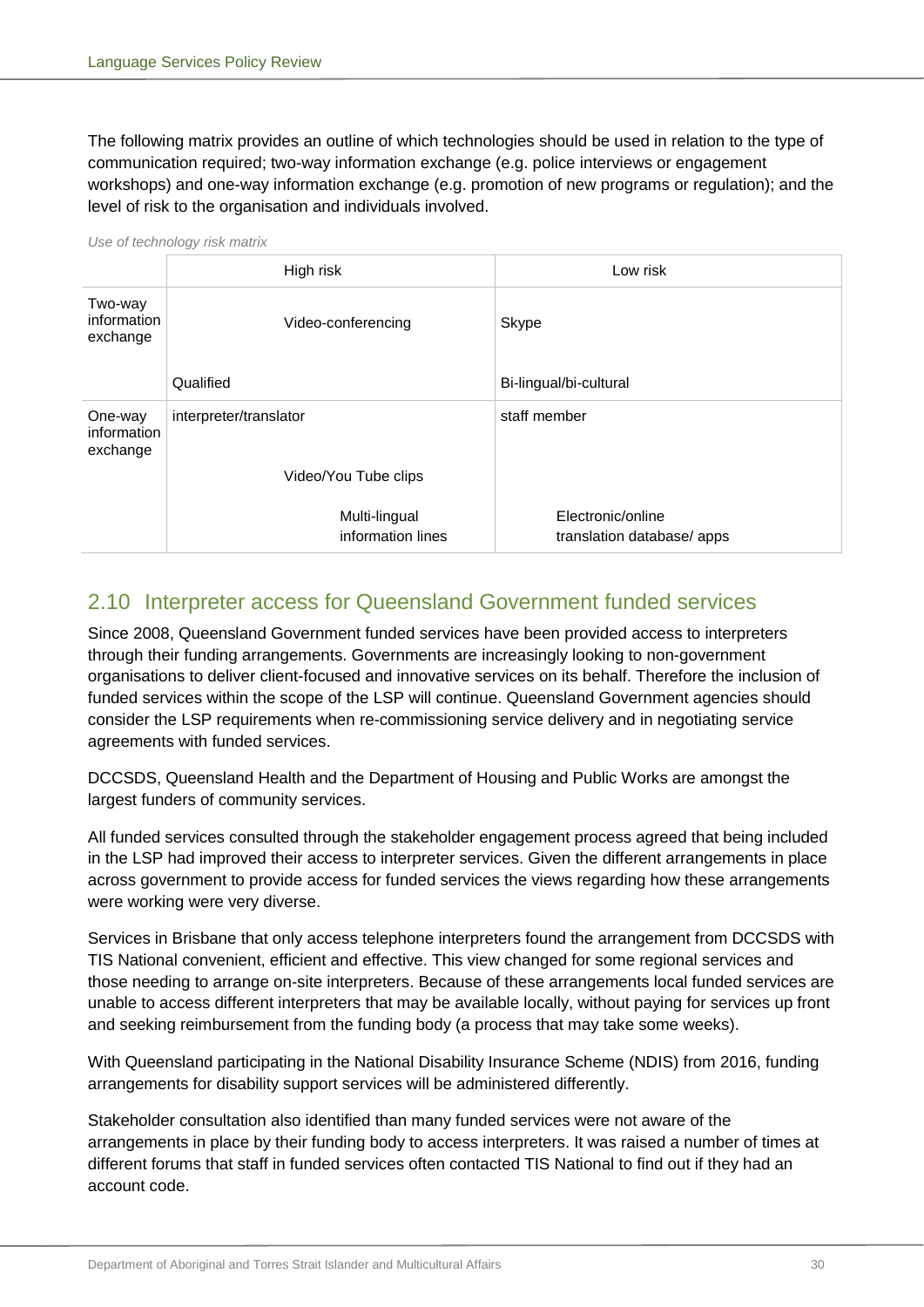The following matrix provides an outline of which technologies should be used in relation to the type of communication required; two-way information exchange (e.g. police interviews or engagement workshops) and one-way information exchange (e.g. promotion of new programs or regulation); and the level of risk to the organisation and individuals involved.

*Use of technology risk matrix*

| | High risk | Low risk |
|---|---|---|
| Two-way information exchange | Video-conferencing<br><br>Qualified | Skype<br><br>Bi-lingual/bi-cultural |
| One-way information exchange | interpreter/translator<br><br>Video/You Tube clips<br><br>Multi-lingual information lines | staff member<br><br>Electronic/online translation database/ apps |

## 2.10 Interpreter access for Queensland Government funded services

Since 2008, Queensland Government funded services have been provided access to interpreters through their funding arrangements. Governments are increasingly looking to non-government organisations to deliver client-focused and innovative services on its behalf. Therefore the inclusion of funded services within the scope of the LSP will continue. Queensland Government agencies should consider the LSP requirements when re-commissioning service delivery and in negotiating service agreements with funded services.

DCCSDS, Queensland Health and the Department of Housing and Public Works are amongst the largest funders of community services.

All funded services consulted through the stakeholder engagement process agreed that being included in the LSP had improved their access to interpreter services. Given the different arrangements in place across government to provide access for funded services the views regarding how these arrangements were working were very diverse.

Services in Brisbane that only access telephone interpreters found the arrangement from DCCSDS with TIS National convenient, efficient and effective. This view changed for some regional services and those needing to arrange on-site interpreters. Because of these arrangements local funded services are unable to access different interpreters that may be available locally, without paying for services up front and seeking reimbursement from the funding body (a process that may take some weeks).

With Queensland participating in the National Disability Insurance Scheme (NDIS) from 2016, funding arrangements for disability support services will be administered differently.

Stakeholder consultation also identified than many funded services were not aware of the arrangements in place by their funding body to access interpreters. It was raised a number of times at different forums that staff in funded services often contacted TIS National to find out if they had an account code.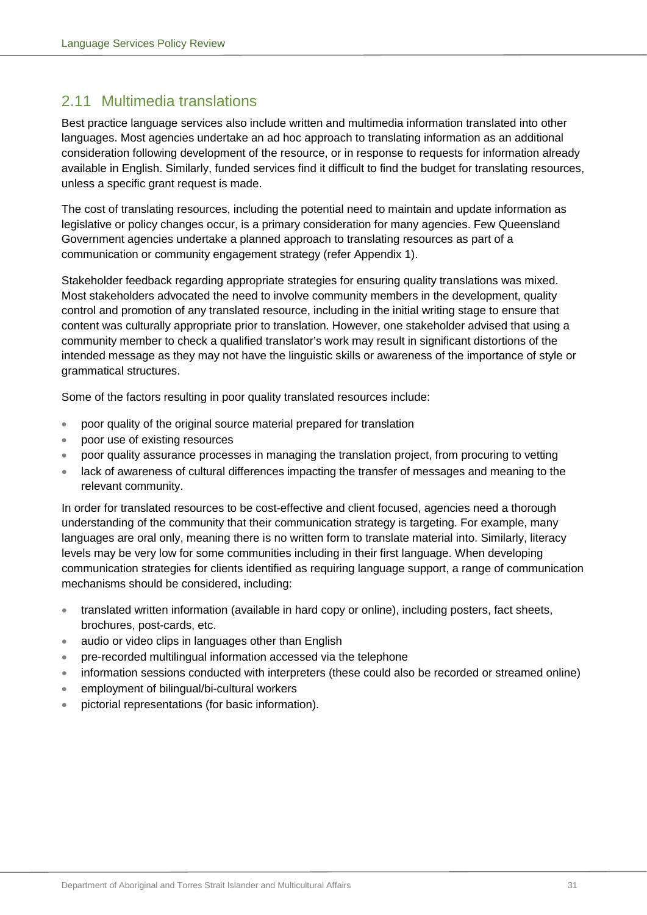## 2.11 Multimedia translations

Best practice language services also include written and multimedia information translated into other languages. Most agencies undertake an ad hoc approach to translating information as an additional consideration following development of the resource, or in response to requests for information already available in English. Similarly, funded services find it difficult to find the budget for translating resources, unless a specific grant request is made.

The cost of translating resources, including the potential need to maintain and update information as legislative or policy changes occur, is a primary consideration for many agencies. Few Queensland Government agencies undertake a planned approach to translating resources as part of a communication or community engagement strategy (refer Appendix 1).

Stakeholder feedback regarding appropriate strategies for ensuring quality translations was mixed. Most stakeholders advocated the need to involve community members in the development, quality control and promotion of any translated resource, including in the initial writing stage to ensure that content was culturally appropriate prior to translation. However, one stakeholder advised that using a community member to check a qualified translator's work may result in significant distortions of the intended message as they may not have the linguistic skills or awareness of the importance of style or grammatical structures.

Some of the factors resulting in poor quality translated resources include:

- poor quality of the original source material prepared for translation
- poor use of existing resources
- poor quality assurance processes in managing the translation project, from procuring to vetting
- lack of awareness of cultural differences impacting the transfer of messages and meaning to the relevant community.

In order for translated resources to be cost-effective and client focused, agencies need a thorough understanding of the community that their communication strategy is targeting. For example, many languages are oral only, meaning there is no written form to translate material into. Similarly, literacy levels may be very low for some communities including in their first language. When developing communication strategies for clients identified as requiring language support, a range of communication mechanisms should be considered, including:

- translated written information (available in hard copy or online), including posters, fact sheets, brochures, post-cards, etc.
- audio or video clips in languages other than English
- pre-recorded multilingual information accessed via the telephone
- information sessions conducted with interpreters (these could also be recorded or streamed online)
- employment of bilingual/bi-cultural workers
- pictorial representations (for basic information).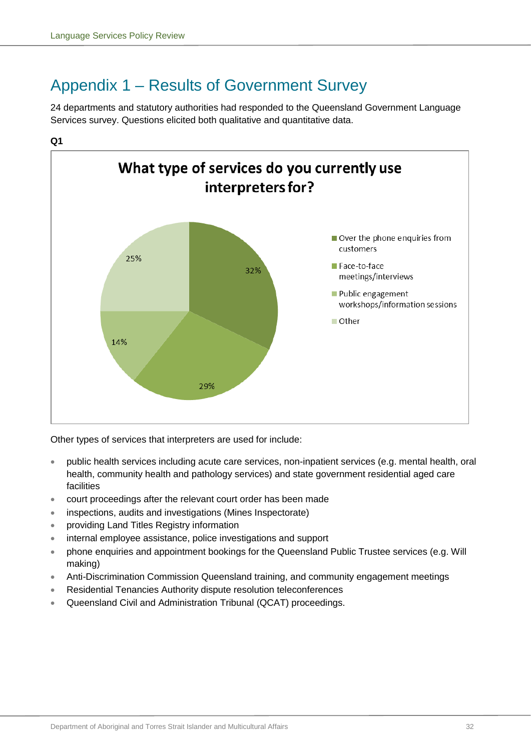# Appendix 1 – Results of Government Survey

24 departments and statutory authorities had responded to the Queensland Government Language Services survey. Questions elicited both qualitative and quantitative data.

**Q1**

**What type of services do you currently use interpreters for?**

| Service type | Percentage |
| --- | --- |
| Over the phone enquiries from customers | 32% |
| Face-to-face meetings/interviews | 29% |
| Public engagement workshops/information sessions | 14% |
| Other | 25% |

Other types of services that interpreters are used for include:

- public health services including acute care services, non-inpatient services (e.g. mental health, oral health, community health and pathology services) and state government residential aged care facilities
- court proceedings after the relevant court order has been made
- inspections, audits and investigations (Mines Inspectorate)
- providing Land Titles Registry information
- internal employee assistance, police investigations and support
- phone enquiries and appointment bookings for the Queensland Public Trustee services (e.g. Will making)
- Anti-Discrimination Commission Queensland training, and community engagement meetings
- Residential Tenancies Authority dispute resolution teleconferences
- Queensland Civil and Administration Tribunal (QCAT) proceedings.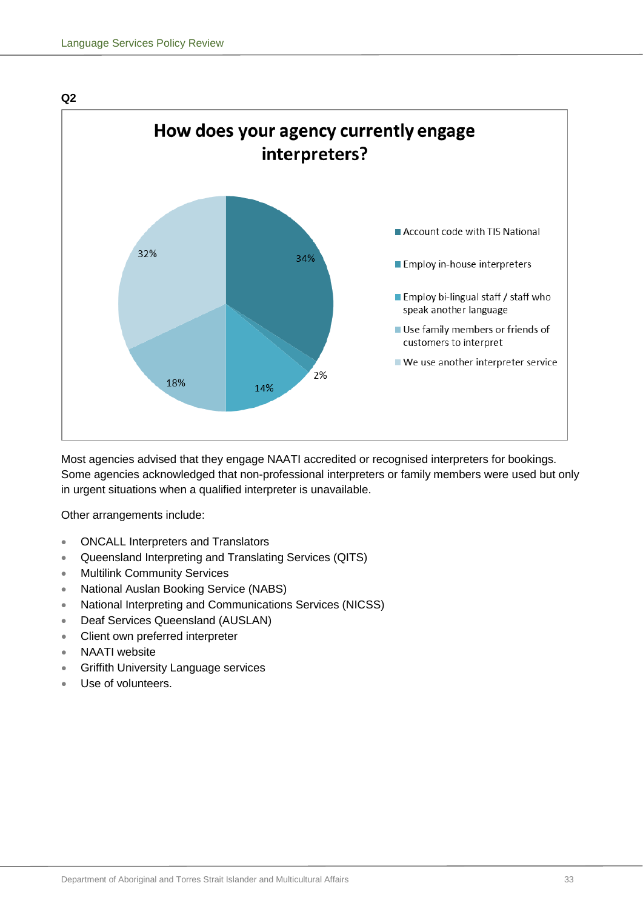**Q2**

**How does your agency currently engage interpreters?**

| Response | Percentage |
| --- | --- |
| Account code with TIS National | 34% |
| Employ in-house interpreters | 2% |
| Employ bi-lingual staff / staff who speak another language | 14% |
| Use family members or friends of customers to interpret | 18% |
| We use another interpreter service | 32% |

Most agencies advised that they engage NAATI accredited or recognised interpreters for bookings. Some agencies acknowledged that non-professional interpreters or family members were used but only in urgent situations when a qualified interpreter is unavailable.

Other arrangements include:

- ONCALL Interpreters and Translators
- Queensland Interpreting and Translating Services (QITS)
- Multilink Community Services
- National Auslan Booking Service (NABS)
- National Interpreting and Communications Services (NICSS)
- Deaf Services Queensland (AUSLAN)
- Client own preferred interpreter
- NAATI website
- Griffith University Language services
- Use of volunteers.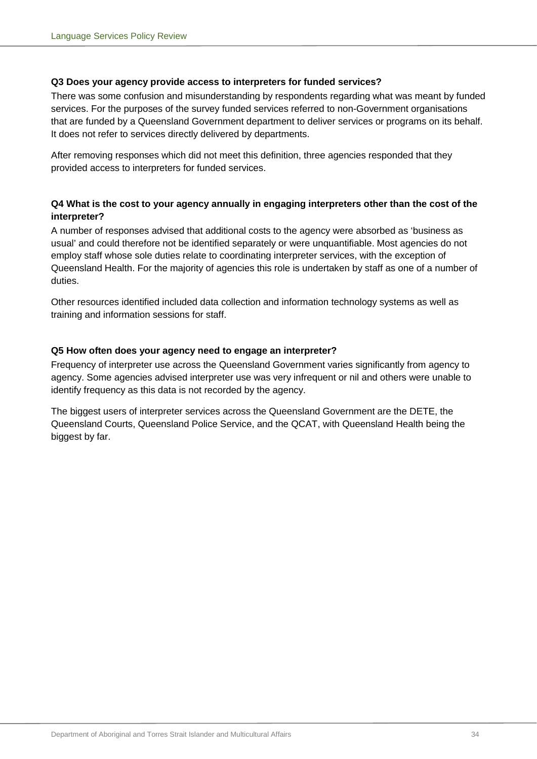**Q3 Does your agency provide access to interpreters for funded services?**

There was some confusion and misunderstanding by respondents regarding what was meant by funded services. For the purposes of the survey funded services referred to non-Government organisations that are funded by a Queensland Government department to deliver services or programs on its behalf. It does not refer to services directly delivered by departments.

After removing responses which did not meet this definition, three agencies responded that they provided access to interpreters for funded services.

**Q4 What is the cost to your agency annually in engaging interpreters other than the cost of the interpreter?**

A number of responses advised that additional costs to the agency were absorbed as 'business as usual' and could therefore not be identified separately or were unquantifiable. Most agencies do not employ staff whose sole duties relate to coordinating interpreter services, with the exception of Queensland Health. For the majority of agencies this role is undertaken by staff as one of a number of duties.

Other resources identified included data collection and information technology systems as well as training and information sessions for staff.

**Q5 How often does your agency need to engage an interpreter?**

Frequency of interpreter use across the Queensland Government varies significantly from agency to agency. Some agencies advised interpreter use was very infrequent or nil and others were unable to identify frequency as this data is not recorded by the agency.

The biggest users of interpreter services across the Queensland Government are the DETE, the Queensland Courts, Queensland Police Service, and the QCAT, with Queensland Health being the biggest by far.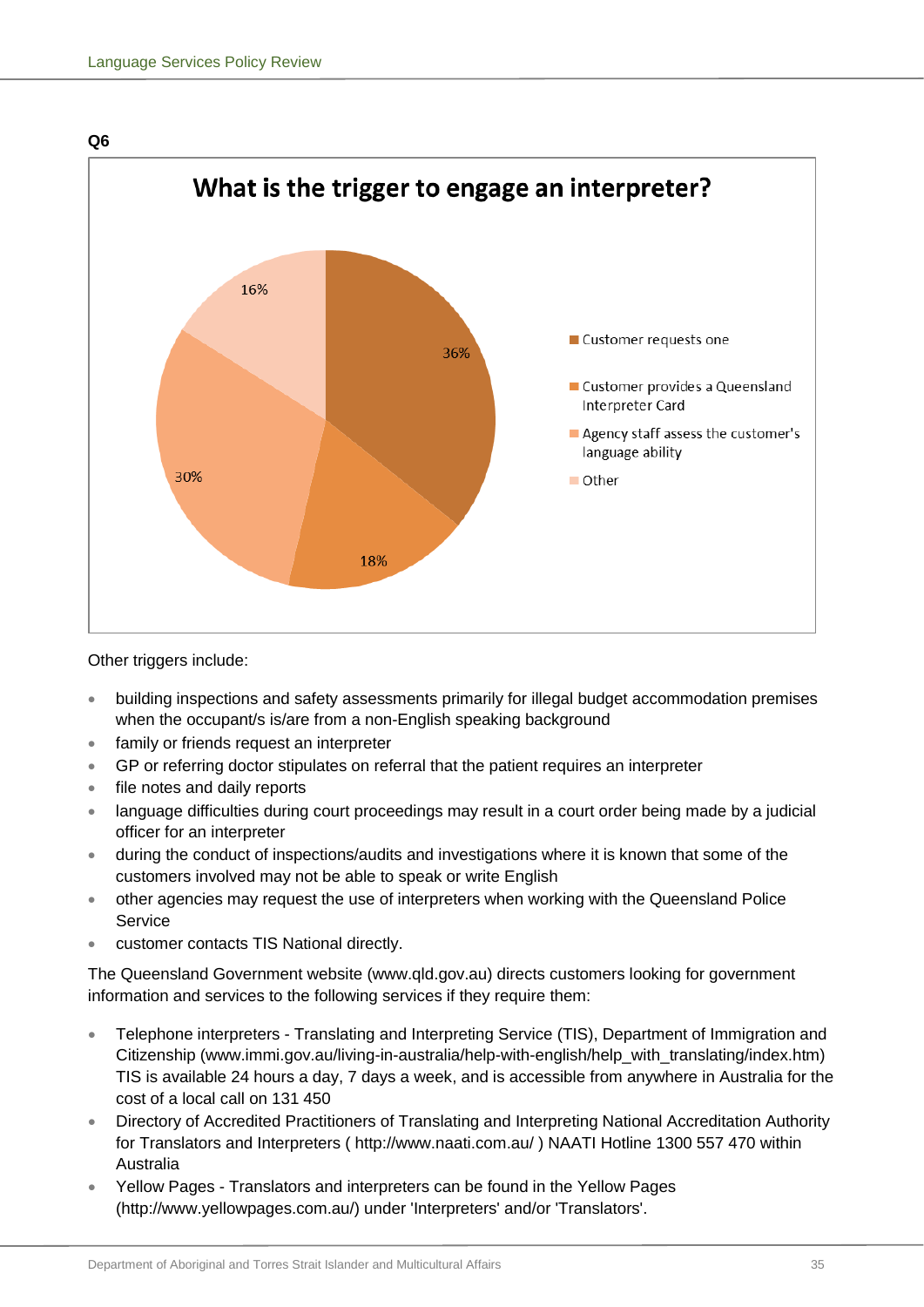**Q6**

**What is the trigger to engage an interpreter?**

| Trigger | Percentage |
|---|---|
| Customer requests one | 36% |
| Customer provides a Queensland Interpreter Card | 18% |
| Agency staff assess the customer's language ability | 30% |
| Other | 16% |

Other triggers include:

- building inspections and safety assessments primarily for illegal budget accommodation premises when the occupant/s is/are from a non-English speaking background
- family or friends request an interpreter
- GP or referring doctor stipulates on referral that the patient requires an interpreter
- file notes and daily reports
- language difficulties during court proceedings may result in a court order being made by a judicial officer for an interpreter
- during the conduct of inspections/audits and investigations where it is known that some of the customers involved may not be able to speak or write English
- other agencies may request the use of interpreters when working with the Queensland Police Service
- customer contacts TIS National directly.

The Queensland Government website (www.qld.gov.au) directs customers looking for government information and services to the following services if they require them:

- Telephone interpreters - Translating and Interpreting Service (TIS), Department of Immigration and Citizenship (www.immi.gov.au/living-in-australia/help-with-english/help_with_translating/index.htm) TIS is available 24 hours a day, 7 days a week, and is accessible from anywhere in Australia for the cost of a local call on 131 450
- Directory of Accredited Practitioners of Translating and Interpreting National Accreditation Authority for Translators and Interpreters ( http://www.naati.com.au/ ) NAATI Hotline 1300 557 470 within Australia
- Yellow Pages - Translators and interpreters can be found in the Yellow Pages (http://www.yellowpages.com.au/) under 'Interpreters' and/or 'Translators'.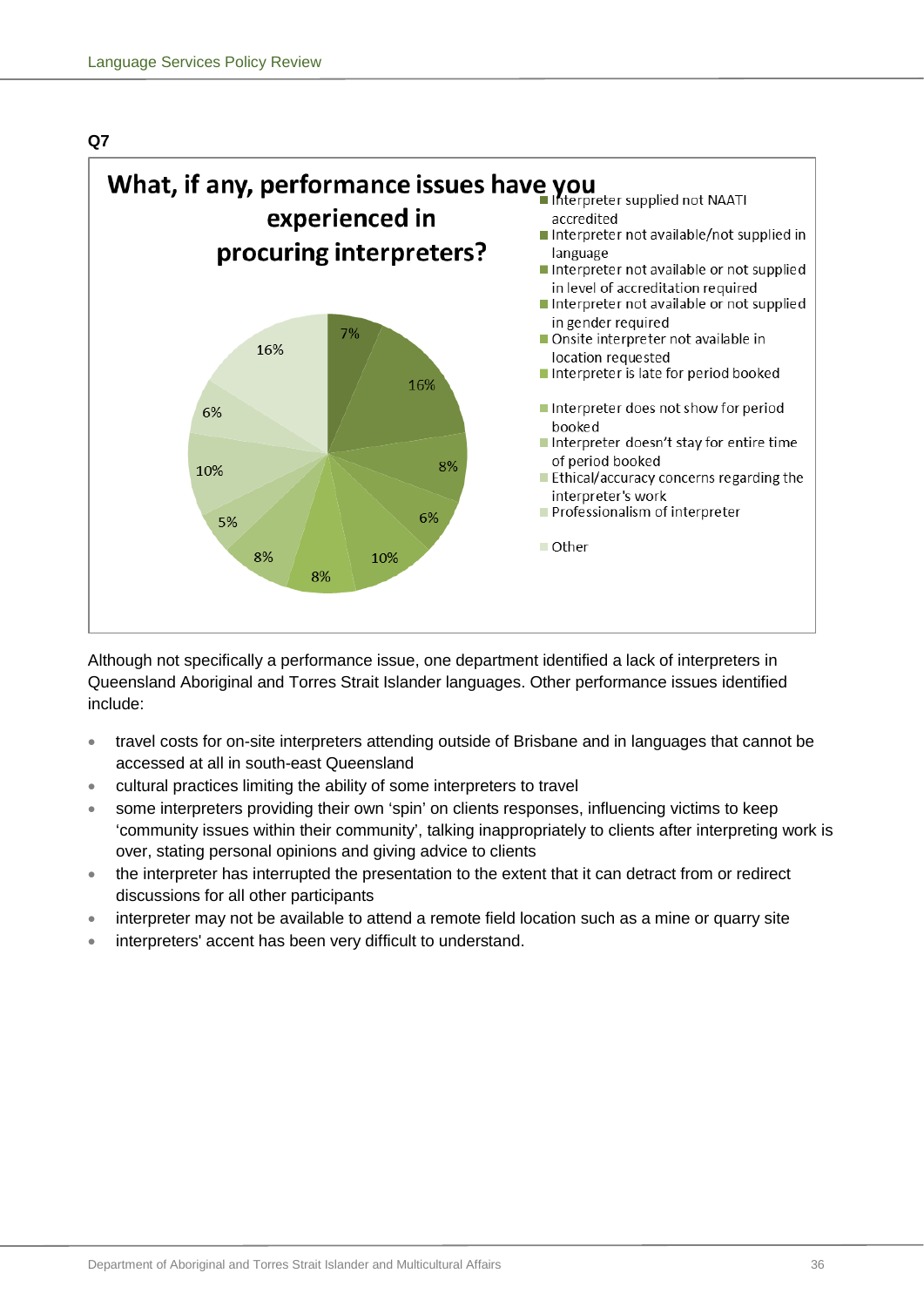**Q7**

**What, if any, performance issues have you experienced in procuring interpreters?**

| Performance issue | Percentage |
| --- | --- |
| Interpreter supplied not NAATI accredited | 7% |
| Interpreter not available/not supplied in language | 16% |
| Interpreter not available or not supplied in level of accreditation required | 8% |
| Interpreter not available or not supplied in gender required | 6% |
| Onsite interpreter not available in location requested | 10% |
| Interpreter is late for period booked | 8% |
| Interpreter does not show for period booked | 8% |
| Interpreter doesn't stay for entire time of period booked | 5% |
| Ethical/accuracy concerns regarding the interpreter's work | 10% |
| Professionalism of interpreter | 6% |
| Other | 16% |

Although not specifically a performance issue, one department identified a lack of interpreters in Queensland Aboriginal and Torres Strait Islander languages. Other performance issues identified include:

- travel costs for on-site interpreters attending outside of Brisbane and in languages that cannot be accessed at all in south-east Queensland
- cultural practices limiting the ability of some interpreters to travel
- some interpreters providing their own 'spin' on clients responses, influencing victims to keep 'community issues within their community', talking inappropriately to clients after interpreting work is over, stating personal opinions and giving advice to clients
- the interpreter has interrupted the presentation to the extent that it can detract from or redirect discussions for all other participants
- interpreter may not be available to attend a remote field location such as a mine or quarry site
- interpreters' accent has been very difficult to understand.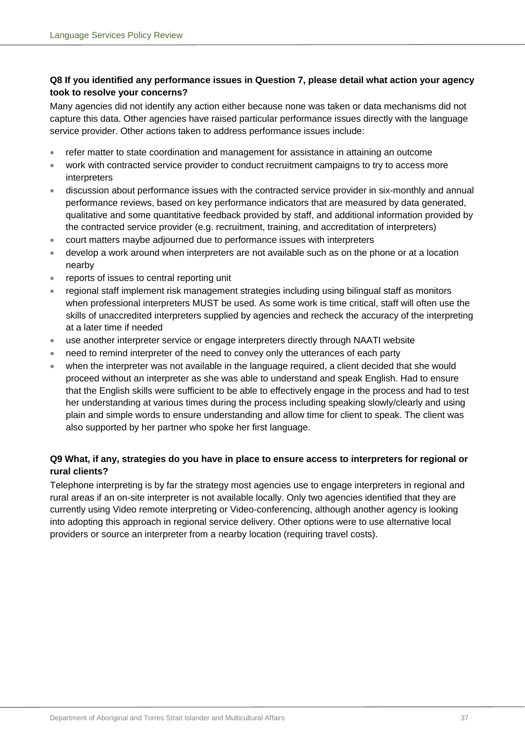**Q8 If you identified any performance issues in Question 7, please detail what action your agency took to resolve your concerns?**

Many agencies did not identify any action either because none was taken or data mechanisms did not capture this data. Other agencies have raised particular performance issues directly with the language service provider. Other actions taken to address performance issues include:

- refer matter to state coordination and management for assistance in attaining an outcome
- work with contracted service provider to conduct recruitment campaigns to try to access more interpreters
- discussion about performance issues with the contracted service provider in six-monthly and annual performance reviews, based on key performance indicators that are measured by data generated, qualitative and some quantitative feedback provided by staff, and additional information provided by the contracted service provider (e.g. recruitment, training, and accreditation of interpreters)
- court matters maybe adjourned due to performance issues with interpreters
- develop a work around when interpreters are not available such as on the phone or at a location nearby
- reports of issues to central reporting unit
- regional staff implement risk management strategies including using bilingual staff as monitors when professional interpreters MUST be used. As some work is time critical, staff will often use the skills of unaccredited interpreters supplied by agencies and recheck the accuracy of the interpreting at a later time if needed
- use another interpreter service or engage interpreters directly through NAATI website
- need to remind interpreter of the need to convey only the utterances of each party
- when the interpreter was not available in the language required, a client decided that she would proceed without an interpreter as she was able to understand and speak English. Had to ensure that the English skills were sufficient to be able to effectively engage in the process and had to test her understanding at various times during the process including speaking slowly/clearly and using plain and simple words to ensure understanding and allow time for client to speak. The client was also supported by her partner who spoke her first language.

**Q9 What, if any, strategies do you have in place to ensure access to interpreters for regional or rural clients?**

Telephone interpreting is by far the strategy most agencies use to engage interpreters in regional and rural areas if an on-site interpreter is not available locally. Only two agencies identified that they are currently using Video remote interpreting or Video-conferencing, although another agency is looking into adopting this approach in regional service delivery. Other options were to use alternative local providers or source an interpreter from a nearby location (requiring travel costs).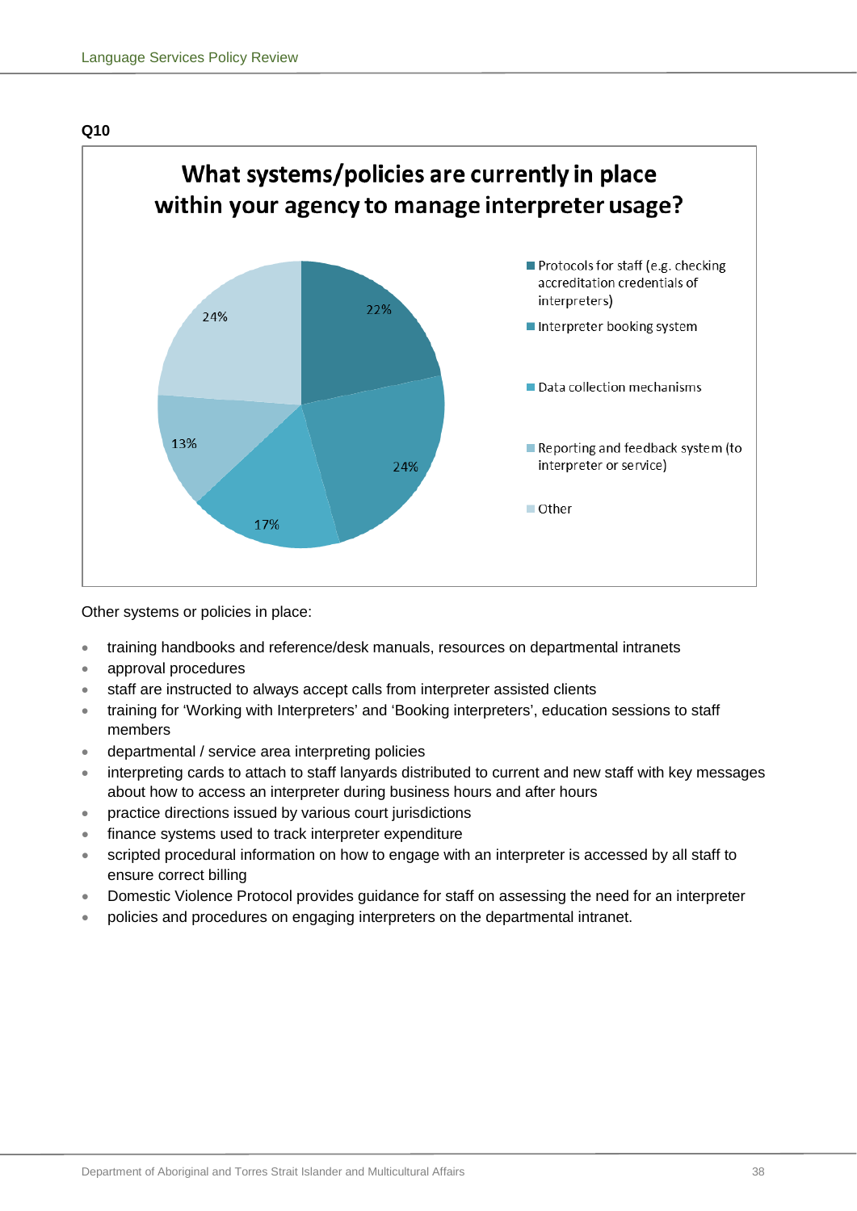**Q10**

**What systems/policies are currently in place within your agency to manage interpreter usage?**

| Response | % |
| --- | --- |
| Protocols for staff (e.g. checking accreditation credentials of interpreters) | 22% |
| Interpreter booking system | 24% |
| Data collection mechanisms | 17% |
| Reporting and feedback system (to interpreter or service) | 13% |
| Other | 24% |

Other systems or policies in place:

- training handbooks and reference/desk manuals, resources on departmental intranets
- approval procedures
- staff are instructed to always accept calls from interpreter assisted clients
- training for 'Working with Interpreters' and 'Booking interpreters', education sessions to staff members
- departmental / service area interpreting policies
- interpreting cards to attach to staff lanyards distributed to current and new staff with key messages about how to access an interpreter during business hours and after hours
- practice directions issued by various court jurisdictions
- finance systems used to track interpreter expenditure
- scripted procedural information on how to engage with an interpreter is accessed by all staff to ensure correct billing
- Domestic Violence Protocol provides guidance for staff on assessing the need for an interpreter
- policies and procedures on engaging interpreters on the departmental intranet.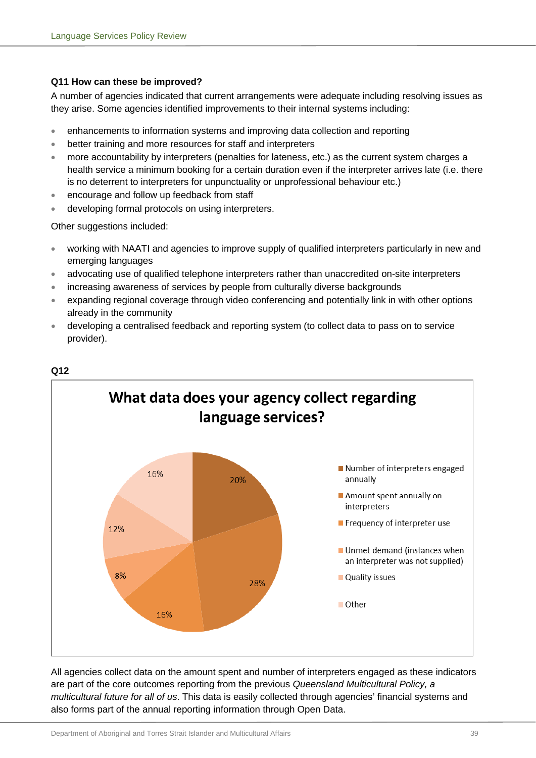### Q11 How can these be improved?

A number of agencies indicated that current arrangements were adequate including resolving issues as they arise. Some agencies identified improvements to their internal systems including:

- enhancements to information systems and improving data collection and reporting
- better training and more resources for staff and interpreters
- more accountability by interpreters (penalties for lateness, etc.) as the current system charges a health service a minimum booking for a certain duration even if the interpreter arrives late (i.e. there is no deterrent to interpreters for unpunctuality or unprofessional behaviour etc.)
- encourage and follow up feedback from staff
- developing formal protocols on using interpreters.

Other suggestions included:

- working with NAATI and agencies to improve supply of qualified interpreters particularly in new and emerging languages
- advocating use of qualified telephone interpreters rather than unaccredited on-site interpreters
- increasing awareness of services by people from culturally diverse backgrounds
- expanding regional coverage through video conferencing and potentially link in with other options already in the community
- developing a centralised feedback and reporting system (to collect data to pass on to service provider).

### Q12

**What data does your agency collect regarding language services?**

| Category | Percentage |
|---|---|
| Number of interpreters engaged annually | 20% |
| Amount spent annually on interpreters | 28% |
| Frequency of interpreter use | 16% |
| Unmet demand (instances when an interpreter was not supplied) | 8% |
| Quality issues | 12% |
| Other | 16% |

All agencies collect data on the amount spent and number of interpreters engaged as these indicators are part of the core outcomes reporting from the previous *Queensland Multicultural Policy, a multicultural future for all of us*. This data is easily collected through agencies' financial systems and also forms part of the annual reporting information through Open Data.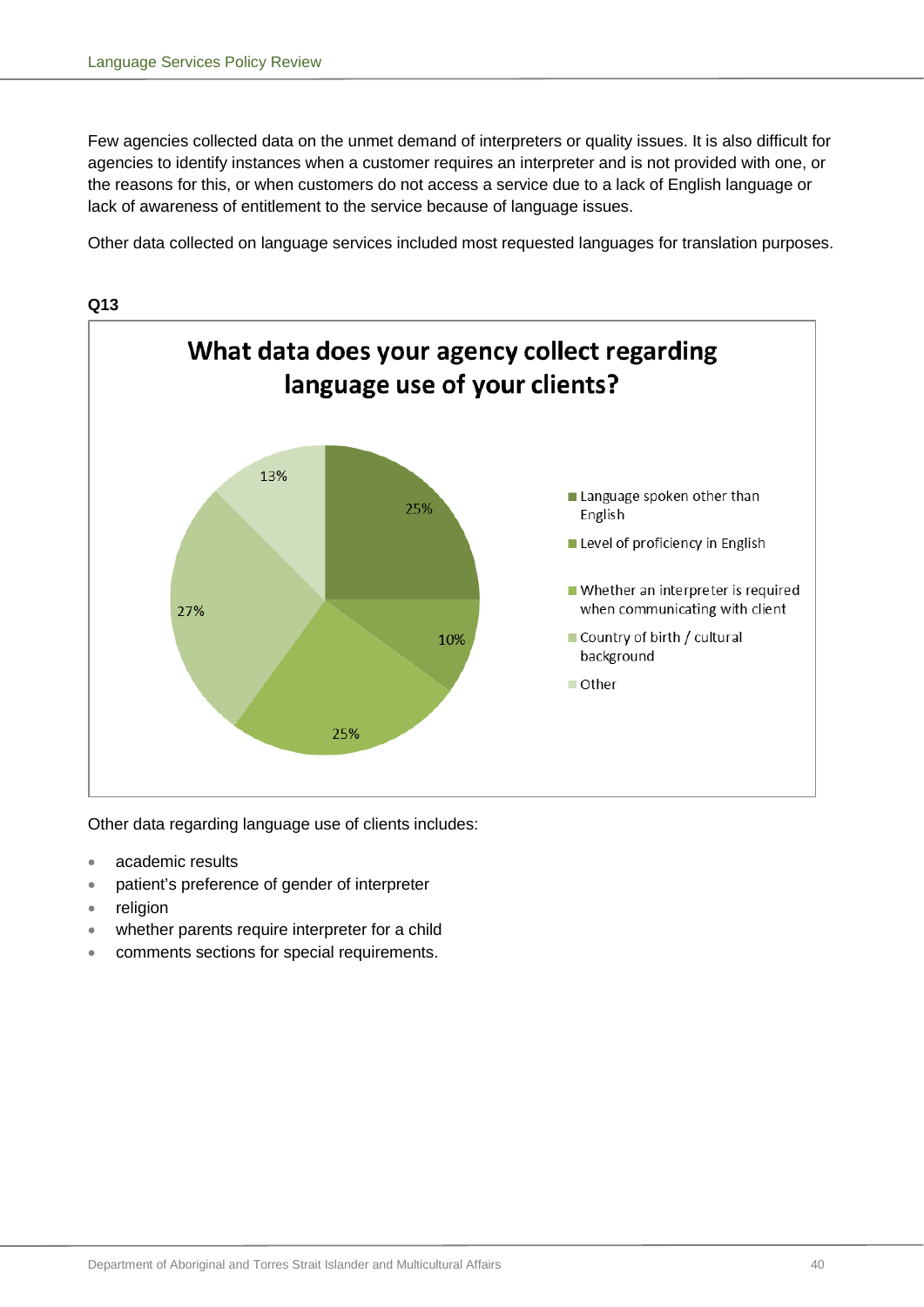Few agencies collected data on the unmet demand of interpreters or quality issues. It is also difficult for agencies to identify instances when a customer requires an interpreter and is not provided with one, or the reasons for this, or when customers do not access a service due to a lack of English language or lack of awareness of entitlement to the service because of language issues.

Other data collected on language services included most requested languages for translation purposes.

**Q13**

**What data does your agency collect regarding language use of your clients?**

| Category | Percentage |
| --- | --- |
| Language spoken other than English | 25% |
| Level of proficiency in English | 10% |
| Whether an interpreter is required when communicating with client | 25% |
| Country of birth / cultural background | 27% |
| Other | 13% |

Other data regarding language use of clients includes:

- academic results
- patient's preference of gender of interpreter
- religion
- whether parents require interpreter for a child
- comments sections for special requirements.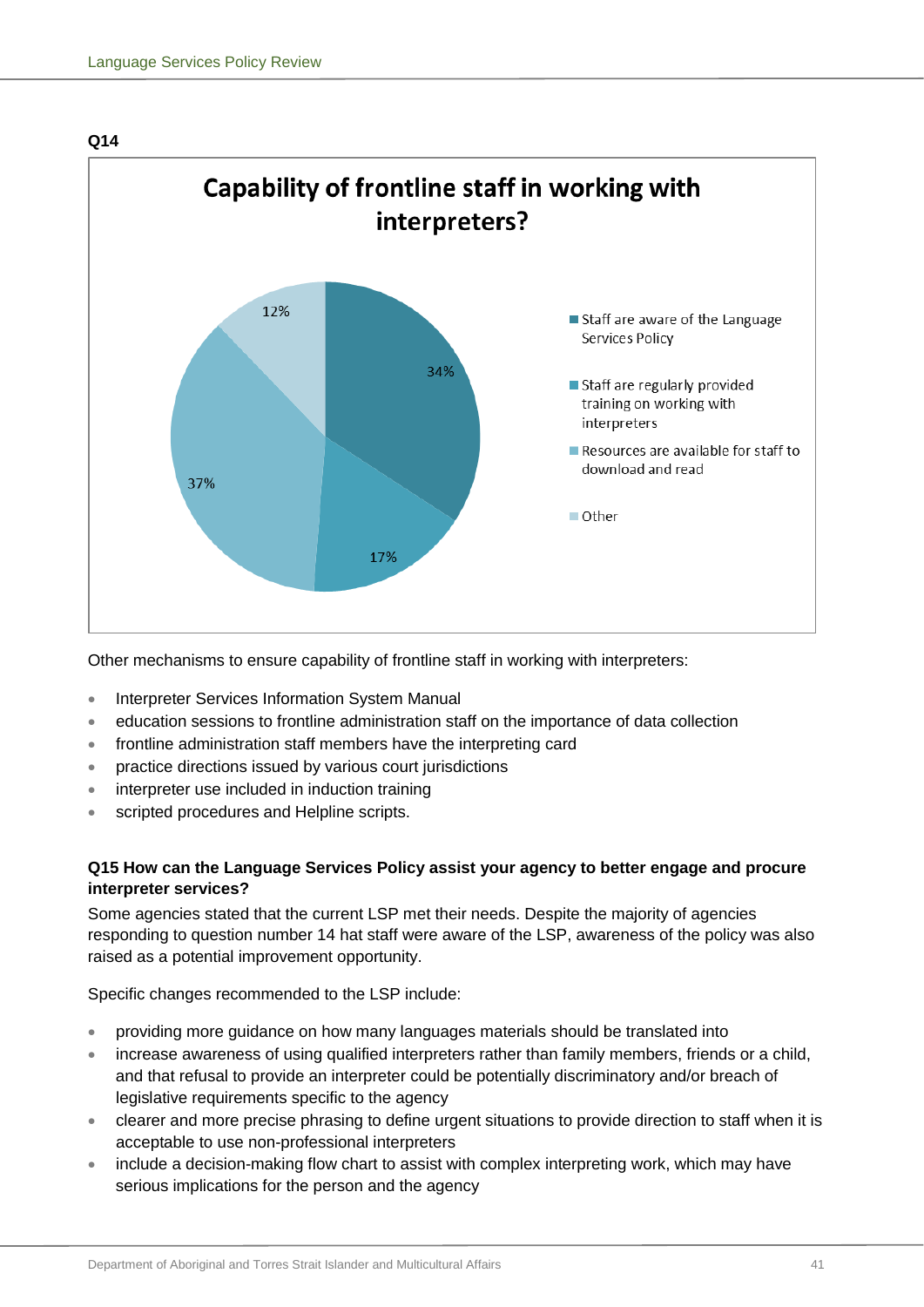**Q14**

**Capability of frontline staff in working with interpreters?**

| Response | Percentage |
| --- | --- |
| Staff are aware of the Language Services Policy | 34% |
| Staff are regularly provided training on working with interpreters | 17% |
| Resources are available for staff to download and read | 37% |
| Other | 12% |

Other mechanisms to ensure capability of frontline staff in working with interpreters:

- Interpreter Services Information System Manual
- education sessions to frontline administration staff on the importance of data collection
- frontline administration staff members have the interpreting card
- practice directions issued by various court jurisdictions
- interpreter use included in induction training
- scripted procedures and Helpline scripts.

**Q15 How can the Language Services Policy assist your agency to better engage and procure interpreter services?**

Some agencies stated that the current LSP met their needs. Despite the majority of agencies responding to question number 14 hat staff were aware of the LSP, awareness of the policy was also raised as a potential improvement opportunity.

Specific changes recommended to the LSP include:

- providing more guidance on how many languages materials should be translated into
- increase awareness of using qualified interpreters rather than family members, friends or a child, and that refusal to provide an interpreter could be potentially discriminatory and/or breach of legislative requirements specific to the agency
- clearer and more precise phrasing to define urgent situations to provide direction to staff when it is acceptable to use non-professional interpreters
- include a decision-making flow chart to assist with complex interpreting work, which may have serious implications for the person and the agency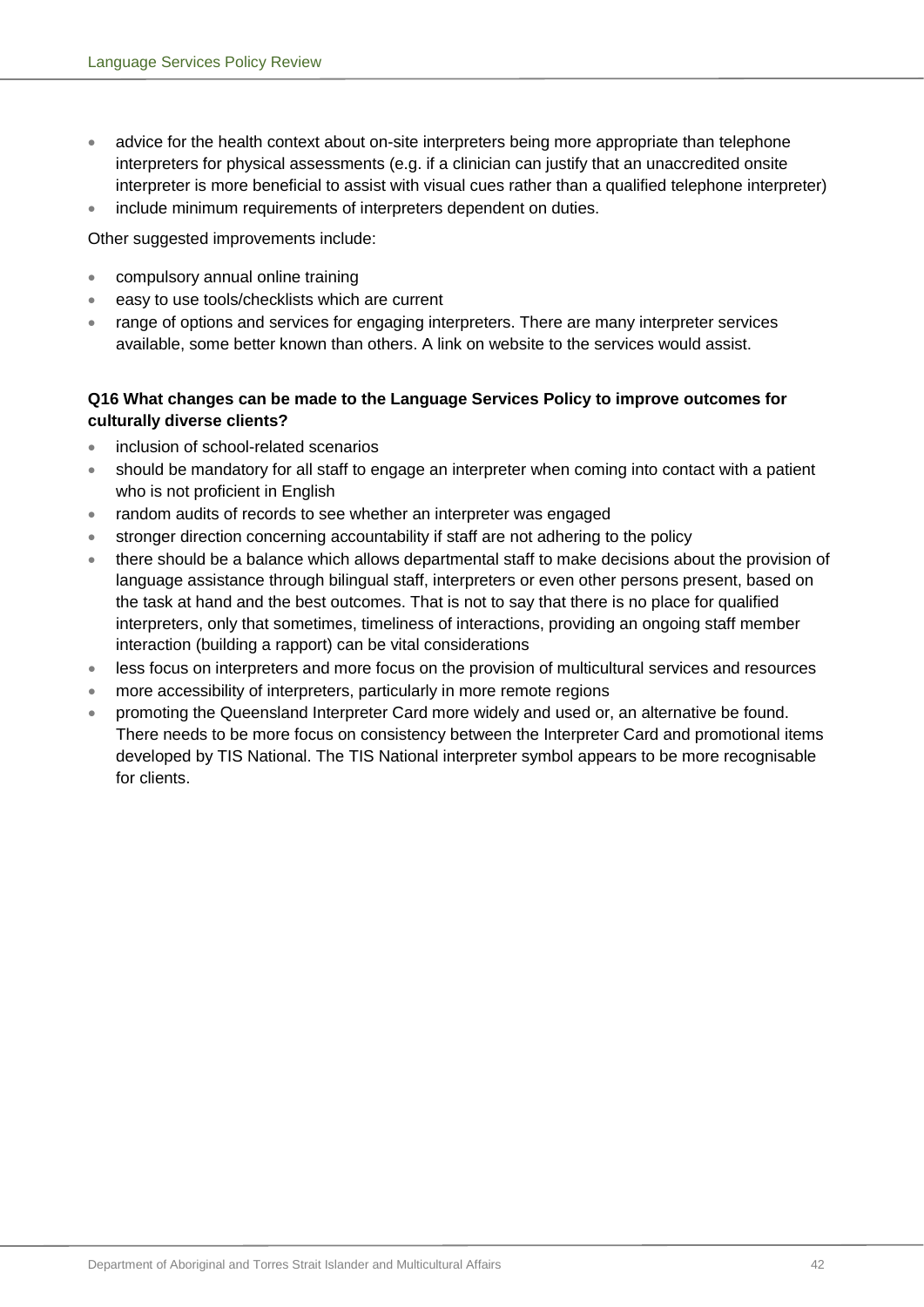- advice for the health context about on-site interpreters being more appropriate than telephone interpreters for physical assessments (e.g. if a clinician can justify that an unaccredited onsite interpreter is more beneficial to assist with visual cues rather than a qualified telephone interpreter)
- include minimum requirements of interpreters dependent on duties.

Other suggested improvements include:

- compulsory annual online training
- easy to use tools/checklists which are current
- range of options and services for engaging interpreters. There are many interpreter services available, some better known than others. A link on website to the services would assist.

**Q16 What changes can be made to the Language Services Policy to improve outcomes for culturally diverse clients?**

- inclusion of school-related scenarios
- should be mandatory for all staff to engage an interpreter when coming into contact with a patient who is not proficient in English
- random audits of records to see whether an interpreter was engaged
- stronger direction concerning accountability if staff are not adhering to the policy
- there should be a balance which allows departmental staff to make decisions about the provision of language assistance through bilingual staff, interpreters or even other persons present, based on the task at hand and the best outcomes. That is not to say that there is no place for qualified interpreters, only that sometimes, timeliness of interactions, providing an ongoing staff member interaction (building a rapport) can be vital considerations
- less focus on interpreters and more focus on the provision of multicultural services and resources
- more accessibility of interpreters, particularly in more remote regions
- promoting the Queensland Interpreter Card more widely and used or, an alternative be found. There needs to be more focus on consistency between the Interpreter Card and promotional items developed by TIS National. The TIS National interpreter symbol appears to be more recognisable for clients.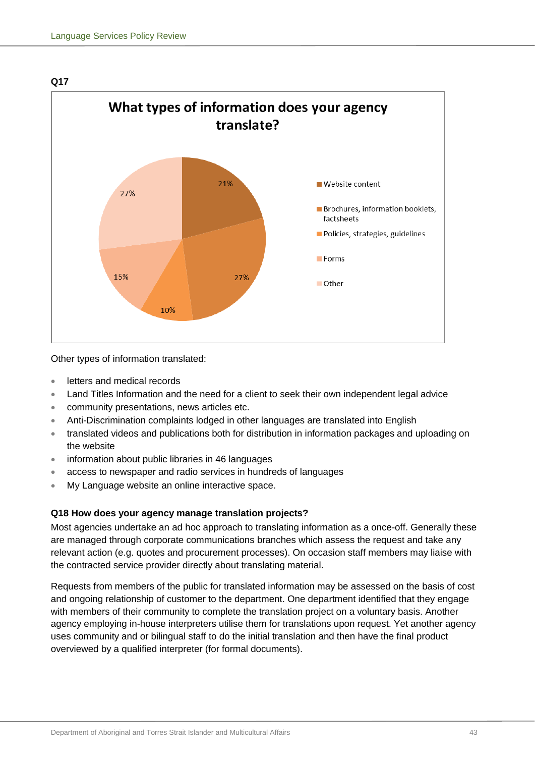**Q17**

**What types of information does your agency translate?**

| Type of information | Percentage |
| --- | --- |
| Website content | 21% |
| Brochures, information booklets, factsheets | 27% |
| Policies, strategies, guidelines | 10% |
| Forms | 15% |
| Other | 27% |

Other types of information translated:

- letters and medical records
- Land Titles Information and the need for a client to seek their own independent legal advice
- community presentations, news articles etc.
- Anti-Discrimination complaints lodged in other languages are translated into English
- translated videos and publications both for distribution in information packages and uploading on the website
- information about public libraries in 46 languages
- access to newspaper and radio services in hundreds of languages
- My Language website an online interactive space.

**Q18 How does your agency manage translation projects?**

Most agencies undertake an ad hoc approach to translating information as a once-off. Generally these are managed through corporate communications branches which assess the request and take any relevant action (e.g. quotes and procurement processes). On occasion staff members may liaise with the contracted service provider directly about translating material.

Requests from members of the public for translated information may be assessed on the basis of cost and ongoing relationship of customer to the department. One department identified that they engage with members of their community to complete the translation project on a voluntary basis. Another agency employing in-house interpreters utilise them for translations upon request. Yet another agency uses community and or bilingual staff to do the initial translation and then have the final product overviewed by a qualified interpreter (for formal documents).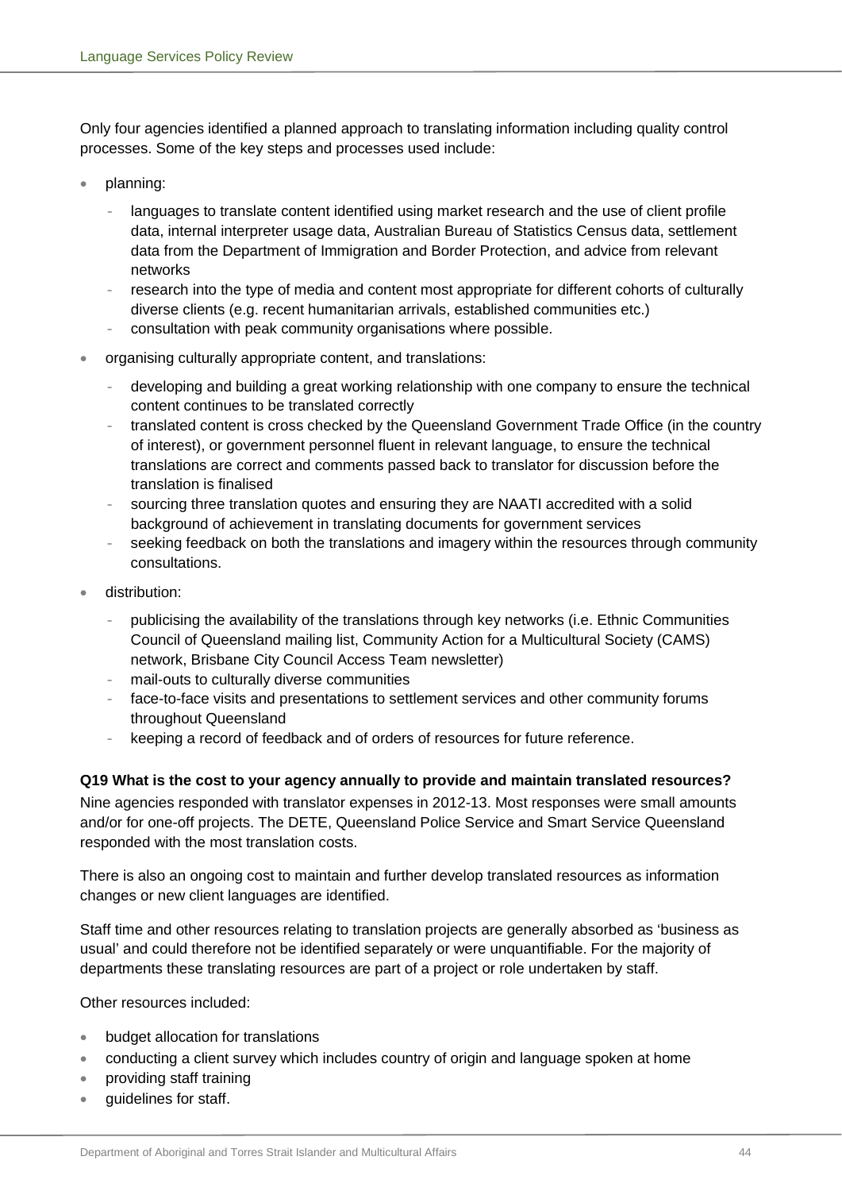Only four agencies identified a planned approach to translating information including quality control processes. Some of the key steps and processes used include:

- planning:
  - languages to translate content identified using market research and the use of client profile data, internal interpreter usage data, Australian Bureau of Statistics Census data, settlement data from the Department of Immigration and Border Protection, and advice from relevant networks
  - research into the type of media and content most appropriate for different cohorts of culturally diverse clients (e.g. recent humanitarian arrivals, established communities etc.)
  - consultation with peak community organisations where possible.
- organising culturally appropriate content, and translations:
  - developing and building a great working relationship with one company to ensure the technical content continues to be translated correctly
  - translated content is cross checked by the Queensland Government Trade Office (in the country of interest), or government personnel fluent in relevant language, to ensure the technical translations are correct and comments passed back to translator for discussion before the translation is finalised
  - sourcing three translation quotes and ensuring they are NAATI accredited with a solid background of achievement in translating documents for government services
  - seeking feedback on both the translations and imagery within the resources through community consultations.
- distribution:
  - publicising the availability of the translations through key networks (i.e. Ethnic Communities Council of Queensland mailing list, Community Action for a Multicultural Society (CAMS) network, Brisbane City Council Access Team newsletter)
  - mail-outs to culturally diverse communities
  - face-to-face visits and presentations to settlement services and other community forums throughout Queensland
  - keeping a record of feedback and of orders of resources for future reference.

**Q19 What is the cost to your agency annually to provide and maintain translated resources?**

Nine agencies responded with translator expenses in 2012-13. Most responses were small amounts and/or for one-off projects. The DETE, Queensland Police Service and Smart Service Queensland responded with the most translation costs.

There is also an ongoing cost to maintain and further develop translated resources as information changes or new client languages are identified.

Staff time and other resources relating to translation projects are generally absorbed as 'business as usual' and could therefore not be identified separately or were unquantifiable. For the majority of departments these translating resources are part of a project or role undertaken by staff.

Other resources included:

- budget allocation for translations
- conducting a client survey which includes country of origin and language spoken at home
- providing staff training
- guidelines for staff.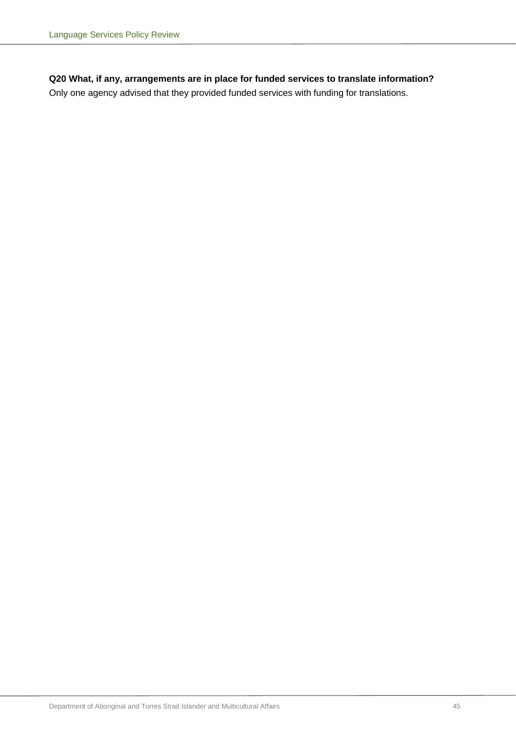**Q20 What, if any, arrangements are in place for funded services to translate information?**

Only one agency advised that they provided funded services with funding for translations.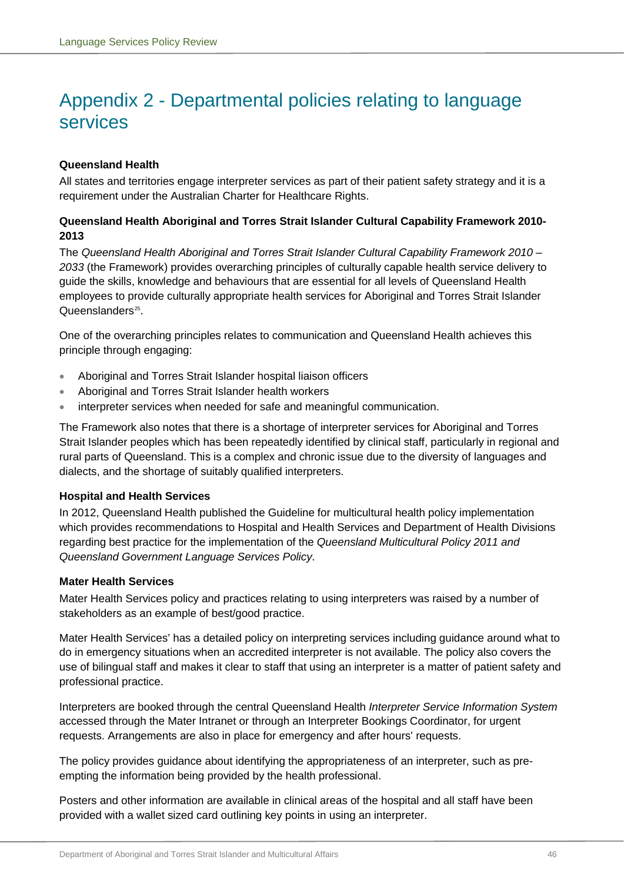# Appendix 2 - Departmental policies relating to language services

**Queensland Health**

All states and territories engage interpreter services as part of their patient safety strategy and it is a requirement under the Australian Charter for Healthcare Rights.

**Queensland Health Aboriginal and Torres Strait Islander Cultural Capability Framework 2010-2013**

The *Queensland Health Aboriginal and Torres Strait Islander Cultural Capability Framework 2010 – 2033* (the Framework) provides overarching principles of culturally capable health service delivery to guide the skills, knowledge and behaviours that are essential for all levels of Queensland Health employees to provide culturally appropriate health services for Aboriginal and Torres Strait Islander Queenslanders[25].

One of the overarching principles relates to communication and Queensland Health achieves this principle through engaging:

- Aboriginal and Torres Strait Islander hospital liaison officers
- Aboriginal and Torres Strait Islander health workers
- interpreter services when needed for safe and meaningful communication.

The Framework also notes that there is a shortage of interpreter services for Aboriginal and Torres Strait Islander peoples which has been repeatedly identified by clinical staff, particularly in regional and rural parts of Queensland. This is a complex and chronic issue due to the diversity of languages and dialects, and the shortage of suitably qualified interpreters.

**Hospital and Health Services**

In 2012, Queensland Health published the Guideline for multicultural health policy implementation which provides recommendations to Hospital and Health Services and Department of Health Divisions regarding best practice for the implementation of the *Queensland Multicultural Policy 2011 and Queensland Government Language Services Policy*.

**Mater Health Services**

Mater Health Services policy and practices relating to using interpreters was raised by a number of stakeholders as an example of best/good practice.

Mater Health Services' has a detailed policy on interpreting services including guidance around what to do in emergency situations when an accredited interpreter is not available. The policy also covers the use of bilingual staff and makes it clear to staff that using an interpreter is a matter of patient safety and professional practice.

Interpreters are booked through the central Queensland Health *Interpreter Service Information System* accessed through the Mater Intranet or through an Interpreter Bookings Coordinator, for urgent requests. Arrangements are also in place for emergency and after hours' requests.

The policy provides guidance about identifying the appropriateness of an interpreter, such as pre-empting the information being provided by the health professional.

Posters and other information are available in clinical areas of the hospital and all staff have been provided with a wallet sized card outlining key points in using an interpreter.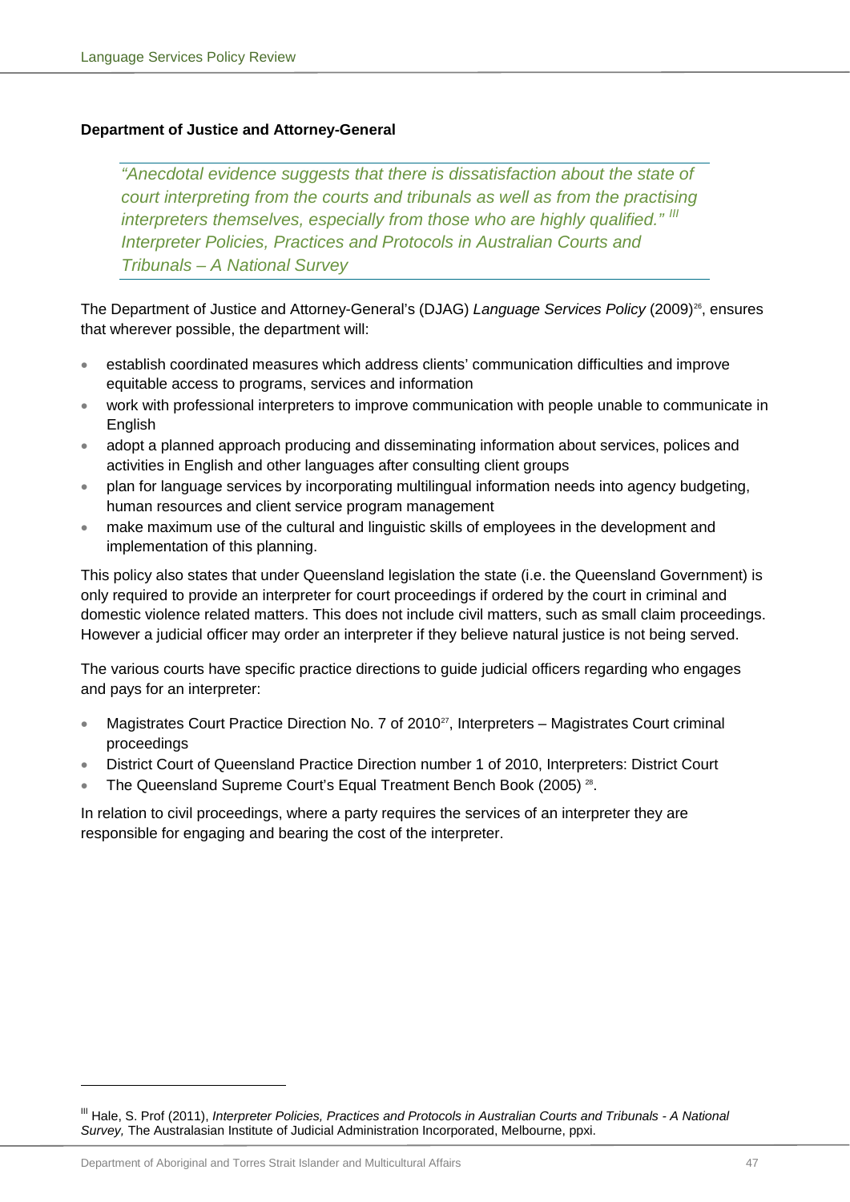### Department of Justice and Attorney-General

> *"Anecdotal evidence suggests that there is dissatisfaction about the state of court interpreting from the courts and tribunals as well as from the practising interpreters themselves, especially from those who are highly qualified."* [III]
> *Interpreter Policies, Practices and Protocols in Australian Courts and Tribunals – A National Survey*

The Department of Justice and Attorney-General's (DJAG) *Language Services Policy* (2009)[26], ensures that wherever possible, the department will:

- establish coordinated measures which address clients' communication difficulties and improve equitable access to programs, services and information
- work with professional interpreters to improve communication with people unable to communicate in English
- adopt a planned approach producing and disseminating information about services, polices and activities in English and other languages after consulting client groups
- plan for language services by incorporating multilingual information needs into agency budgeting, human resources and client service program management
- make maximum use of the cultural and linguistic skills of employees in the development and implementation of this planning.

This policy also states that under Queensland legislation the state (i.e. the Queensland Government) is only required to provide an interpreter for court proceedings if ordered by the court in criminal and domestic violence related matters. This does not include civil matters, such as small claim proceedings. However a judicial officer may order an interpreter if they believe natural justice is not being served.

The various courts have specific practice directions to guide judicial officers regarding who engages and pays for an interpreter:

- Magistrates Court Practice Direction No. 7 of 2010[27], Interpreters – Magistrates Court criminal proceedings
- District Court of Queensland Practice Direction number 1 of 2010, Interpreters: District Court
- The Queensland Supreme Court's Equal Treatment Bench Book (2005) [28].

In relation to civil proceedings, where a party requires the services of an interpreter they are responsible for engaging and bearing the cost of the interpreter.

---

[III] Hale, S. Prof (2011), *Interpreter Policies, Practices and Protocols in Australian Courts and Tribunals - A National Survey,* The Australasian Institute of Judicial Administration Incorporated, Melbourne, ppxi.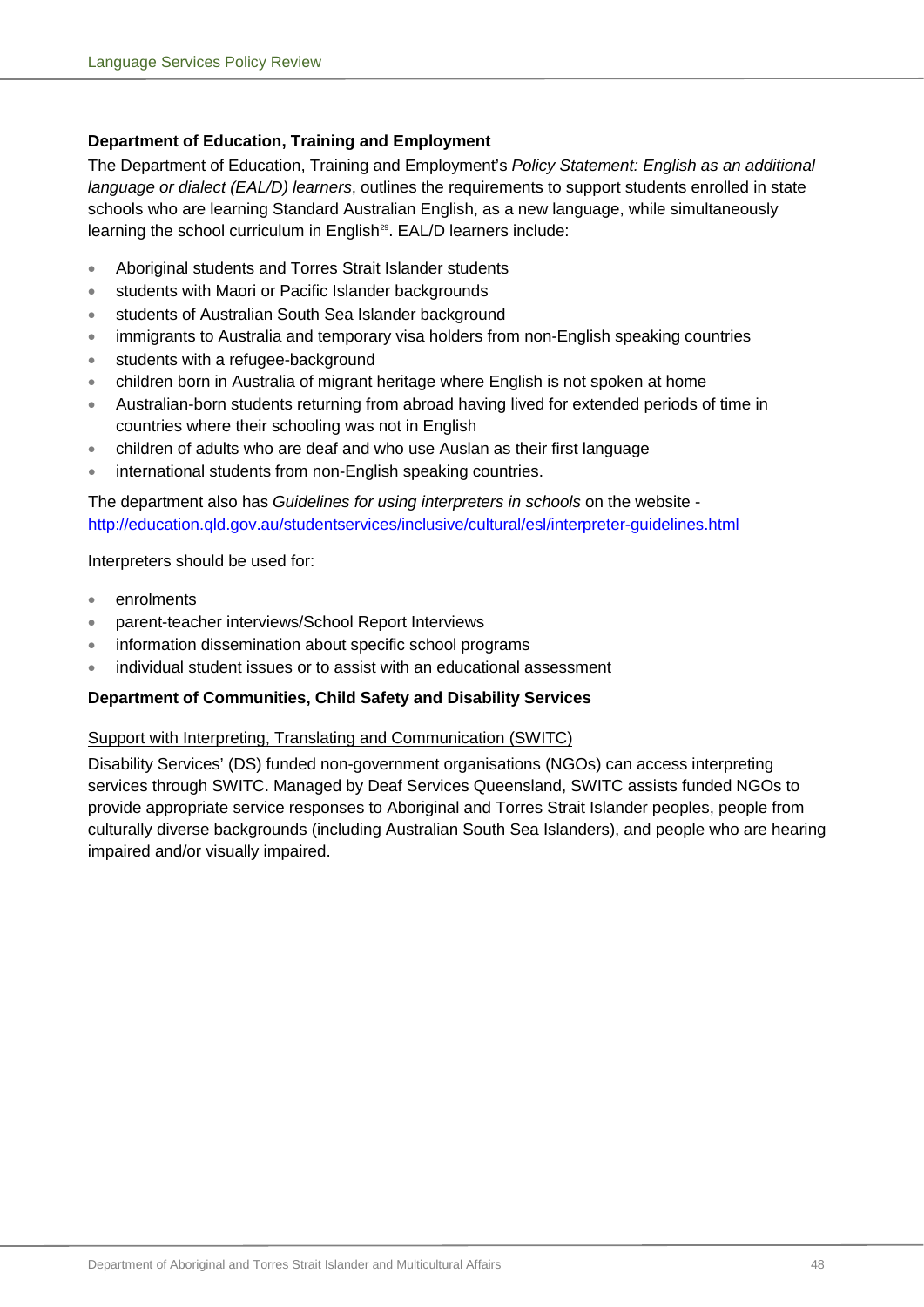### Department of Education, Training and Employment

The Department of Education, Training and Employment's *Policy Statement: English as an additional language or dialect (EAL/D) learners*, outlines the requirements to support students enrolled in state schools who are learning Standard Australian English, as a new language, while simultaneously learning the school curriculum in English[29]. EAL/D learners include:

- Aboriginal students and Torres Strait Islander students
- students with Maori or Pacific Islander backgrounds
- students of Australian South Sea Islander background
- immigrants to Australia and temporary visa holders from non-English speaking countries
- students with a refugee-background
- children born in Australia of migrant heritage where English is not spoken at home
- Australian-born students returning from abroad having lived for extended periods of time in countries where their schooling was not in English
- children of adults who are deaf and who use Auslan as their first language
- international students from non-English speaking countries.

The department also has *Guidelines for using interpreters in schools* on the website - [http://education.qld.gov.au/studentservices/inclusive/cultural/esl/interpreter-guidelines.html](http://education.qld.gov.au/studentservices/inclusive/cultural/esl/interpreter-guidelines.html)

Interpreters should be used for:

- enrolments
- parent-teacher interviews/School Report Interviews
- information dissemination about specific school programs
- individual student issues or to assist with an educational assessment

### Department of Communities, Child Safety and Disability Services

Support with Interpreting, Translating and Communication (SWITC)

Disability Services' (DS) funded non-government organisations (NGOs) can access interpreting services through SWITC. Managed by Deaf Services Queensland, SWITC assists funded NGOs to provide appropriate service responses to Aboriginal and Torres Strait Islander peoples, people from culturally diverse backgrounds (including Australian South Sea Islanders), and people who are hearing impaired and/or visually impaired.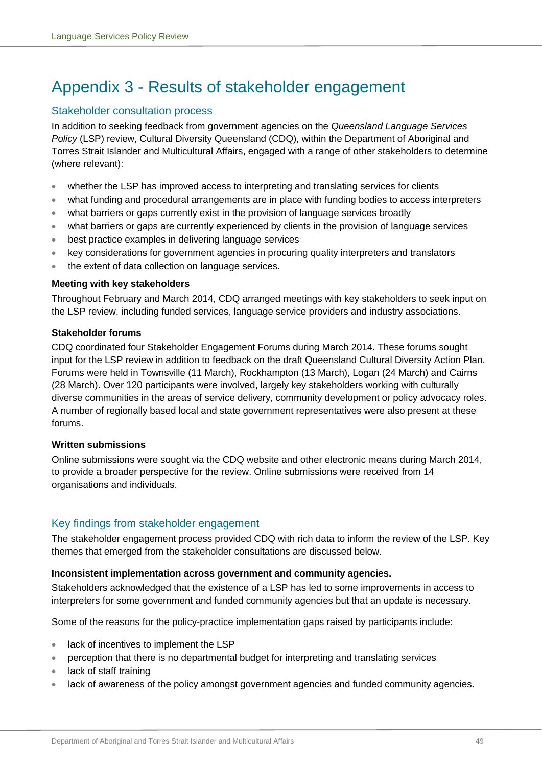# Appendix 3 - Results of stakeholder engagement

## Stakeholder consultation process

In addition to seeking feedback from government agencies on the *Queensland Language Services Policy* (LSP) review, Cultural Diversity Queensland (CDQ), within the Department of Aboriginal and Torres Strait Islander and Multicultural Affairs, engaged with a range of other stakeholders to determine (where relevant):

- whether the LSP has improved access to interpreting and translating services for clients
- what funding and procedural arrangements are in place with funding bodies to access interpreters
- what barriers or gaps currently exist in the provision of language services broadly
- what barriers or gaps are currently experienced by clients in the provision of language services
- best practice examples in delivering language services
- key considerations for government agencies in procuring quality interpreters and translators
- the extent of data collection on language services.

**Meeting with key stakeholders**

Throughout February and March 2014, CDQ arranged meetings with key stakeholders to seek input on the LSP review, including funded services, language service providers and industry associations.

**Stakeholder forums**

CDQ coordinated four Stakeholder Engagement Forums during March 2014. These forums sought input for the LSP review in addition to feedback on the draft Queensland Cultural Diversity Action Plan. Forums were held in Townsville (11 March), Rockhampton (13 March), Logan (24 March) and Cairns (28 March). Over 120 participants were involved, largely key stakeholders working with culturally diverse communities in the areas of service delivery, community development or policy advocacy roles. A number of regionally based local and state government representatives were also present at these forums.

**Written submissions**

Online submissions were sought via the CDQ website and other electronic means during March 2014, to provide a broader perspective for the review. Online submissions were received from 14 organisations and individuals.

## Key findings from stakeholder engagement

The stakeholder engagement process provided CDQ with rich data to inform the review of the LSP. Key themes that emerged from the stakeholder consultations are discussed below.

**Inconsistent implementation across government and community agencies.**

Stakeholders acknowledged that the existence of a LSP has led to some improvements in access to interpreters for some government and funded community agencies but that an update is necessary.

Some of the reasons for the policy-practice implementation gaps raised by participants include:

- lack of incentives to implement the LSP
- perception that there is no departmental budget for interpreting and translating services
- lack of staff training
- lack of awareness of the policy amongst government agencies and funded community agencies.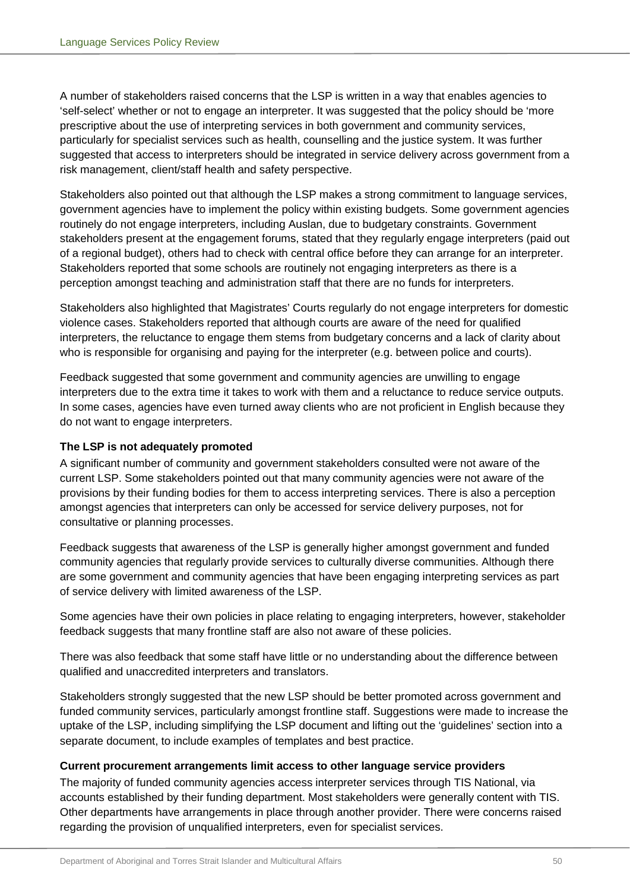A number of stakeholders raised concerns that the LSP is written in a way that enables agencies to 'self-select' whether or not to engage an interpreter. It was suggested that the policy should be 'more prescriptive about the use of interpreting services in both government and community services, particularly for specialist services such as health, counselling and the justice system. It was further suggested that access to interpreters should be integrated in service delivery across government from a risk management, client/staff health and safety perspective.

Stakeholders also pointed out that although the LSP makes a strong commitment to language services, government agencies have to implement the policy within existing budgets. Some government agencies routinely do not engage interpreters, including Auslan, due to budgetary constraints. Government stakeholders present at the engagement forums, stated that they regularly engage interpreters (paid out of a regional budget), others had to check with central office before they can arrange for an interpreter. Stakeholders reported that some schools are routinely not engaging interpreters as there is a perception amongst teaching and administration staff that there are no funds for interpreters.

Stakeholders also highlighted that Magistrates' Courts regularly do not engage interpreters for domestic violence cases. Stakeholders reported that although courts are aware of the need for qualified interpreters, the reluctance to engage them stems from budgetary concerns and a lack of clarity about who is responsible for organising and paying for the interpreter (e.g. between police and courts).

Feedback suggested that some government and community agencies are unwilling to engage interpreters due to the extra time it takes to work with them and a reluctance to reduce service outputs. In some cases, agencies have even turned away clients who are not proficient in English because they do not want to engage interpreters.

**The LSP is not adequately promoted**

A significant number of community and government stakeholders consulted were not aware of the current LSP. Some stakeholders pointed out that many community agencies were not aware of the provisions by their funding bodies for them to access interpreting services. There is also a perception amongst agencies that interpreters can only be accessed for service delivery purposes, not for consultative or planning processes.

Feedback suggests that awareness of the LSP is generally higher amongst government and funded community agencies that regularly provide services to culturally diverse communities. Although there are some government and community agencies that have been engaging interpreting services as part of service delivery with limited awareness of the LSP.

Some agencies have their own policies in place relating to engaging interpreters, however, stakeholder feedback suggests that many frontline staff are also not aware of these policies.

There was also feedback that some staff have little or no understanding about the difference between qualified and unaccredited interpreters and translators.

Stakeholders strongly suggested that the new LSP should be better promoted across government and funded community services, particularly amongst frontline staff. Suggestions were made to increase the uptake of the LSP, including simplifying the LSP document and lifting out the 'guidelines' section into a separate document, to include examples of templates and best practice.

**Current procurement arrangements limit access to other language service providers**

The majority of funded community agencies access interpreter services through TIS National, via accounts established by their funding department. Most stakeholders were generally content with TIS. Other departments have arrangements in place through another provider. There were concerns raised regarding the provision of unqualified interpreters, even for specialist services.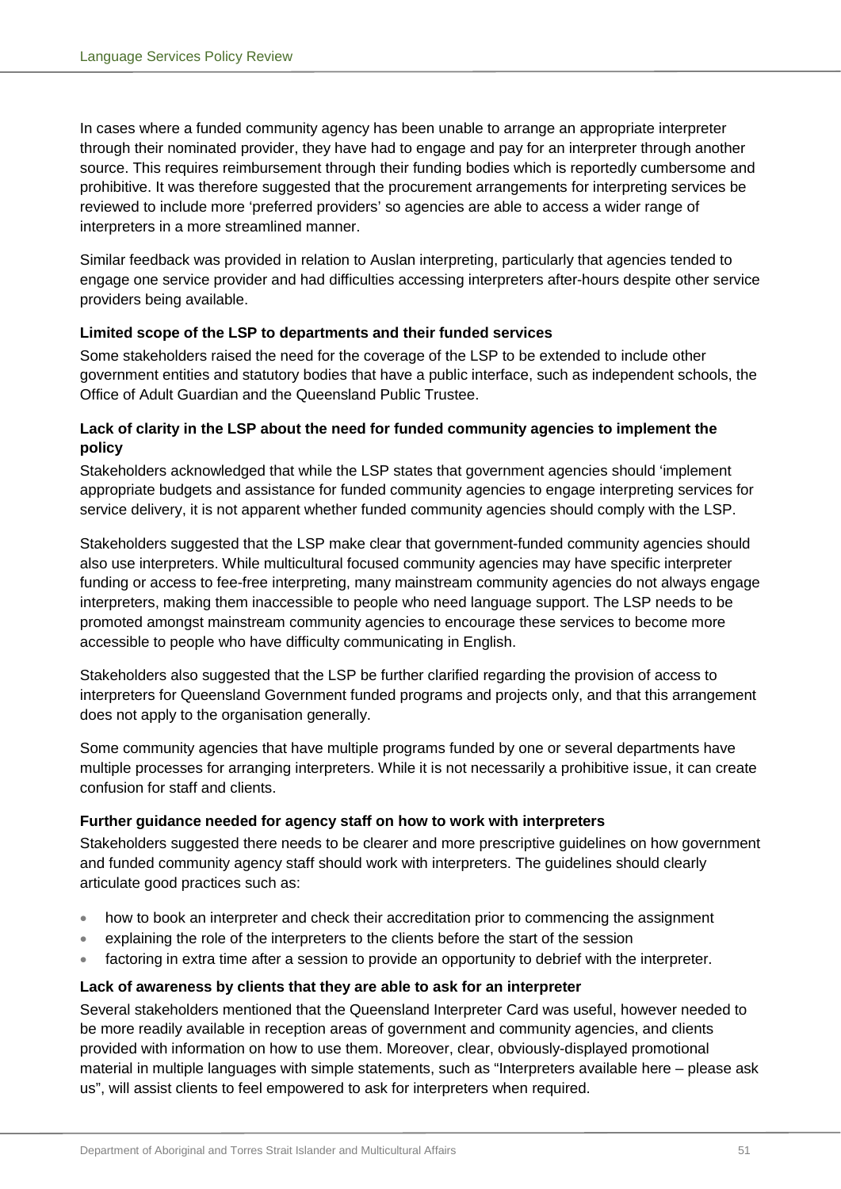In cases where a funded community agency has been unable to arrange an appropriate interpreter through their nominated provider, they have had to engage and pay for an interpreter through another source. This requires reimbursement through their funding bodies which is reportedly cumbersome and prohibitive. It was therefore suggested that the procurement arrangements for interpreting services be reviewed to include more 'preferred providers' so agencies are able to access a wider range of interpreters in a more streamlined manner.

Similar feedback was provided in relation to Auslan interpreting, particularly that agencies tended to engage one service provider and had difficulties accessing interpreters after-hours despite other service providers being available.

**Limited scope of the LSP to departments and their funded services**

Some stakeholders raised the need for the coverage of the LSP to be extended to include other government entities and statutory bodies that have a public interface, such as independent schools, the Office of Adult Guardian and the Queensland Public Trustee.

**Lack of clarity in the LSP about the need for funded community agencies to implement the policy**

Stakeholders acknowledged that while the LSP states that government agencies should 'implement appropriate budgets and assistance for funded community agencies to engage interpreting services for service delivery, it is not apparent whether funded community agencies should comply with the LSP.

Stakeholders suggested that the LSP make clear that government-funded community agencies should also use interpreters. While multicultural focused community agencies may have specific interpreter funding or access to fee-free interpreting, many mainstream community agencies do not always engage interpreters, making them inaccessible to people who need language support. The LSP needs to be promoted amongst mainstream community agencies to encourage these services to become more accessible to people who have difficulty communicating in English.

Stakeholders also suggested that the LSP be further clarified regarding the provision of access to interpreters for Queensland Government funded programs and projects only, and that this arrangement does not apply to the organisation generally.

Some community agencies that have multiple programs funded by one or several departments have multiple processes for arranging interpreters. While it is not necessarily a prohibitive issue, it can create confusion for staff and clients.

**Further guidance needed for agency staff on how to work with interpreters**

Stakeholders suggested there needs to be clearer and more prescriptive guidelines on how government and funded community agency staff should work with interpreters. The guidelines should clearly articulate good practices such as:

- how to book an interpreter and check their accreditation prior to commencing the assignment
- explaining the role of the interpreters to the clients before the start of the session
- factoring in extra time after a session to provide an opportunity to debrief with the interpreter.

**Lack of awareness by clients that they are able to ask for an interpreter**

Several stakeholders mentioned that the Queensland Interpreter Card was useful, however needed to be more readily available in reception areas of government and community agencies, and clients provided with information on how to use them. Moreover, clear, obviously-displayed promotional material in multiple languages with simple statements, such as "Interpreters available here – please ask us", will assist clients to feel empowered to ask for interpreters when required.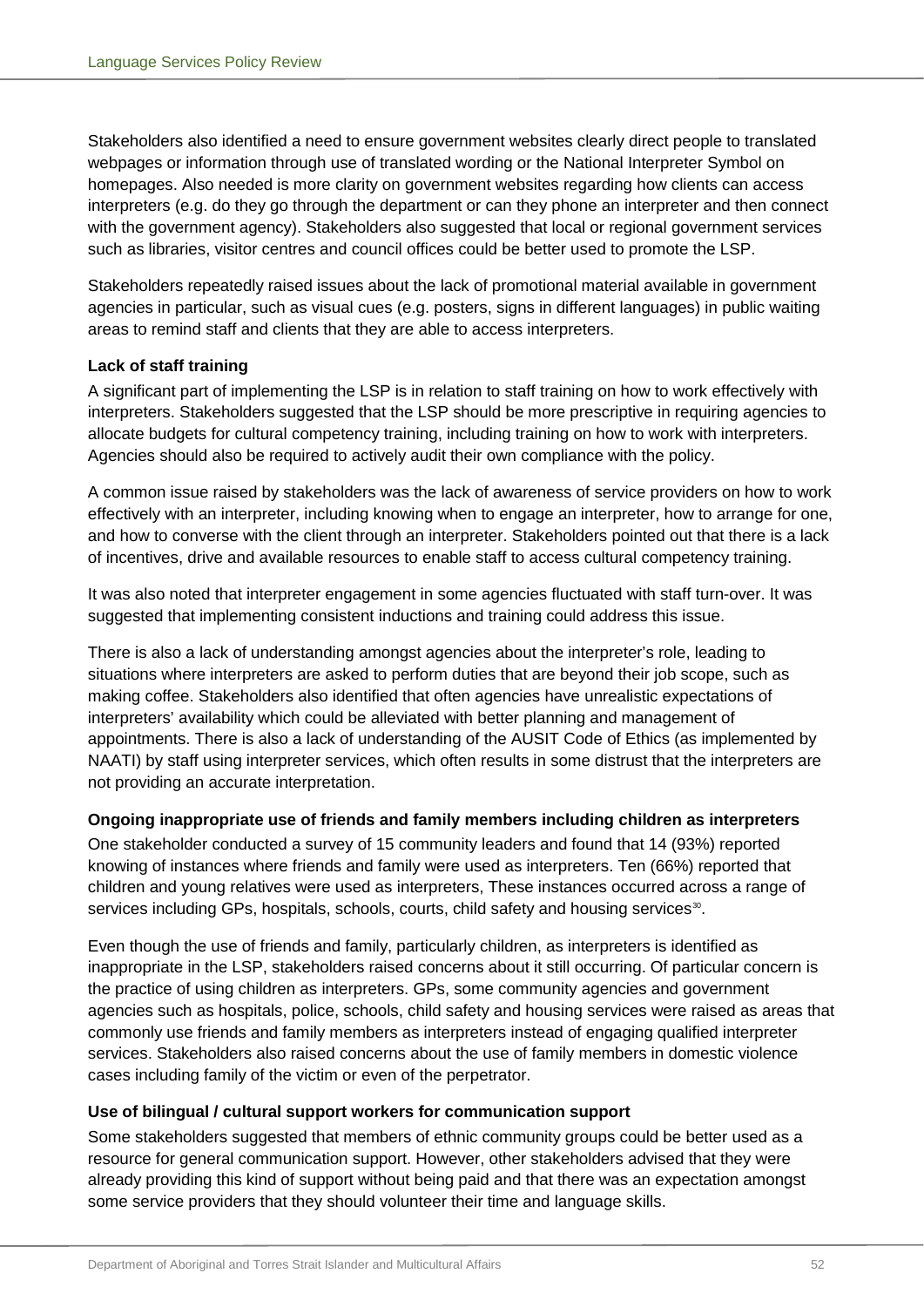Stakeholders also identified a need to ensure government websites clearly direct people to translated webpages or information through use of translated wording or the National Interpreter Symbol on homepages. Also needed is more clarity on government websites regarding how clients can access interpreters (e.g. do they go through the department or can they phone an interpreter and then connect with the government agency). Stakeholders also suggested that local or regional government services such as libraries, visitor centres and council offices could be better used to promote the LSP.

Stakeholders repeatedly raised issues about the lack of promotional material available in government agencies in particular, such as visual cues (e.g. posters, signs in different languages) in public waiting areas to remind staff and clients that they are able to access interpreters.

**Lack of staff training**

A significant part of implementing the LSP is in relation to staff training on how to work effectively with interpreters. Stakeholders suggested that the LSP should be more prescriptive in requiring agencies to allocate budgets for cultural competency training, including training on how to work with interpreters. Agencies should also be required to actively audit their own compliance with the policy.

A common issue raised by stakeholders was the lack of awareness of service providers on how to work effectively with an interpreter, including knowing when to engage an interpreter, how to arrange for one, and how to converse with the client through an interpreter. Stakeholders pointed out that there is a lack of incentives, drive and available resources to enable staff to access cultural competency training.

It was also noted that interpreter engagement in some agencies fluctuated with staff turn-over. It was suggested that implementing consistent inductions and training could address this issue.

There is also a lack of understanding amongst agencies about the interpreter's role, leading to situations where interpreters are asked to perform duties that are beyond their job scope, such as making coffee. Stakeholders also identified that often agencies have unrealistic expectations of interpreters' availability which could be alleviated with better planning and management of appointments. There is also a lack of understanding of the AUSIT Code of Ethics (as implemented by NAATI) by staff using interpreter services, which often results in some distrust that the interpreters are not providing an accurate interpretation.

**Ongoing inappropriate use of friends and family members including children as interpreters**

One stakeholder conducted a survey of 15 community leaders and found that 14 (93%) reported knowing of instances where friends and family were used as interpreters. Ten (66%) reported that children and young relatives were used as interpreters, These instances occurred across a range of services including GPs, hospitals, schools, courts, child safety and housing services[30].

Even though the use of friends and family, particularly children, as interpreters is identified as inappropriate in the LSP, stakeholders raised concerns about it still occurring. Of particular concern is the practice of using children as interpreters. GPs, some community agencies and government agencies such as hospitals, police, schools, child safety and housing services were raised as areas that commonly use friends and family members as interpreters instead of engaging qualified interpreter services. Stakeholders also raised concerns about the use of family members in domestic violence cases including family of the victim or even of the perpetrator.

**Use of bilingual / cultural support workers for communication support**

Some stakeholders suggested that members of ethnic community groups could be better used as a resource for general communication support. However, other stakeholders advised that they were already providing this kind of support without being paid and that there was an expectation amongst some service providers that they should volunteer their time and language skills.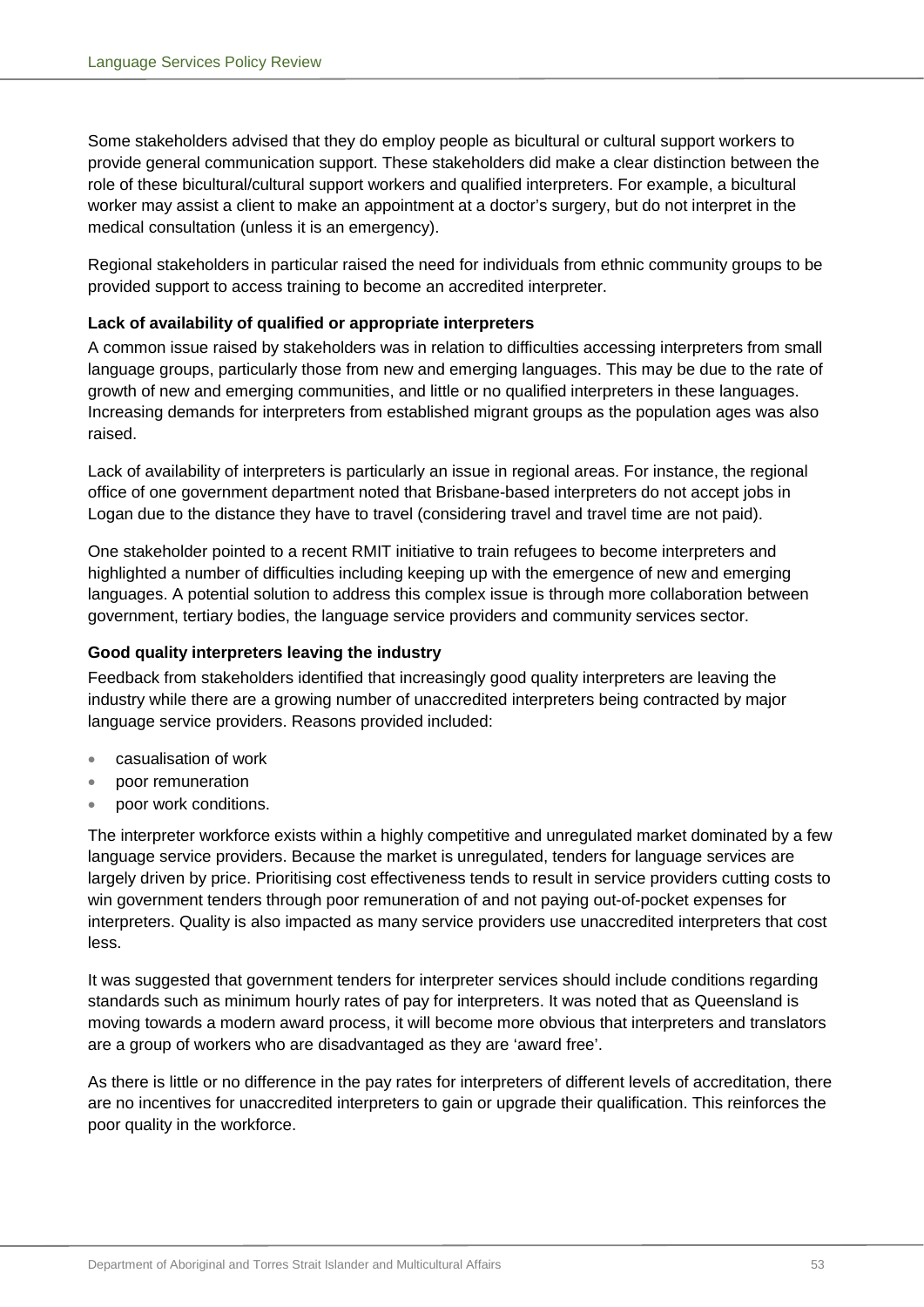Some stakeholders advised that they do employ people as bicultural or cultural support workers to provide general communication support. These stakeholders did make a clear distinction between the role of these bicultural/cultural support workers and qualified interpreters. For example, a bicultural worker may assist a client to make an appointment at a doctor's surgery, but do not interpret in the medical consultation (unless it is an emergency).

Regional stakeholders in particular raised the need for individuals from ethnic community groups to be provided support to access training to become an accredited interpreter.

**Lack of availability of qualified or appropriate interpreters**

A common issue raised by stakeholders was in relation to difficulties accessing interpreters from small language groups, particularly those from new and emerging languages. This may be due to the rate of growth of new and emerging communities, and little or no qualified interpreters in these languages. Increasing demands for interpreters from established migrant groups as the population ages was also raised.

Lack of availability of interpreters is particularly an issue in regional areas. For instance, the regional office of one government department noted that Brisbane-based interpreters do not accept jobs in Logan due to the distance they have to travel (considering travel and travel time are not paid).

One stakeholder pointed to a recent RMIT initiative to train refugees to become interpreters and highlighted a number of difficulties including keeping up with the emergence of new and emerging languages. A potential solution to address this complex issue is through more collaboration between government, tertiary bodies, the language service providers and community services sector.

**Good quality interpreters leaving the industry**

Feedback from stakeholders identified that increasingly good quality interpreters are leaving the industry while there are a growing number of unaccredited interpreters being contracted by major language service providers. Reasons provided included:

- casualisation of work
- poor remuneration
- poor work conditions.

The interpreter workforce exists within a highly competitive and unregulated market dominated by a few language service providers. Because the market is unregulated, tenders for language services are largely driven by price. Prioritising cost effectiveness tends to result in service providers cutting costs to win government tenders through poor remuneration of and not paying out-of-pocket expenses for interpreters. Quality is also impacted as many service providers use unaccredited interpreters that cost less.

It was suggested that government tenders for interpreter services should include conditions regarding standards such as minimum hourly rates of pay for interpreters. It was noted that as Queensland is moving towards a modern award process, it will become more obvious that interpreters and translators are a group of workers who are disadvantaged as they are 'award free'.

As there is little or no difference in the pay rates for interpreters of different levels of accreditation, there are no incentives for unaccredited interpreters to gain or upgrade their qualification. This reinforces the poor quality in the workforce.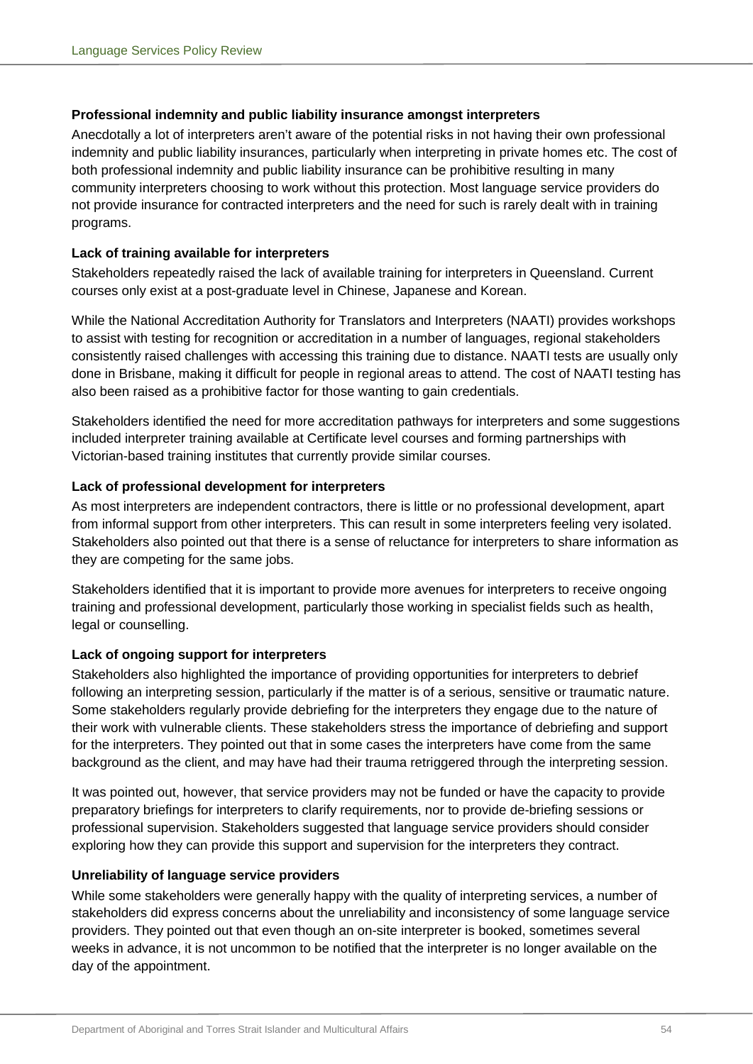**Professional indemnity and public liability insurance amongst interpreters**

Anecdotally a lot of interpreters aren't aware of the potential risks in not having their own professional indemnity and public liability insurances, particularly when interpreting in private homes etc. The cost of both professional indemnity and public liability insurance can be prohibitive resulting in many community interpreters choosing to work without this protection. Most language service providers do not provide insurance for contracted interpreters and the need for such is rarely dealt with in training programs.

**Lack of training available for interpreters**

Stakeholders repeatedly raised the lack of available training for interpreters in Queensland. Current courses only exist at a post-graduate level in Chinese, Japanese and Korean.

While the National Accreditation Authority for Translators and Interpreters (NAATI) provides workshops to assist with testing for recognition or accreditation in a number of languages, regional stakeholders consistently raised challenges with accessing this training due to distance. NAATI tests are usually only done in Brisbane, making it difficult for people in regional areas to attend. The cost of NAATI testing has also been raised as a prohibitive factor for those wanting to gain credentials.

Stakeholders identified the need for more accreditation pathways for interpreters and some suggestions included interpreter training available at Certificate level courses and forming partnerships with Victorian-based training institutes that currently provide similar courses.

**Lack of professional development for interpreters**

As most interpreters are independent contractors, there is little or no professional development, apart from informal support from other interpreters. This can result in some interpreters feeling very isolated. Stakeholders also pointed out that there is a sense of reluctance for interpreters to share information as they are competing for the same jobs.

Stakeholders identified that it is important to provide more avenues for interpreters to receive ongoing training and professional development, particularly those working in specialist fields such as health, legal or counselling.

**Lack of ongoing support for interpreters**

Stakeholders also highlighted the importance of providing opportunities for interpreters to debrief following an interpreting session, particularly if the matter is of a serious, sensitive or traumatic nature. Some stakeholders regularly provide debriefing for the interpreters they engage due to the nature of their work with vulnerable clients. These stakeholders stress the importance of debriefing and support for the interpreters. They pointed out that in some cases the interpreters have come from the same background as the client, and may have had their trauma retriggered through the interpreting session.

It was pointed out, however, that service providers may not be funded or have the capacity to provide preparatory briefings for interpreters to clarify requirements, nor to provide de-briefing sessions or professional supervision. Stakeholders suggested that language service providers should consider exploring how they can provide this support and supervision for the interpreters they contract.

**Unreliability of language service providers**

While some stakeholders were generally happy with the quality of interpreting services, a number of stakeholders did express concerns about the unreliability and inconsistency of some language service providers. They pointed out that even though an on-site interpreter is booked, sometimes several weeks in advance, it is not uncommon to be notified that the interpreter is no longer available on the day of the appointment.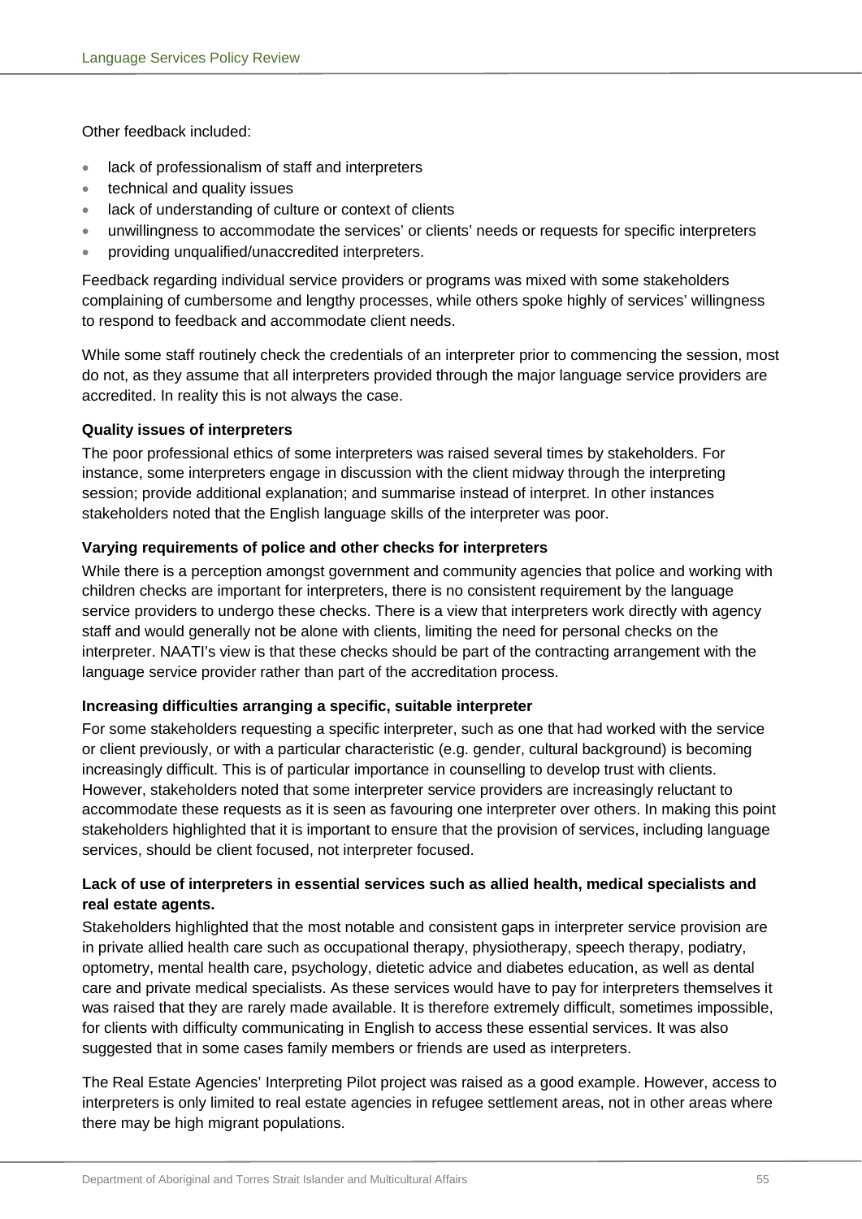Other feedback included:

- lack of professionalism of staff and interpreters
- technical and quality issues
- lack of understanding of culture or context of clients
- unwillingness to accommodate the services' or clients' needs or requests for specific interpreters
- providing unqualified/unaccredited interpreters.

Feedback regarding individual service providers or programs was mixed with some stakeholders complaining of cumbersome and lengthy processes, while others spoke highly of services' willingness to respond to feedback and accommodate client needs.

While some staff routinely check the credentials of an interpreter prior to commencing the session, most do not, as they assume that all interpreters provided through the major language service providers are accredited. In reality this is not always the case.

**Quality issues of interpreters**

The poor professional ethics of some interpreters was raised several times by stakeholders. For instance, some interpreters engage in discussion with the client midway through the interpreting session; provide additional explanation; and summarise instead of interpret. In other instances stakeholders noted that the English language skills of the interpreter was poor.

**Varying requirements of police and other checks for interpreters**

While there is a perception amongst government and community agencies that police and working with children checks are important for interpreters, there is no consistent requirement by the language service providers to undergo these checks. There is a view that interpreters work directly with agency staff and would generally not be alone with clients, limiting the need for personal checks on the interpreter. NAATI's view is that these checks should be part of the contracting arrangement with the language service provider rather than part of the accreditation process.

**Increasing difficulties arranging a specific, suitable interpreter**

For some stakeholders requesting a specific interpreter, such as one that had worked with the service or client previously, or with a particular characteristic (e.g. gender, cultural background) is becoming increasingly difficult. This is of particular importance in counselling to develop trust with clients. However, stakeholders noted that some interpreter service providers are increasingly reluctant to accommodate these requests as it is seen as favouring one interpreter over others. In making this point stakeholders highlighted that it is important to ensure that the provision of services, including language services, should be client focused, not interpreter focused.

**Lack of use of interpreters in essential services such as allied health, medical specialists and real estate agents.**

Stakeholders highlighted that the most notable and consistent gaps in interpreter service provision are in private allied health care such as occupational therapy, physiotherapy, speech therapy, podiatry, optometry, mental health care, psychology, dietetic advice and diabetes education, as well as dental care and private medical specialists. As these services would have to pay for interpreters themselves it was raised that they are rarely made available. It is therefore extremely difficult, sometimes impossible, for clients with difficulty communicating in English to access these essential services. It was also suggested that in some cases family members or friends are used as interpreters.

The Real Estate Agencies' Interpreting Pilot project was raised as a good example. However, access to interpreters is only limited to real estate agencies in refugee settlement areas, not in other areas where there may be high migrant populations.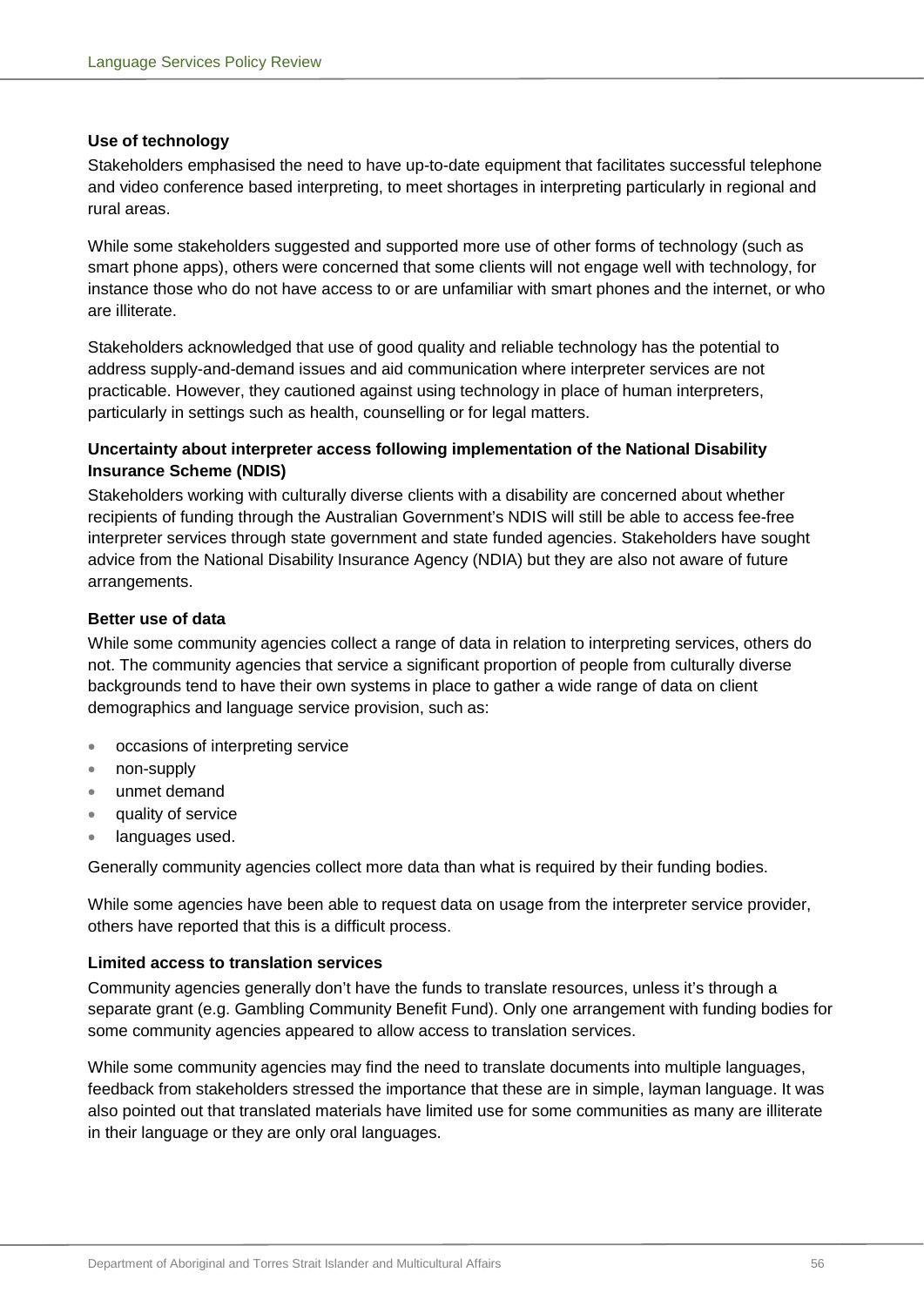**Use of technology**

Stakeholders emphasised the need to have up-to-date equipment that facilitates successful telephone and video conference based interpreting, to meet shortages in interpreting particularly in regional and rural areas.

While some stakeholders suggested and supported more use of other forms of technology (such as smart phone apps), others were concerned that some clients will not engage well with technology, for instance those who do not have access to or are unfamiliar with smart phones and the internet, or who are illiterate.

Stakeholders acknowledged that use of good quality and reliable technology has the potential to address supply-and-demand issues and aid communication where interpreter services are not practicable. However, they cautioned against using technology in place of human interpreters, particularly in settings such as health, counselling or for legal matters.

**Uncertainty about interpreter access following implementation of the National Disability Insurance Scheme (NDIS)**

Stakeholders working with culturally diverse clients with a disability are concerned about whether recipients of funding through the Australian Government's NDIS will still be able to access fee-free interpreter services through state government and state funded agencies. Stakeholders have sought advice from the National Disability Insurance Agency (NDIA) but they are also not aware of future arrangements.

**Better use of data**

While some community agencies collect a range of data in relation to interpreting services, others do not. The community agencies that service a significant proportion of people from culturally diverse backgrounds tend to have their own systems in place to gather a wide range of data on client demographics and language service provision, such as:

- occasions of interpreting service
- non-supply
- unmet demand
- quality of service
- languages used.

Generally community agencies collect more data than what is required by their funding bodies.

While some agencies have been able to request data on usage from the interpreter service provider, others have reported that this is a difficult process.

**Limited access to translation services**

Community agencies generally don't have the funds to translate resources, unless it's through a separate grant (e.g. Gambling Community Benefit Fund). Only one arrangement with funding bodies for some community agencies appeared to allow access to translation services.

While some community agencies may find the need to translate documents into multiple languages, feedback from stakeholders stressed the importance that these are in simple, layman language. It was also pointed out that translated materials have limited use for some communities as many are illiterate in their language or they are only oral languages.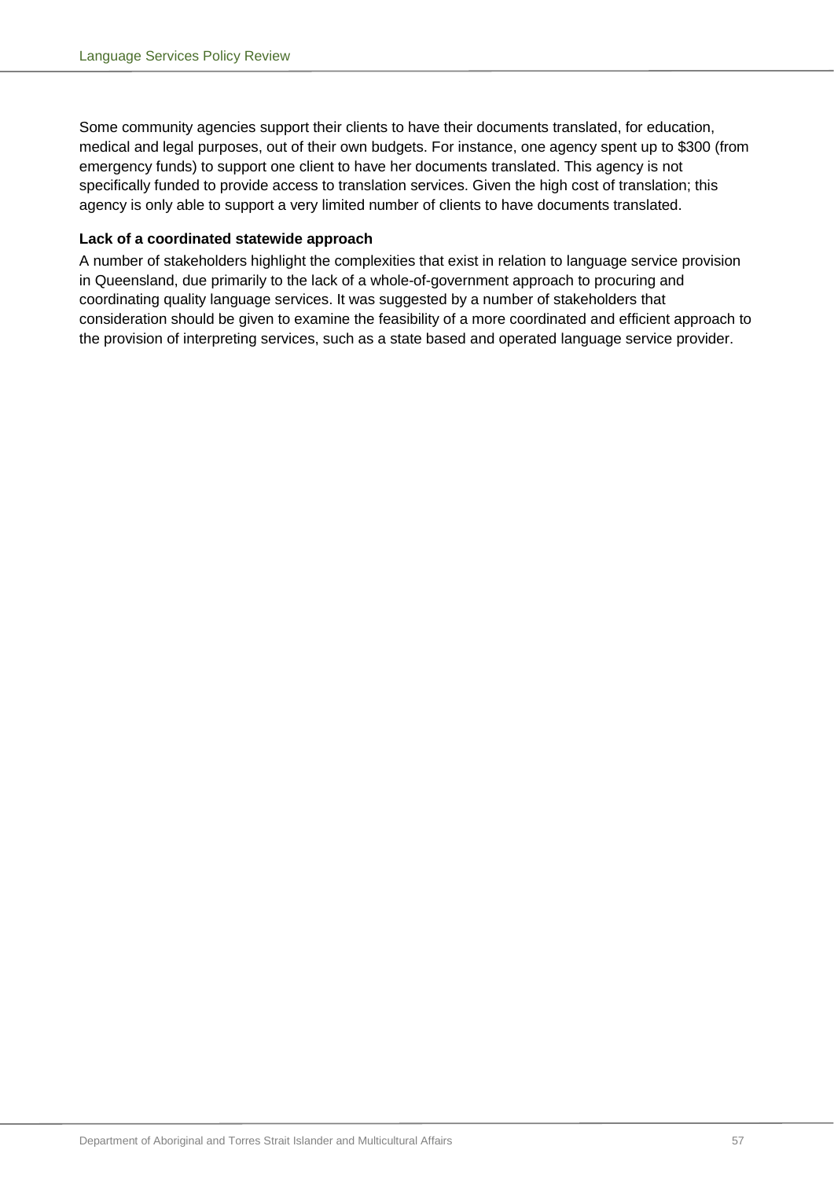Some community agencies support their clients to have their documents translated, for education, medical and legal purposes, out of their own budgets. For instance, one agency spent up to $300 (from emergency funds) to support one client to have her documents translated. This agency is not specifically funded to provide access to translation services. Given the high cost of translation; this agency is only able to support a very limited number of clients to have documents translated.

**Lack of a coordinated statewide approach**

A number of stakeholders highlight the complexities that exist in relation to language service provision in Queensland, due primarily to the lack of a whole-of-government approach to procuring and coordinating quality language services. It was suggested by a number of stakeholders that consideration should be given to examine the feasibility of a more coordinated and efficient approach to the provision of interpreting services, such as a state based and operated language service provider.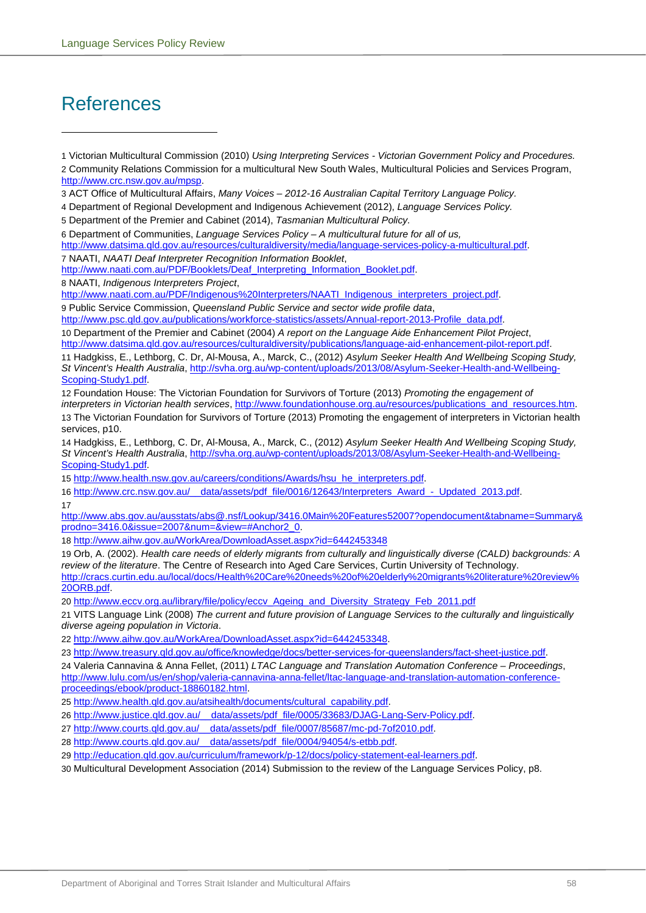# References

1 Victorian Multicultural Commission (2010) *Using Interpreting Services - Victorian Government Policy and Procedures.*

2 Community Relations Commission for a multicultural New South Wales, Multicultural Policies and Services Program, http://www.crc.nsw.gov.au/mpsp.

3 ACT Office of Multicultural Affairs, *Many Voices – 2012-16 Australian Capital Territory Language Policy.*

4 Department of Regional Development and Indigenous Achievement (2012), *Language Services Policy.*

5 Department of the Premier and Cabinet (2014), *Tasmanian Multicultural Policy.*

6 Department of Communities, *Language Services Policy – A multicultural future for all of us,* http://www.datsima.qld.gov.au/resources/culturaldiversity/media/language-services-policy-a-multicultural.pdf.

7 NAATI, *NAATI Deaf Interpreter Recognition Information Booklet*, http://www.naati.com.au/PDF/Booklets/Deaf_Interpreting_Information_Booklet.pdf.

8 NAATI, *Indigenous Interpreters Project*, http://www.naati.com.au/PDF/Indigenous%20Interpreters/NAATI_Indigenous_interpreters_project.pdf.

9 Public Service Commission, *Queensland Public Service and sector wide profile data*, http://www.psc.qld.gov.au/publications/workforce-statistics/assets/Annual-report-2013-Profile_data.pdf.

10 Department of the Premier and Cabinet (2004) *A report on the Language Aide Enhancement Pilot Project*, http://www.datsima.qld.gov.au/resources/culturaldiversity/publications/language-aid-enhancement-pilot-report.pdf.

11 Hadgkiss, E., Lethborg, C. Dr, Al-Mousa, A., Marck, C., (2012) *Asylum Seeker Health And Wellbeing Scoping Study, St Vincent's Health Australia*, http://svha.org.au/wp-content/uploads/2013/08/Asylum-Seeker-Health-and-Wellbeing-Scoping-Study1.pdf.

12 Foundation House: The Victorian Foundation for Survivors of Torture (2013) *Promoting the engagement of interpreters in Victorian health services*, http://www.foundationhouse.org.au/resources/publications_and_resources.htm.

13 The Victorian Foundation for Survivors of Torture (2013) Promoting the engagement of interpreters in Victorian health services, p10.

14 Hadgkiss, E., Lethborg, C. Dr, Al-Mousa, A., Marck, C., (2012) *Asylum Seeker Health And Wellbeing Scoping Study, St Vincent's Health Australia*, http://svha.org.au/wp-content/uploads/2013/08/Asylum-Seeker-Health-and-Wellbeing-Scoping-Study1.pdf.

15 http://www.health.nsw.gov.au/careers/conditions/Awards/hsu_he_interpreters.pdf.

16 http://www.crc.nsw.gov.au/__data/assets/pdf_file/0016/12643/Interpreters_Award_-_Updated_2013.pdf.

17 http://www.abs.gov.au/ausstats/abs@.nsf/Lookup/3416.0Main%20Features52007?opendocument&tabname=Summary&prodno=3416.0&issue=2007&num=&view=#Anchor2_0.

18 http://www.aihw.gov.au/WorkArea/DownloadAsset.aspx?id=6442453348

19 Orb, A. (2002). *Health care needs of elderly migrants from culturally and linguistically diverse (CALD) backgrounds: A review of the literature*. The Centre of Research into Aged Care Services, Curtin University of Technology. http://cracs.curtin.edu.au/local/docs/Health%20Care%20needs%20of%20elderly%20migrants%20literature%20review%20ORB.pdf.

20 http://www.eccv.org.au/library/file/policy/eccv_Ageing_and_Diversity_Strategy_Feb_2011.pdf

21 VITS Language Link (2008) *The current and future provision of Language Services to the culturally and linguistically diverse ageing population in Victoria*.

22 http://www.aihw.gov.au/WorkArea/DownloadAsset.aspx?id=6442453348.

23 http://www.treasury.qld.gov.au/office/knowledge/docs/better-services-for-queenslanders/fact-sheet-justice.pdf.

24 Valeria Cannavina & Anna Fellet, (2011) *LTAC Language and Translation Automation Conference – Proceedings*, http://www.lulu.com/us/en/shop/valeria-cannavina-anna-fellet/ltac-language-and-translation-automation-conference-proceedings/ebook/product-18860182.html.

25 http://www.health.qld.gov.au/atsihealth/documents/cultural_capability.pdf.

26 http://www.justice.qld.gov.au/__data/assets/pdf_file/0005/33683/DJAG-Lang-Serv-Policy.pdf.

27 http://www.courts.qld.gov.au/__data/assets/pdf_file/0007/85687/mc-pd-7of2010.pdf.

28 http://www.courts.qld.gov.au/__data/assets/pdf_file/0004/94054/s-etbb.pdf.

29 http://education.qld.gov.au/curriculum/framework/p-12/docs/policy-statement-eal-learners.pdf.

30 Multicultural Development Association (2014) Submission to the review of the Language Services Policy, p8.